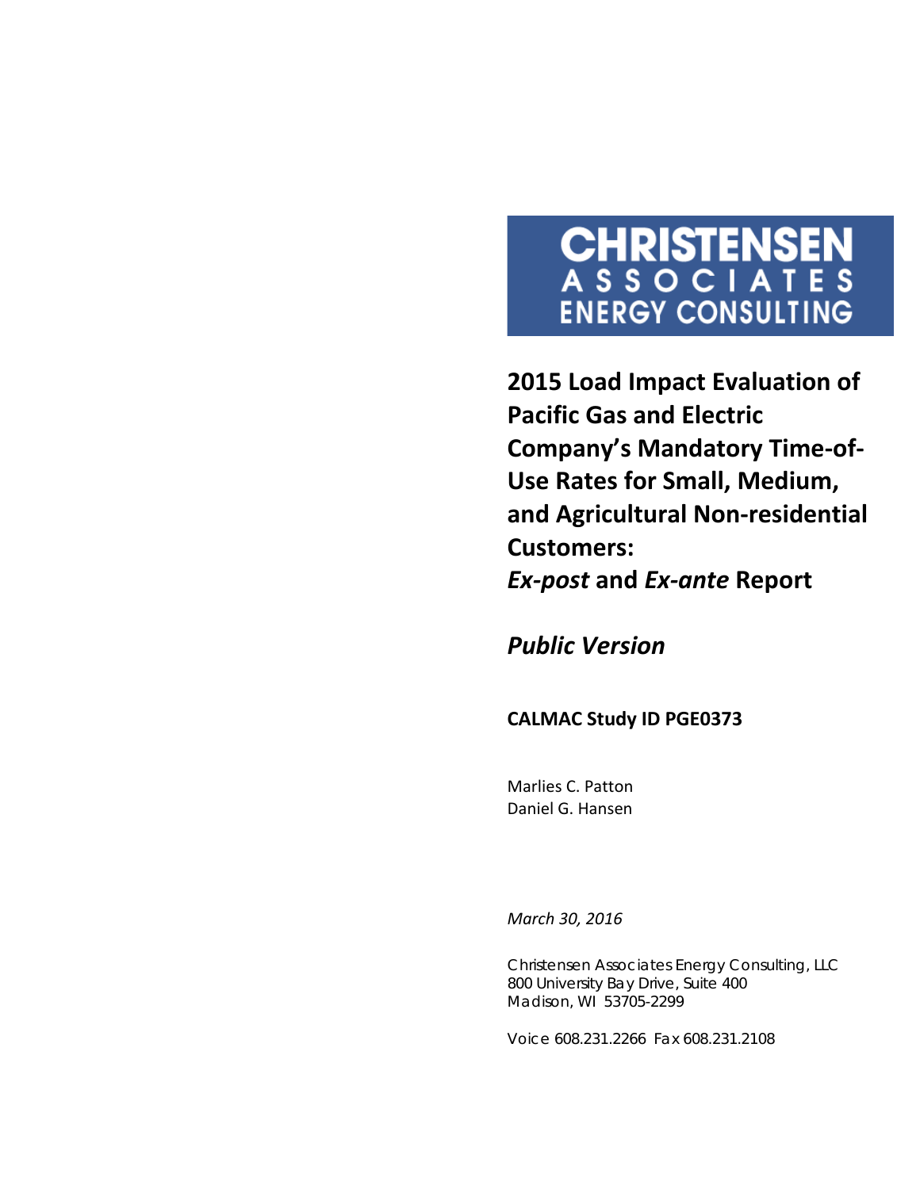**CHRISTENSEN**
**ASSOCIATES**
**ENERGY CONSULTING**

# 2015 Load Impact Evaluation of Pacific Gas and Electric Company's Mandatory Time-of-Use Rates for Small, Medium, and Agricultural Non-residential Customers: *Ex-post* and *Ex-ante* Report

## *Public Version*

**CALMAC Study ID PGE0373**

Marlies C. Patton
Daniel G. Hansen

*March 30, 2016*

Christensen Associates Energy Consulting, LLC
800 University Bay Drive, Suite 400
Madison, WI 53705-2299

Voice 608.231.2266 Fax 608.231.2108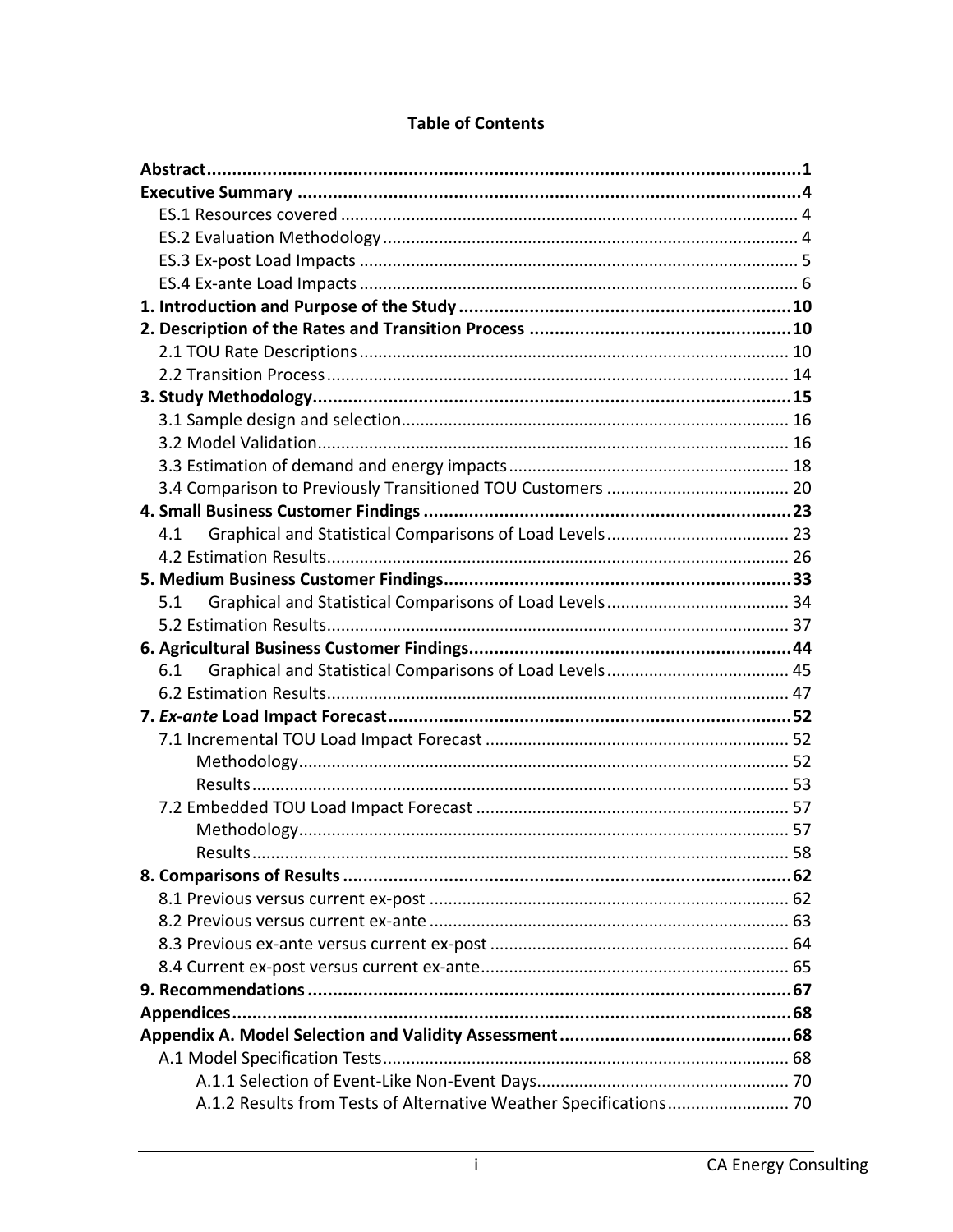**Table of Contents**

**Abstract** ..... **1**

**Executive Summary** ..... **4**

- ES.1 Resources covered ..... 4
- ES.2 Evaluation Methodology ..... 4
- ES.3 Ex-post Load Impacts ..... 5
- ES.4 Ex-ante Load Impacts ..... 6

**1. Introduction and Purpose of the Study** ..... **10**

**2. Description of the Rates and Transition Process** ..... **10**

- 2.1 TOU Rate Descriptions ..... 10
- 2.2 Transition Process ..... 14

**3. Study Methodology** ..... **15**

- 3.1 Sample design and selection ..... 16
- 3.2 Model Validation ..... 16
- 3.3 Estimation of demand and energy impacts ..... 18
- 3.4 Comparison to Previously Transitioned TOU Customers ..... 20

**4. Small Business Customer Findings** ..... **23**

- 4.1 Graphical and Statistical Comparisons of Load Levels ..... 23
- 4.2 Estimation Results ..... 26

**5. Medium Business Customer Findings** ..... **33**

- 5.1 Graphical and Statistical Comparisons of Load Levels ..... 34
- 5.2 Estimation Results ..... 37

**6. Agricultural Business Customer Findings** ..... **44**

- 6.1 Graphical and Statistical Comparisons of Load Levels ..... 45
- 6.2 Estimation Results ..... 47

**7. *Ex-ante* Load Impact Forecast** ..... **52**

- 7.1 Incremental TOU Load Impact Forecast ..... 52
  - Methodology ..... 52
  - Results ..... 53
- 7.2 Embedded TOU Load Impact Forecast ..... 57
  - Methodology ..... 57
  - Results ..... 58

**8. Comparisons of Results** ..... **62**

- 8.1 Previous versus current ex-post ..... 62
- 8.2 Previous versus current ex-ante ..... 63
- 8.3 Previous ex-ante versus current ex-post ..... 64
- 8.4 Current ex-post versus current ex-ante ..... 65

**9. Recommendations** ..... **67**

**Appendices** ..... **68**

**Appendix A. Model Selection and Validity Assessment** ..... **68**

- A.1 Model Specification Tests ..... 68
  - A.1.1 Selection of Event-Like Non-Event Days ..... 70
  - A.1.2 Results from Tests of Alternative Weather Specifications ..... 70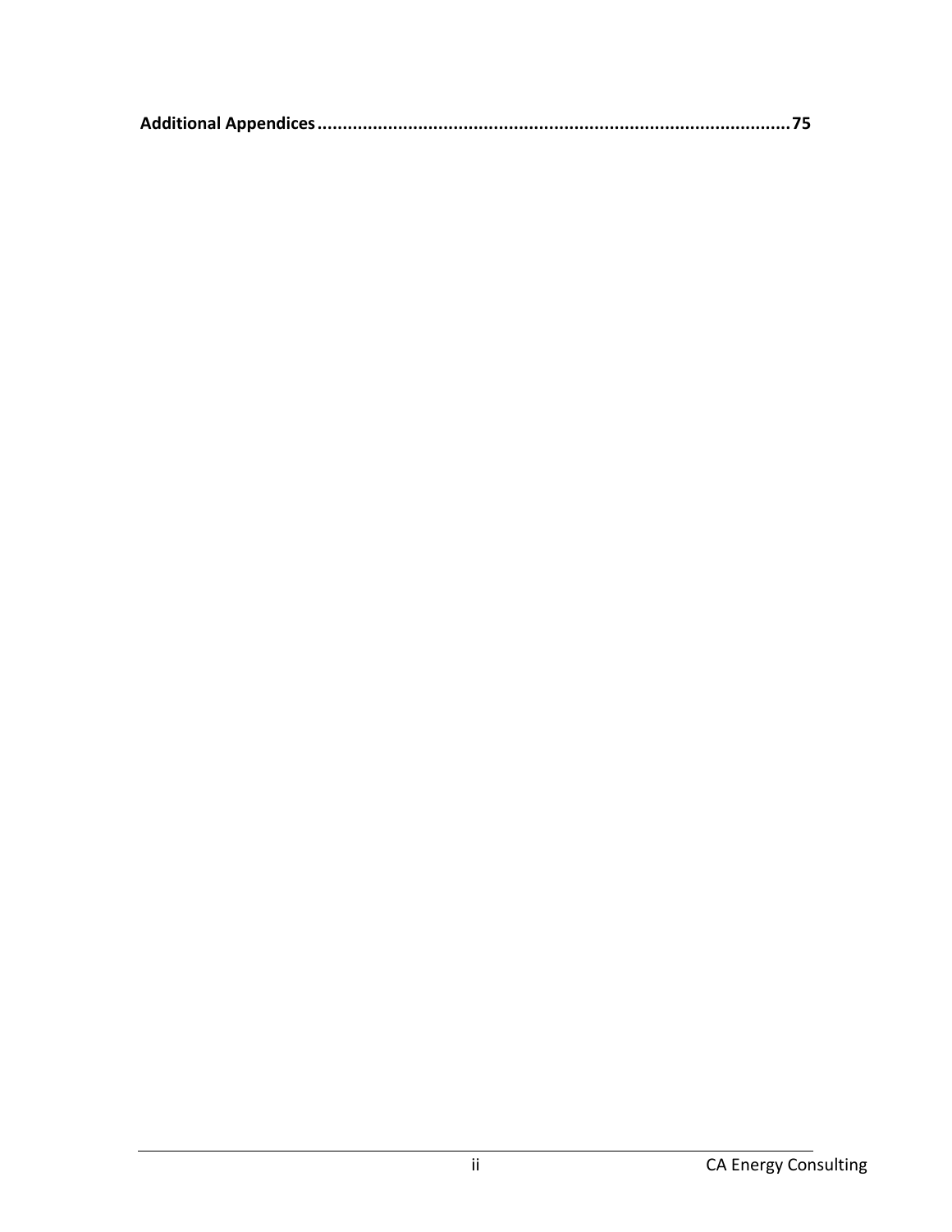**Additional Appendices............................................................................................75**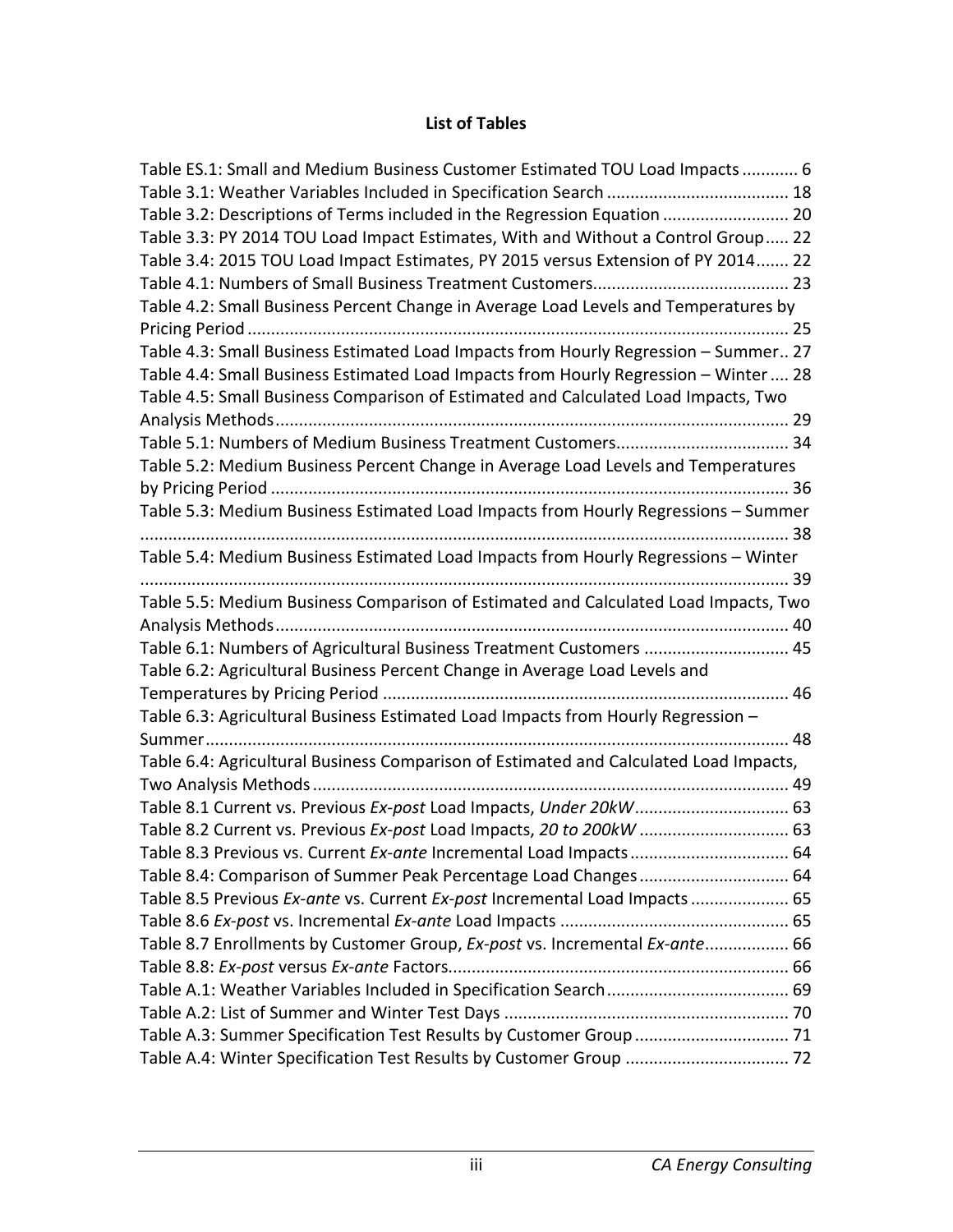**List of Tables**

Table ES.1: Small and Medium Business Customer Estimated TOU Load Impacts ............ 6
Table 3.1: Weather Variables Included in Specification Search ....................................... 18
Table 3.2: Descriptions of Terms included in the Regression Equation ........................... 20
Table 3.3: PY 2014 TOU Load Impact Estimates, With and Without a Control Group..... 22
Table 3.4: 2015 TOU Load Impact Estimates, PY 2015 versus Extension of PY 2014....... 22
Table 4.1: Numbers of Small Business Treatment Customers.......................................... 23
Table 4.2: Small Business Percent Change in Average Load Levels and Temperatures by Pricing Period .................................................................................................................... 25
Table 4.3: Small Business Estimated Load Impacts from Hourly Regression – Summer.. 27
Table 4.4: Small Business Estimated Load Impacts from Hourly Regression – Winter .... 28
Table 4.5: Small Business Comparison of Estimated and Calculated Load Impacts, Two Analysis Methods ............................................................................................................. 29
Table 5.1: Numbers of Medium Business Treatment Customers..................................... 34
Table 5.2: Medium Business Percent Change in Average Load Levels and Temperatures by Pricing Period .............................................................................................................. 36
Table 5.3: Medium Business Estimated Load Impacts from Hourly Regressions – Summer ........................................................................................................................................... 38
Table 5.4: Medium Business Estimated Load Impacts from Hourly Regressions – Winter ........................................................................................................................................... 39
Table 5.5: Medium Business Comparison of Estimated and Calculated Load Impacts, Two Analysis Methods ............................................................................................................. 40
Table 6.1: Numbers of Agricultural Business Treatment Customers ............................... 45
Table 6.2: Agricultural Business Percent Change in Average Load Levels and Temperatures by Pricing Period ...................................................................................... 46
Table 6.3: Agricultural Business Estimated Load Impacts from Hourly Regression – Summer............................................................................................................................. 48
Table 6.4: Agricultural Business Comparison of Estimated and Calculated Load Impacts, Two Analysis Methods ..................................................................................................... 49
Table 8.1 Current vs. Previous *Ex-post* Load Impacts, *Under 20kW* ................................. 63
Table 8.2 Current vs. Previous *Ex-post* Load Impacts, *20 to 200kW* ................................ 63
Table 8.3 Previous vs. Current *Ex-ante* Incremental Load Impacts .................................. 64
Table 8.4: Comparison of Summer Peak Percentage Load Changes ................................ 64
Table 8.5 Previous *Ex-ante* vs. Current *Ex-post* Incremental Load Impacts ..................... 65
Table 8.6 *Ex-post* vs. Incremental *Ex-ante* Load Impacts ................................................. 65
Table 8.7 Enrollments by Customer Group, *Ex-post* vs. Incremental *Ex-ante*.................. 66
Table 8.8: *Ex-post* versus *Ex-ante* Factors......................................................................... 66
Table A.1: Weather Variables Included in Specification Search....................................... 69
Table A.2: List of Summer and Winter Test Days ............................................................. 70
Table A.3: Summer Specification Test Results by Customer Group ................................. 71
Table A.4: Winter Specification Test Results by Customer Group ................................... 72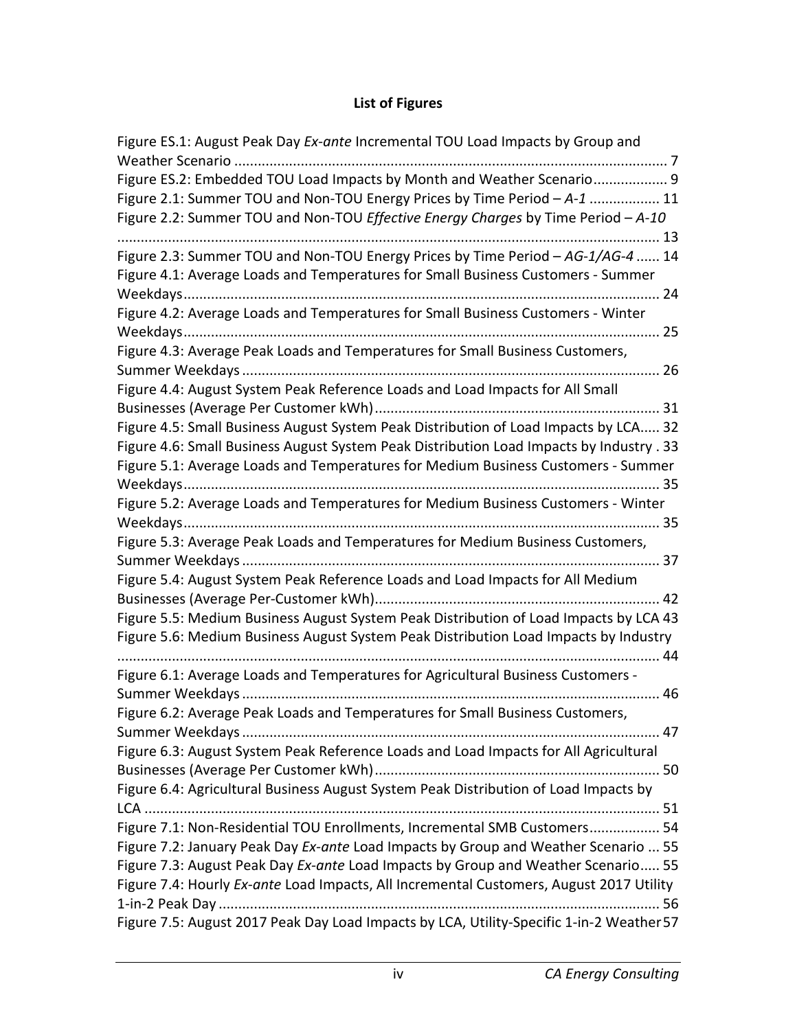## List of Figures

Figure ES.1: August Peak Day *Ex-ante* Incremental TOU Load Impacts by Group and Weather Scenario .............................................................................................................. 7
Figure ES.2: Embedded TOU Load Impacts by Month and Weather Scenario................... 9
Figure 2.1: Summer TOU and Non-TOU Energy Prices by Time Period – *A-1* .................. 11
Figure 2.2: Summer TOU and Non-TOU *Effective Energy Charges* by Time Period – *A-10* .......................................................................................................................... 13
Figure 2.3: Summer TOU and Non-TOU Energy Prices by Time Period – *AG-1/AG-4* ...... 14
Figure 4.1: Average Loads and Temperatures for Small Business Customers - Summer Weekdays.......................................................................................................... 24
Figure 4.2: Average Loads and Temperatures for Small Business Customers - Winter Weekdays.......................................................................................................... 25
Figure 4.3: Average Peak Loads and Temperatures for Small Business Customers, Summer Weekdays .......................................................................................... 26
Figure 4.4: August System Peak Reference Loads and Load Impacts for All Small Businesses (Average Per Customer kWh)........................................................ 31
Figure 4.5: Small Business August System Peak Distribution of Load Impacts by LCA..... 32
Figure 4.6: Small Business August System Peak Distribution Load Impacts by Industry . 33
Figure 5.1: Average Loads and Temperatures for Medium Business Customers - Summer Weekdays.......................................................................................................... 35
Figure 5.2: Average Loads and Temperatures for Medium Business Customers - Winter Weekdays.......................................................................................................... 35
Figure 5.3: Average Peak Loads and Temperatures for Medium Business Customers, Summer Weekdays .......................................................................................... 37
Figure 5.4: August System Peak Reference Loads and Load Impacts for All Medium Businesses (Average Per-Customer kWh)........................................................ 42
Figure 5.5: Medium Business August System Peak Distribution of Load Impacts by LCA 43
Figure 5.6: Medium Business August System Peak Distribution Load Impacts by Industry .......................................................................................................................... 44
Figure 6.1: Average Loads and Temperatures for Agricultural Business Customers - Summer Weekdays .......................................................................................... 46
Figure 6.2: Average Peak Loads and Temperatures for Small Business Customers, Summer Weekdays .......................................................................................... 47
Figure 6.3: August System Peak Reference Loads and Load Impacts for All Agricultural Businesses (Average Per Customer kWh)........................................................ 50
Figure 6.4: Agricultural Business August System Peak Distribution of Load Impacts by LCA ................................................................................................................... 51
Figure 7.1: Non-Residential TOU Enrollments, Incremental SMB Customers.................. 54
Figure 7.2: January Peak Day *Ex-ante* Load Impacts by Group and Weather Scenario ... 55
Figure 7.3: August Peak Day *Ex-ante* Load Impacts by Group and Weather Scenario..... 55
Figure 7.4: Hourly *Ex-ante* Load Impacts, All Incremental Customers, August 2017 Utility 1-in-2 Peak Day ................................................................................................ 56
Figure 7.5: August 2017 Peak Day Load Impacts by LCA, Utility-Specific 1-in-2 Weather 57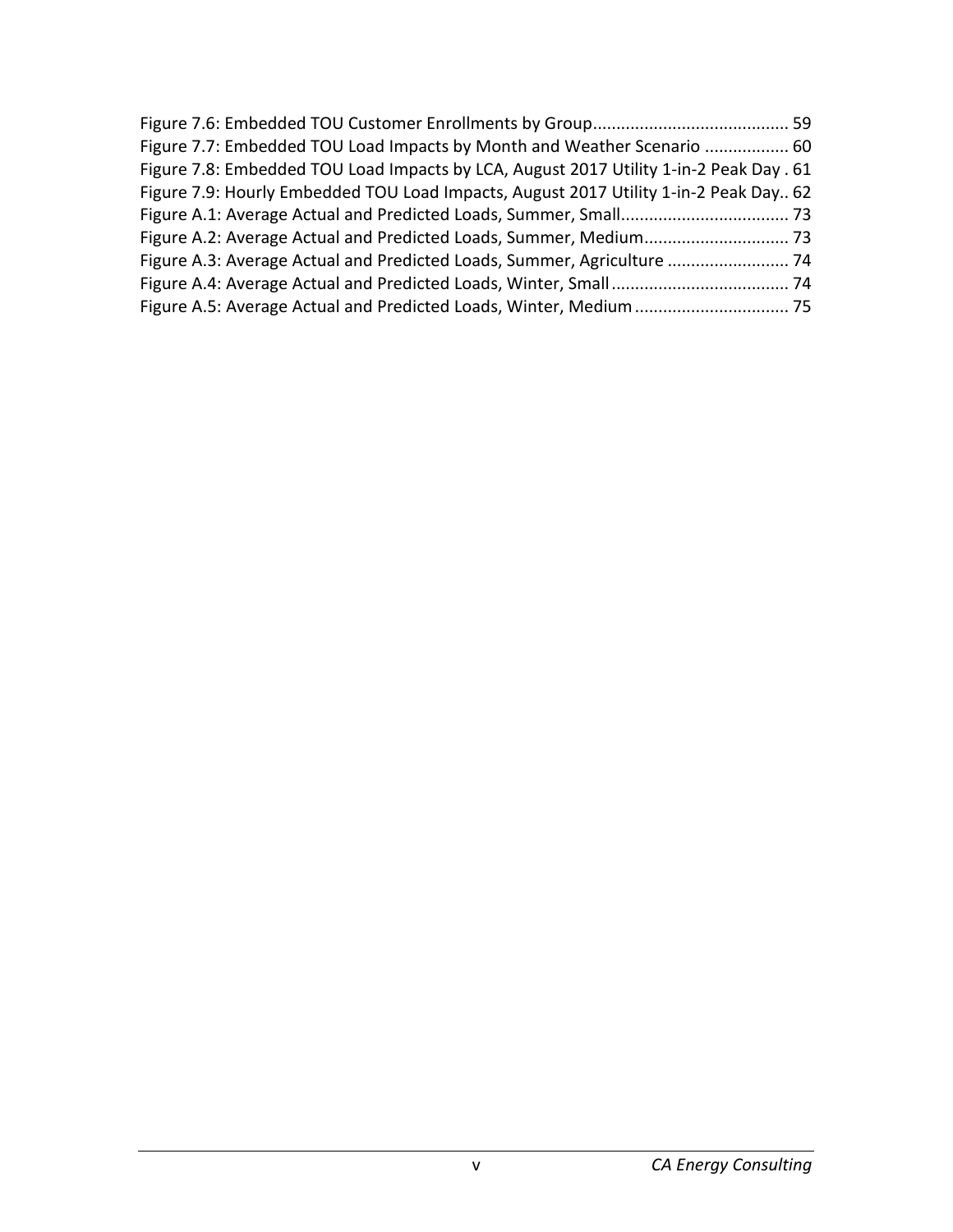Figure 7.6: Embedded TOU Customer Enrollments by Group.......................................... 59
Figure 7.7: Embedded TOU Load Impacts by Month and Weather Scenario .................. 60
Figure 7.8: Embedded TOU Load Impacts by LCA, August 2017 Utility 1-in-2 Peak Day . 61
Figure 7.9: Hourly Embedded TOU Load Impacts, August 2017 Utility 1-in-2 Peak Day.. 62
Figure A.1: Average Actual and Predicted Loads, Summer, Small.................................... 73
Figure A.2: Average Actual and Predicted Loads, Summer, Medium............................... 73
Figure A.3: Average Actual and Predicted Loads, Summer, Agriculture .......................... 74
Figure A.4: Average Actual and Predicted Loads, Winter, Small...................................... 74
Figure A.5: Average Actual and Predicted Loads, Winter, Medium................................. 75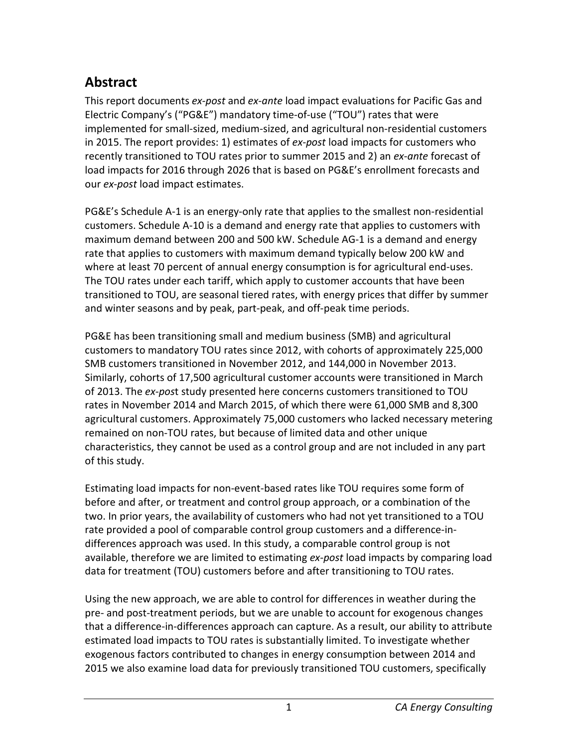## Abstract

This report documents *ex-post* and *ex-ante* load impact evaluations for Pacific Gas and Electric Company's ("PG&E") mandatory time-of-use ("TOU") rates that were implemented for small-sized, medium-sized, and agricultural non-residential customers in 2015. The report provides: 1) estimates of *ex-post* load impacts for customers who recently transitioned to TOU rates prior to summer 2015 and 2) an *ex-ante* forecast of load impacts for 2016 through 2026 that is based on PG&E's enrollment forecasts and our *ex-post* load impact estimates.

PG&E's Schedule A-1 is an energy-only rate that applies to the smallest non-residential customers. Schedule A-10 is a demand and energy rate that applies to customers with maximum demand between 200 and 500 kW. Schedule AG-1 is a demand and energy rate that applies to customers with maximum demand typically below 200 kW and where at least 70 percent of annual energy consumption is for agricultural end-uses. The TOU rates under each tariff, which apply to customer accounts that have been transitioned to TOU, are seasonal tiered rates, with energy prices that differ by summer and winter seasons and by peak, part-peak, and off-peak time periods.

PG&E has been transitioning small and medium business (SMB) and agricultural customers to mandatory TOU rates since 2012, with cohorts of approximately 225,000 SMB customers transitioned in November 2012, and 144,000 in November 2013. Similarly, cohorts of 17,500 agricultural customer accounts were transitioned in March of 2013. The *ex-post* study presented here concerns customers transitioned to TOU rates in November 2014 and March 2015, of which there were 61,000 SMB and 8,300 agricultural customers. Approximately 75,000 customers who lacked necessary metering remained on non-TOU rates, but because of limited data and other unique characteristics, they cannot be used as a control group and are not included in any part of this study.

Estimating load impacts for non-event-based rates like TOU requires some form of before and after, or treatment and control group approach, or a combination of the two. In prior years, the availability of customers who had not yet transitioned to a TOU rate provided a pool of comparable control group customers and a difference-in-differences approach was used. In this study, a comparable control group is not available, therefore we are limited to estimating *ex-post* load impacts by comparing load data for treatment (TOU) customers before and after transitioning to TOU rates.

Using the new approach, we are able to control for differences in weather during the pre- and post-treatment periods, but we are unable to account for exogenous changes that a difference-in-differences approach can capture. As a result, our ability to attribute estimated load impacts to TOU rates is substantially limited. To investigate whether exogenous factors contributed to changes in energy consumption between 2014 and 2015 we also examine load data for previously transitioned TOU customers, specifically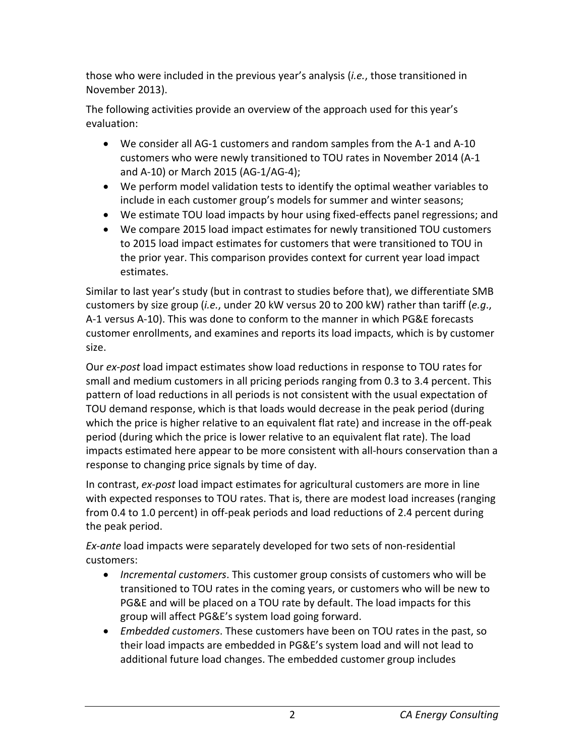those who were included in the previous year's analysis (*i.e.*, those transitioned in November 2013).

The following activities provide an overview of the approach used for this year's evaluation:

- We consider all AG-1 customers and random samples from the A-1 and A-10 customers who were newly transitioned to TOU rates in November 2014 (A-1 and A-10) or March 2015 (AG-1/AG-4);
- We perform model validation tests to identify the optimal weather variables to include in each customer group's models for summer and winter seasons;
- We estimate TOU load impacts by hour using fixed-effects panel regressions; and
- We compare 2015 load impact estimates for newly transitioned TOU customers to 2015 load impact estimates for customers that were transitioned to TOU in the prior year. This comparison provides context for current year load impact estimates.

Similar to last year's study (but in contrast to studies before that), we differentiate SMB customers by size group (*i.e.*, under 20 kW versus 20 to 200 kW) rather than tariff (*e.g.*, A-1 versus A-10). This was done to conform to the manner in which PG&E forecasts customer enrollments, and examines and reports its load impacts, which is by customer size.

Our *ex-post* load impact estimates show load reductions in response to TOU rates for small and medium customers in all pricing periods ranging from 0.3 to 3.4 percent. This pattern of load reductions in all periods is not consistent with the usual expectation of TOU demand response, which is that loads would decrease in the peak period (during which the price is higher relative to an equivalent flat rate) and increase in the off-peak period (during which the price is lower relative to an equivalent flat rate). The load impacts estimated here appear to be more consistent with all-hours conservation than a response to changing price signals by time of day.

In contrast, *ex-post* load impact estimates for agricultural customers are more in line with expected responses to TOU rates. That is, there are modest load increases (ranging from 0.4 to 1.0 percent) in off-peak periods and load reductions of 2.4 percent during the peak period.

*Ex-ante* load impacts were separately developed for two sets of non-residential customers:

- *Incremental customers*. This customer group consists of customers who will be transitioned to TOU rates in the coming years, or customers who will be new to PG&E and will be placed on a TOU rate by default. The load impacts for this group will affect PG&E's system load going forward.
- *Embedded customers*. These customers have been on TOU rates in the past, so their load impacts are embedded in PG&E's system load and will not lead to additional future load changes. The embedded customer group includes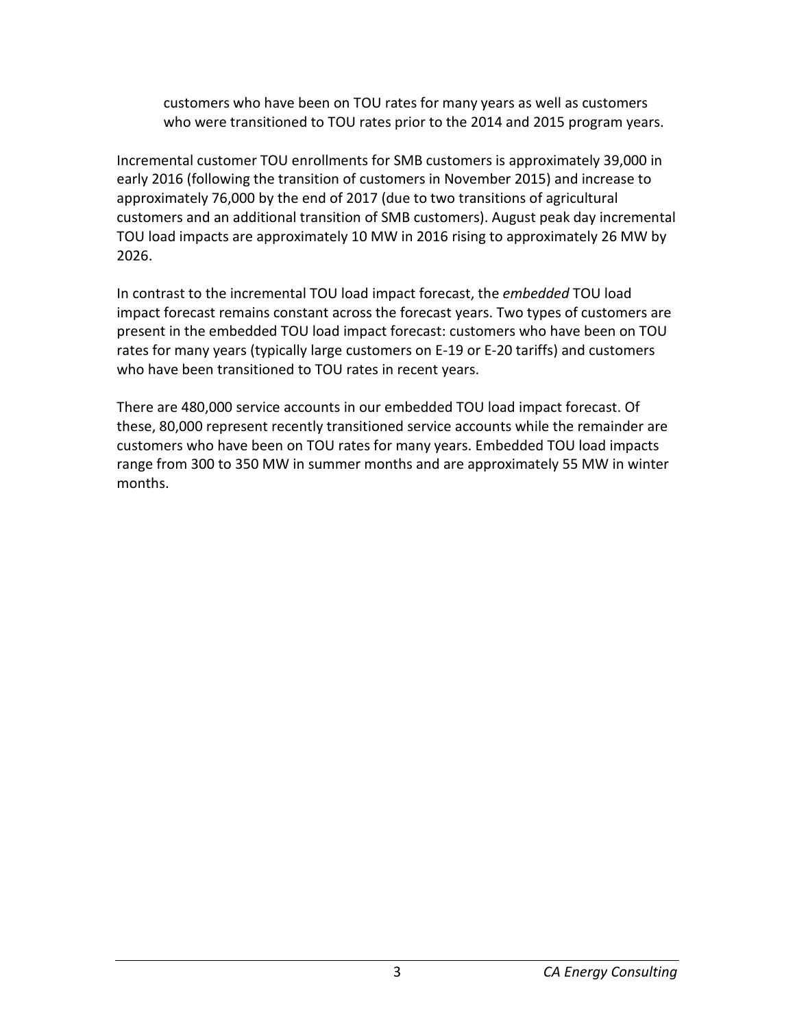customers who have been on TOU rates for many years as well as customers who were transitioned to TOU rates prior to the 2014 and 2015 program years.

Incremental customer TOU enrollments for SMB customers is approximately 39,000 in early 2016 (following the transition of customers in November 2015) and increase to approximately 76,000 by the end of 2017 (due to two transitions of agricultural customers and an additional transition of SMB customers). August peak day incremental TOU load impacts are approximately 10 MW in 2016 rising to approximately 26 MW by 2026.

In contrast to the incremental TOU load impact forecast, the *embedded* TOU load impact forecast remains constant across the forecast years. Two types of customers are present in the embedded TOU load impact forecast: customers who have been on TOU rates for many years (typically large customers on E-19 or E-20 tariffs) and customers who have been transitioned to TOU rates in recent years.

There are 480,000 service accounts in our embedded TOU load impact forecast. Of these, 80,000 represent recently transitioned service accounts while the remainder are customers who have been on TOU rates for many years. Embedded TOU load impacts range from 300 to 350 MW in summer months and are approximately 55 MW in winter months.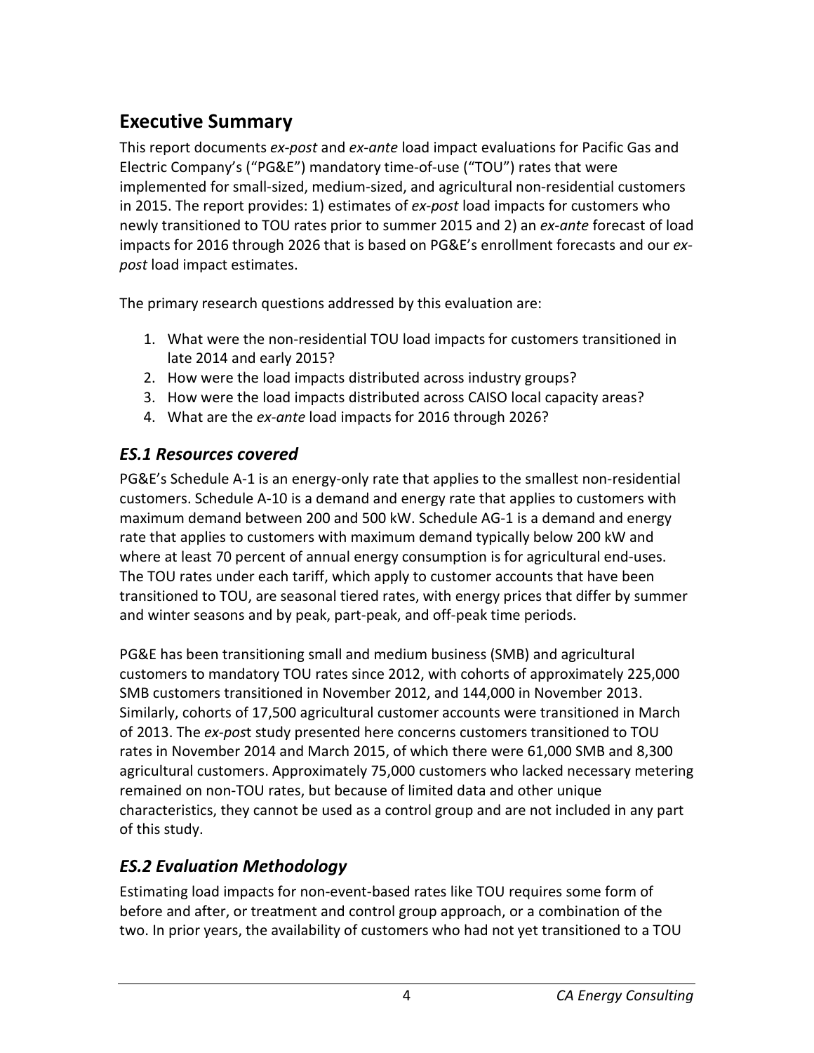## Executive Summary

This report documents *ex-post* and *ex-ante* load impact evaluations for Pacific Gas and Electric Company's ("PG&E") mandatory time-of-use ("TOU") rates that were implemented for small-sized, medium-sized, and agricultural non-residential customers in 2015. The report provides: 1) estimates of *ex-post* load impacts for customers who newly transitioned to TOU rates prior to summer 2015 and 2) an *ex-ante* forecast of load impacts for 2016 through 2026 that is based on PG&E's enrollment forecasts and our *ex-post* load impact estimates.

The primary research questions addressed by this evaluation are:

1. What were the non-residential TOU load impacts for customers transitioned in late 2014 and early 2015?
2. How were the load impacts distributed across industry groups?
3. How were the load impacts distributed across CAISO local capacity areas?
4. What are the *ex-ante* load impacts for 2016 through 2026?

### *ES.1 Resources covered*

PG&E's Schedule A-1 is an energy-only rate that applies to the smallest non-residential customers. Schedule A-10 is a demand and energy rate that applies to customers with maximum demand between 200 and 500 kW. Schedule AG-1 is a demand and energy rate that applies to customers with maximum demand typically below 200 kW and where at least 70 percent of annual energy consumption is for agricultural end-uses. The TOU rates under each tariff, which apply to customer accounts that have been transitioned to TOU, are seasonal tiered rates, with energy prices that differ by summer and winter seasons and by peak, part-peak, and off-peak time periods.

PG&E has been transitioning small and medium business (SMB) and agricultural customers to mandatory TOU rates since 2012, with cohorts of approximately 225,000 SMB customers transitioned in November 2012, and 144,000 in November 2013. Similarly, cohorts of 17,500 agricultural customer accounts were transitioned in March of 2013. The *ex-post* study presented here concerns customers transitioned to TOU rates in November 2014 and March 2015, of which there were 61,000 SMB and 8,300 agricultural customers. Approximately 75,000 customers who lacked necessary metering remained on non-TOU rates, but because of limited data and other unique characteristics, they cannot be used as a control group and are not included in any part of this study.

### *ES.2 Evaluation Methodology*

Estimating load impacts for non-event-based rates like TOU requires some form of before and after, or treatment and control group approach, or a combination of the two. In prior years, the availability of customers who had not yet transitioned to a TOU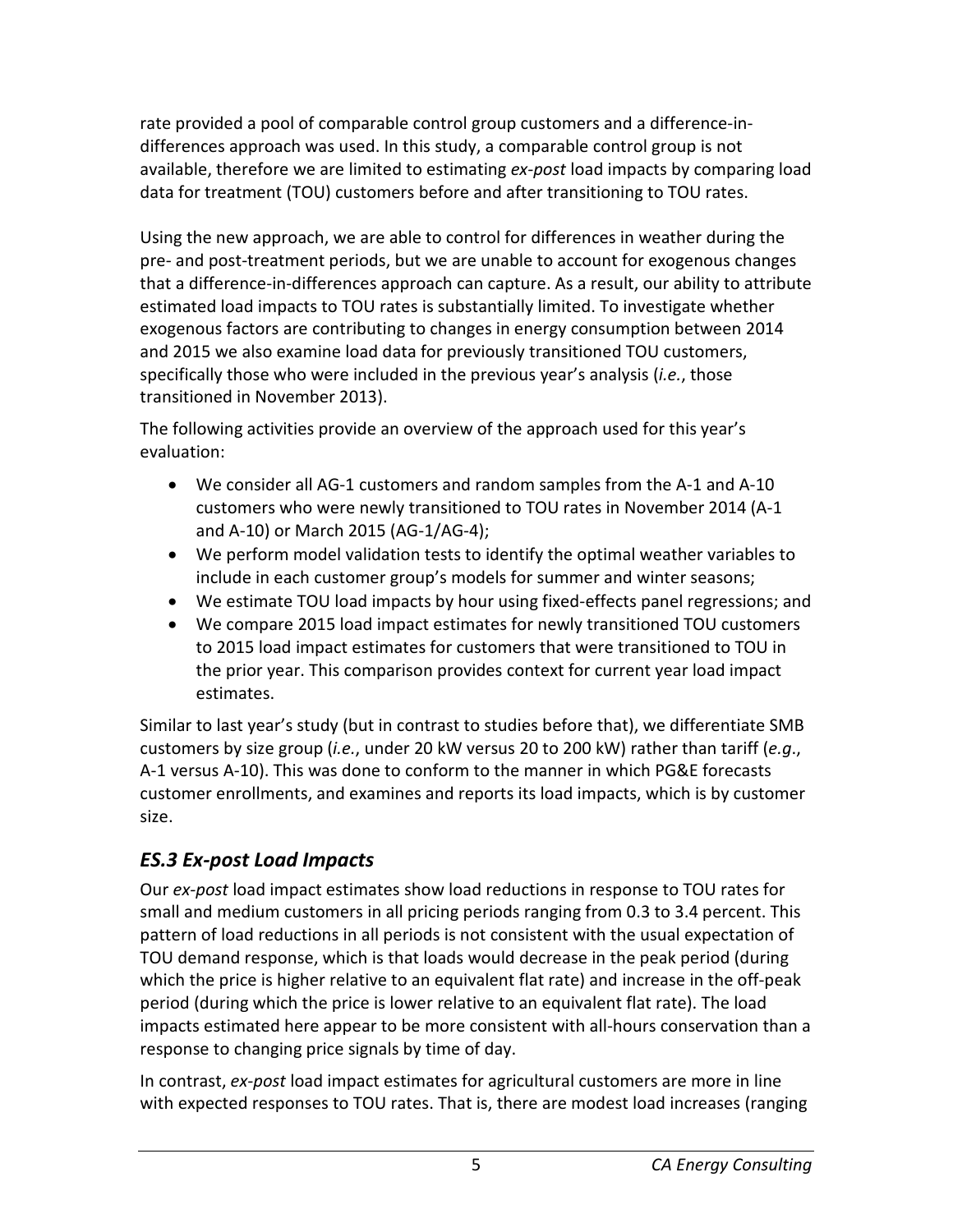rate provided a pool of comparable control group customers and a difference-in-differences approach was used. In this study, a comparable control group is not available, therefore we are limited to estimating *ex-post* load impacts by comparing load data for treatment (TOU) customers before and after transitioning to TOU rates.

Using the new approach, we are able to control for differences in weather during the pre- and post-treatment periods, but we are unable to account for exogenous changes that a difference-in-differences approach can capture. As a result, our ability to attribute estimated load impacts to TOU rates is substantially limited. To investigate whether exogenous factors are contributing to changes in energy consumption between 2014 and 2015 we also examine load data for previously transitioned TOU customers, specifically those who were included in the previous year's analysis (*i.e.*, those transitioned in November 2013).

The following activities provide an overview of the approach used for this year's evaluation:

- We consider all AG-1 customers and random samples from the A-1 and A-10 customers who were newly transitioned to TOU rates in November 2014 (A-1 and A-10) or March 2015 (AG-1/AG-4);
- We perform model validation tests to identify the optimal weather variables to include in each customer group's models for summer and winter seasons;
- We estimate TOU load impacts by hour using fixed-effects panel regressions; and
- We compare 2015 load impact estimates for newly transitioned TOU customers to 2015 load impact estimates for customers that were transitioned to TOU in the prior year. This comparison provides context for current year load impact estimates.

Similar to last year's study (but in contrast to studies before that), we differentiate SMB customers by size group (*i.e.*, under 20 kW versus 20 to 200 kW) rather than tariff (*e.g*., A-1 versus A-10). This was done to conform to the manner in which PG&E forecasts customer enrollments, and examines and reports its load impacts, which is by customer size.

## *ES.3 Ex-post Load Impacts*

Our *ex-post* load impact estimates show load reductions in response to TOU rates for small and medium customers in all pricing periods ranging from 0.3 to 3.4 percent. This pattern of load reductions in all periods is not consistent with the usual expectation of TOU demand response, which is that loads would decrease in the peak period (during which the price is higher relative to an equivalent flat rate) and increase in the off-peak period (during which the price is lower relative to an equivalent flat rate). The load impacts estimated here appear to be more consistent with all-hours conservation than a response to changing price signals by time of day.

In contrast, *ex-post* load impact estimates for agricultural customers are more in line with expected responses to TOU rates. That is, there are modest load increases (ranging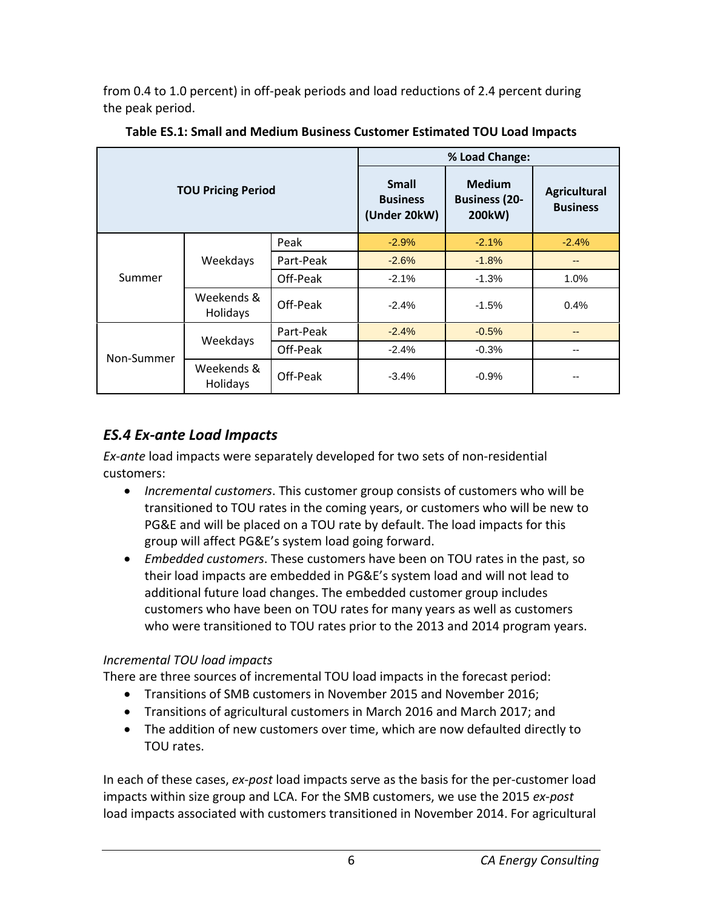from 0.4 to 1.0 percent) in off-peak periods and load reductions of 2.4 percent during the peak period.

**Table ES.1: Small and Medium Business Customer Estimated TOU Load Impacts**

| TOU Pricing Period | | | % Load Change: | | |
|---|---|---|---|---|---|
| | | | Small Business (Under 20kW) | Medium Business (20-200kW) | Agricultural Business |
| Summer | Weekdays | Peak | -2.9% | -2.1% | -2.4% |
| | | Part-Peak | -2.6% | -1.8% | -- |
| | | Off-Peak | -2.1% | -1.3% | 1.0% |
| | Weekends & Holidays | Off-Peak | -2.4% | -1.5% | 0.4% |
| Non-Summer | Weekdays | Part-Peak | -2.4% | -0.5% | -- |
| | | Off-Peak | -2.4% | -0.3% | -- |
| | Weekends & Holidays | Off-Peak | -3.4% | -0.9% | -- |

## *ES.4 Ex-ante Load Impacts*

*Ex-ante* load impacts were separately developed for two sets of non-residential customers:

- *Incremental customers*. This customer group consists of customers who will be transitioned to TOU rates in the coming years, or customers who will be new to PG&E and will be placed on a TOU rate by default. The load impacts for this group will affect PG&E's system load going forward.
- *Embedded customers*. These customers have been on TOU rates in the past, so their load impacts are embedded in PG&E's system load and will not lead to additional future load changes. The embedded customer group includes customers who have been on TOU rates for many years as well as customers who were transitioned to TOU rates prior to the 2013 and 2014 program years.

*Incremental TOU load impacts*

There are three sources of incremental TOU load impacts in the forecast period:

- Transitions of SMB customers in November 2015 and November 2016;
- Transitions of agricultural customers in March 2016 and March 2017; and
- The addition of new customers over time, which are now defaulted directly to TOU rates.

In each of these cases, *ex-post* load impacts serve as the basis for the per-customer load impacts within size group and LCA. For the SMB customers, we use the 2015 *ex-post* load impacts associated with customers transitioned in November 2014. For agricultural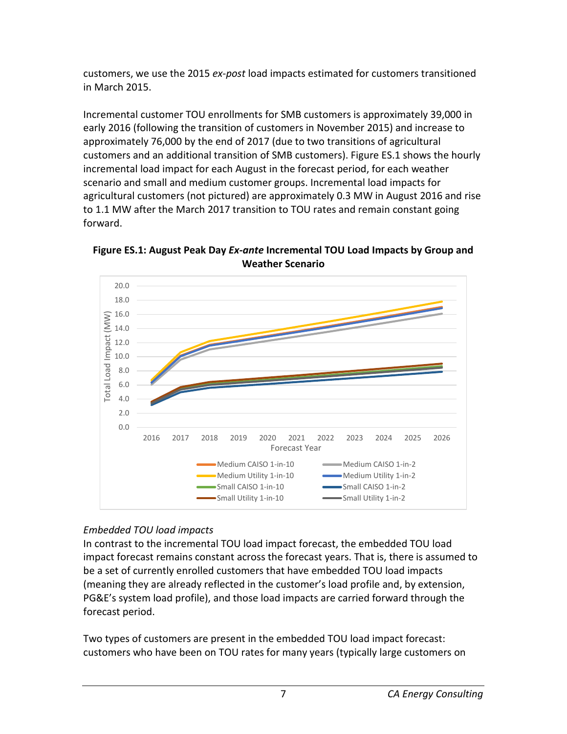customers, we use the 2015 *ex-post* load impacts estimated for customers transitioned in March 2015.

Incremental customer TOU enrollments for SMB customers is approximately 39,000 in early 2016 (following the transition of customers in November 2015) and increase to approximately 76,000 by the end of 2017 (due to two transitions of agricultural customers and an additional transition of SMB customers). Figure ES.1 shows the hourly incremental load impact for each August in the forecast period, for each weather scenario and small and medium customer groups. Incremental load impacts for agricultural customers (not pictured) are approximately 0.3 MW in August 2016 and rise to 1.1 MW after the March 2017 transition to TOU rates and remain constant going forward.

**Figure ES.1: August Peak Day *Ex-ante* Incremental TOU Load Impacts by Group and Weather Scenario**

*Embedded TOU load impacts*

In contrast to the incremental TOU load impact forecast, the embedded TOU load impact forecast remains constant across the forecast years. That is, there is assumed to be a set of currently enrolled customers that have embedded TOU load impacts (meaning they are already reflected in the customer's load profile and, by extension, PG&E's system load profile), and those load impacts are carried forward through the forecast period.

Two types of customers are present in the embedded TOU load impact forecast: customers who have been on TOU rates for many years (typically large customers on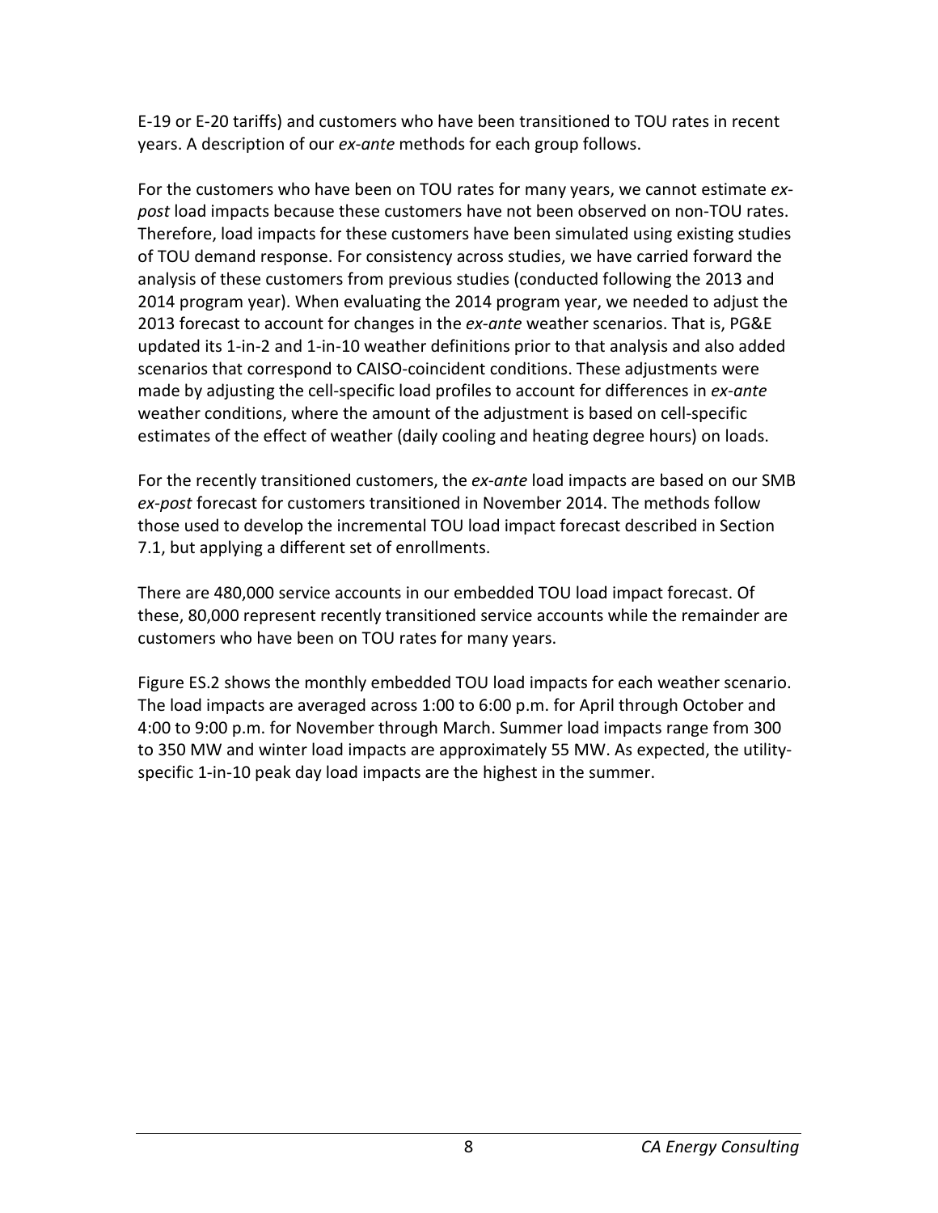E-19 or E-20 tariffs) and customers who have been transitioned to TOU rates in recent years. A description of our *ex-ante* methods for each group follows.

For the customers who have been on TOU rates for many years, we cannot estimate *ex-post* load impacts because these customers have not been observed on non-TOU rates. Therefore, load impacts for these customers have been simulated using existing studies of TOU demand response. For consistency across studies, we have carried forward the analysis of these customers from previous studies (conducted following the 2013 and 2014 program year). When evaluating the 2014 program year, we needed to adjust the 2013 forecast to account for changes in the *ex-ante* weather scenarios. That is, PG&E updated its 1-in-2 and 1-in-10 weather definitions prior to that analysis and also added scenarios that correspond to CAISO-coincident conditions. These adjustments were made by adjusting the cell-specific load profiles to account for differences in *ex-ante* weather conditions, where the amount of the adjustment is based on cell-specific estimates of the effect of weather (daily cooling and heating degree hours) on loads.

For the recently transitioned customers, the *ex-ante* load impacts are based on our SMB *ex-post* forecast for customers transitioned in November 2014. The methods follow those used to develop the incremental TOU load impact forecast described in Section 7.1, but applying a different set of enrollments.

There are 480,000 service accounts in our embedded TOU load impact forecast. Of these, 80,000 represent recently transitioned service accounts while the remainder are customers who have been on TOU rates for many years.

Figure ES.2 shows the monthly embedded TOU load impacts for each weather scenario. The load impacts are averaged across 1:00 to 6:00 p.m. for April through October and 4:00 to 9:00 p.m. for November through March. Summer load impacts range from 300 to 350 MW and winter load impacts are approximately 55 MW. As expected, the utility-specific 1-in-10 peak day load impacts are the highest in the summer.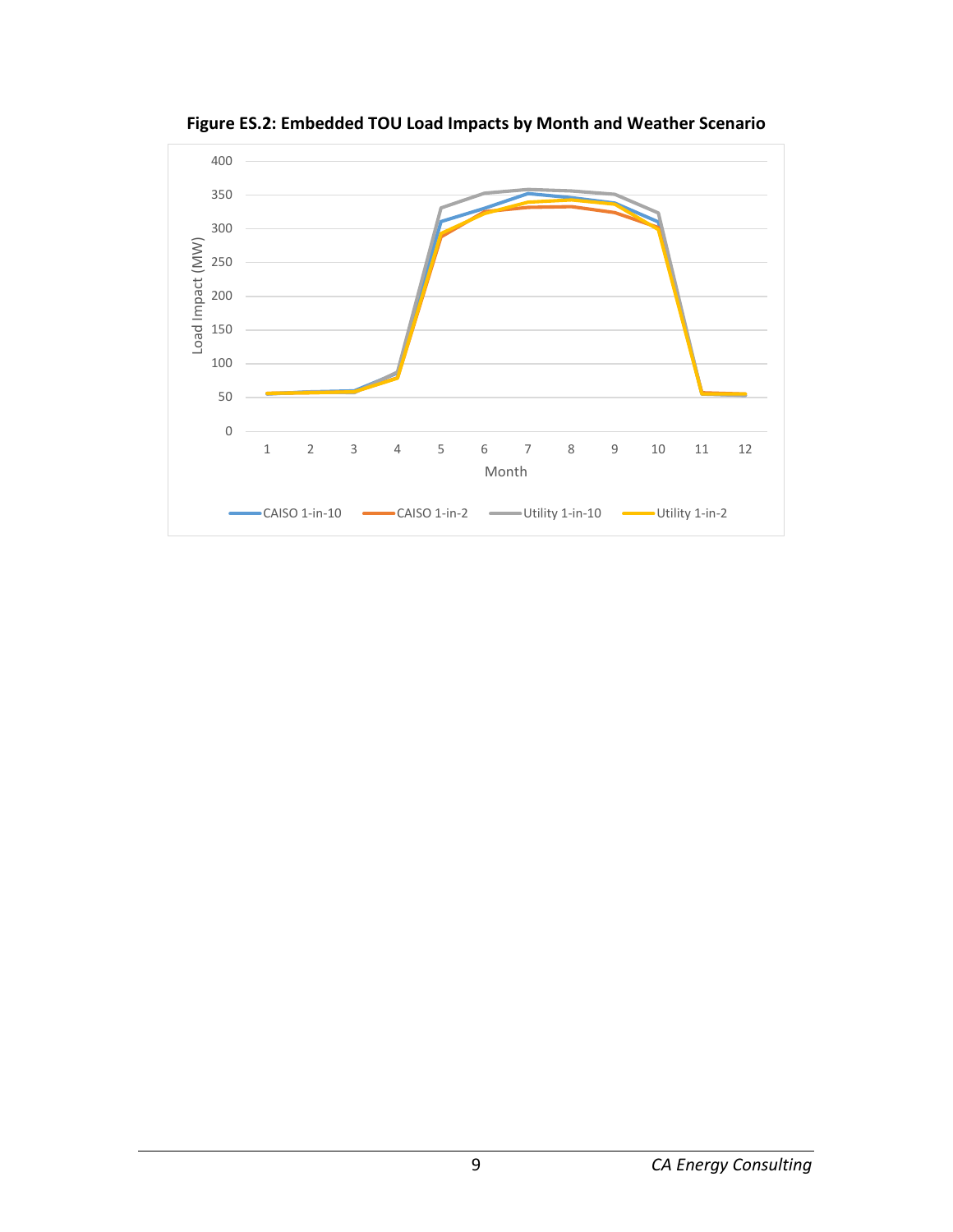**Figure ES.2: Embedded TOU Load Impacts by Month and Weather Scenario**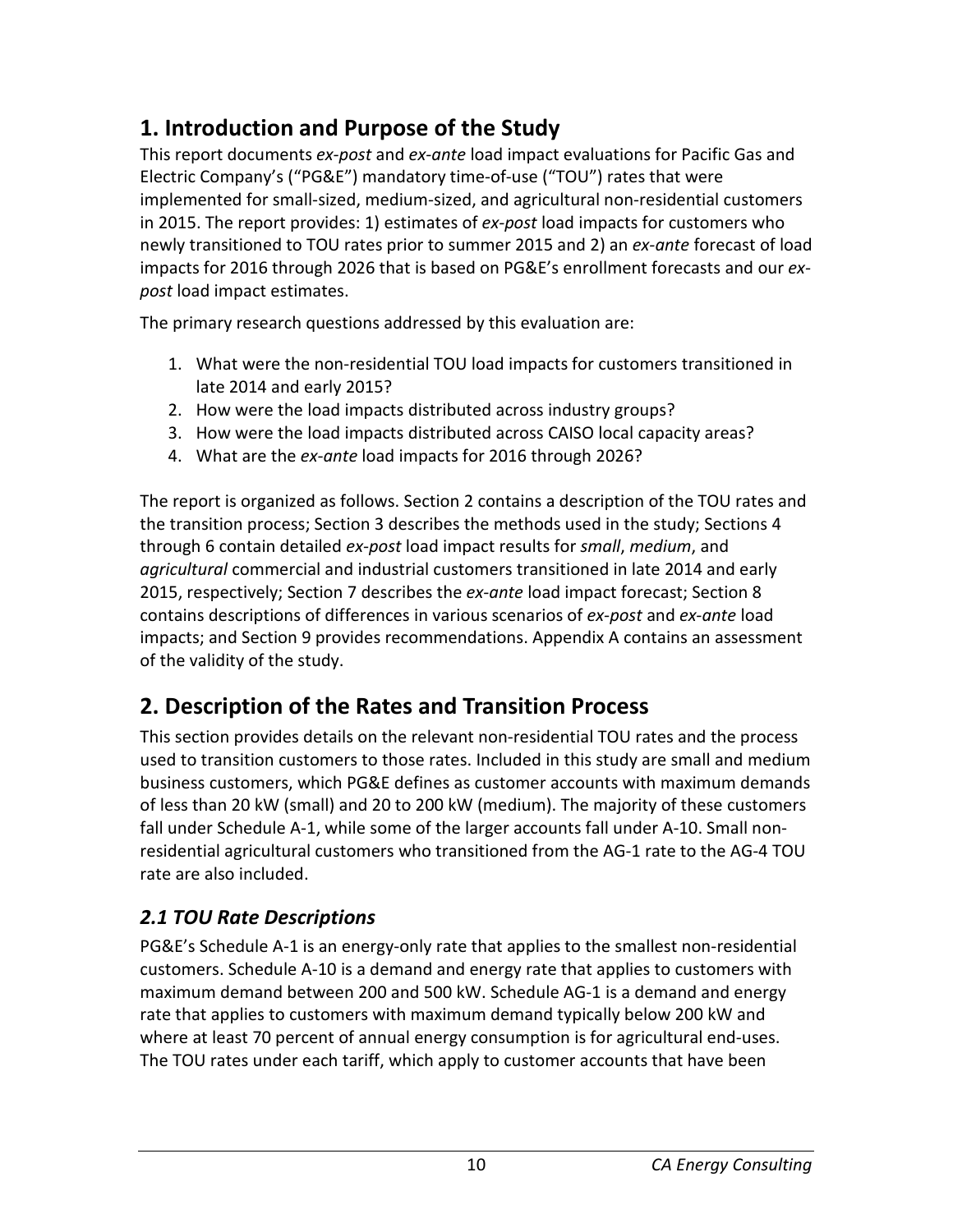# 1. Introduction and Purpose of the Study

This report documents *ex-post* and *ex-ante* load impact evaluations for Pacific Gas and Electric Company's ("PG&E") mandatory time-of-use ("TOU") rates that were implemented for small-sized, medium-sized, and agricultural non-residential customers in 2015. The report provides: 1) estimates of *ex-post* load impacts for customers who newly transitioned to TOU rates prior to summer 2015 and 2) an *ex-ante* forecast of load impacts for 2016 through 2026 that is based on PG&E's enrollment forecasts and our *ex-post* load impact estimates.

The primary research questions addressed by this evaluation are:

1. What were the non-residential TOU load impacts for customers transitioned in late 2014 and early 2015?
2. How were the load impacts distributed across industry groups?
3. How were the load impacts distributed across CAISO local capacity areas?
4. What are the *ex-ante* load impacts for 2016 through 2026?

The report is organized as follows. Section 2 contains a description of the TOU rates and the transition process; Section 3 describes the methods used in the study; Sections 4 through 6 contain detailed *ex-post* load impact results for *small*, *medium*, and *agricultural* commercial and industrial customers transitioned in late 2014 and early 2015, respectively; Section 7 describes the *ex-ante* load impact forecast; Section 8 contains descriptions of differences in various scenarios of *ex-post* and *ex-ante* load impacts; and Section 9 provides recommendations. Appendix A contains an assessment of the validity of the study.

# 2. Description of the Rates and Transition Process

This section provides details on the relevant non-residential TOU rates and the process used to transition customers to those rates. Included in this study are small and medium business customers, which PG&E defines as customer accounts with maximum demands of less than 20 kW (small) and 20 to 200 kW (medium). The majority of these customers fall under Schedule A-1, while some of the larger accounts fall under A-10. Small non-residential agricultural customers who transitioned from the AG-1 rate to the AG-4 TOU rate are also included.

## *2.1 TOU Rate Descriptions*

PG&E's Schedule A-1 is an energy-only rate that applies to the smallest non-residential customers. Schedule A-10 is a demand and energy rate that applies to customers with maximum demand between 200 and 500 kW. Schedule AG-1 is a demand and energy rate that applies to customers with maximum demand typically below 200 kW and where at least 70 percent of annual energy consumption is for agricultural end-uses. The TOU rates under each tariff, which apply to customer accounts that have been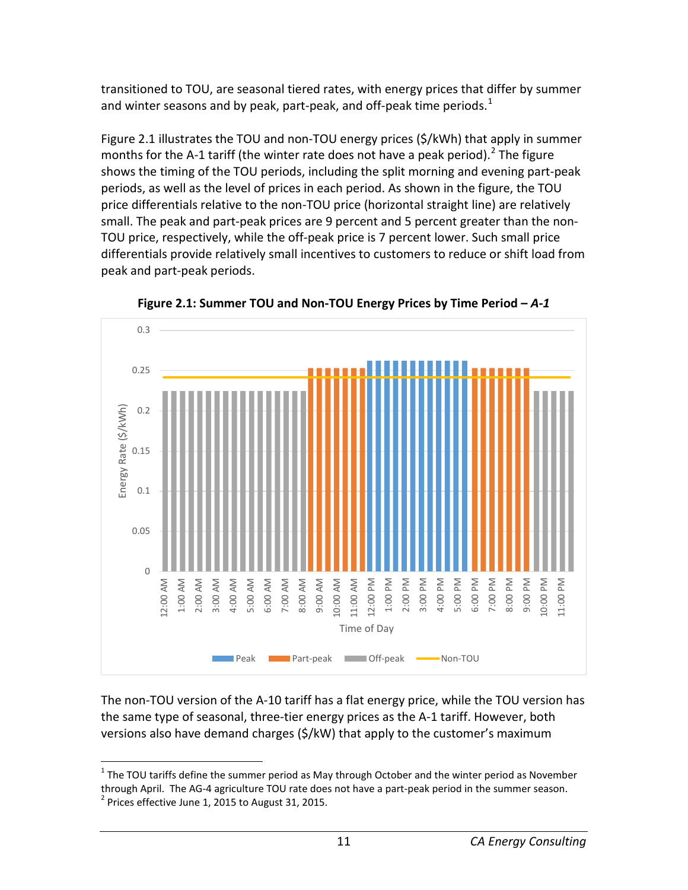transitioned to TOU, are seasonal tiered rates, with energy prices that differ by summer and winter seasons and by peak, part-peak, and off-peak time periods.[1]

Figure 2.1 illustrates the TOU and non-TOU energy prices ($/kWh) that apply in summer months for the A-1 tariff (the winter rate does not have a peak period).[2] The figure shows the timing of the TOU periods, including the split morning and evening part-peak periods, as well as the level of prices in each period. As shown in the figure, the TOU price differentials relative to the non-TOU price (horizontal straight line) are relatively small. The peak and part-peak prices are 9 percent and 5 percent greater than the non-TOU price, respectively, while the off-peak price is 7 percent lower. Such small price differentials provide relatively small incentives to customers to reduce or shift load from peak and part-peak periods.

**Figure 2.1: Summer TOU and Non-TOU Energy Prices by Time Period – *A-1***

The non-TOU version of the A-10 tariff has a flat energy price, while the TOU version has the same type of seasonal, three-tier energy prices as the A-1 tariff. However, both versions also have demand charges ($/kW) that apply to the customer's maximum

---

[1] The TOU tariffs define the summer period as May through October and the winter period as November through April. The AG-4 agriculture TOU rate does not have a part-peak period in the summer season.

[2] Prices effective June 1, 2015 to August 31, 2015.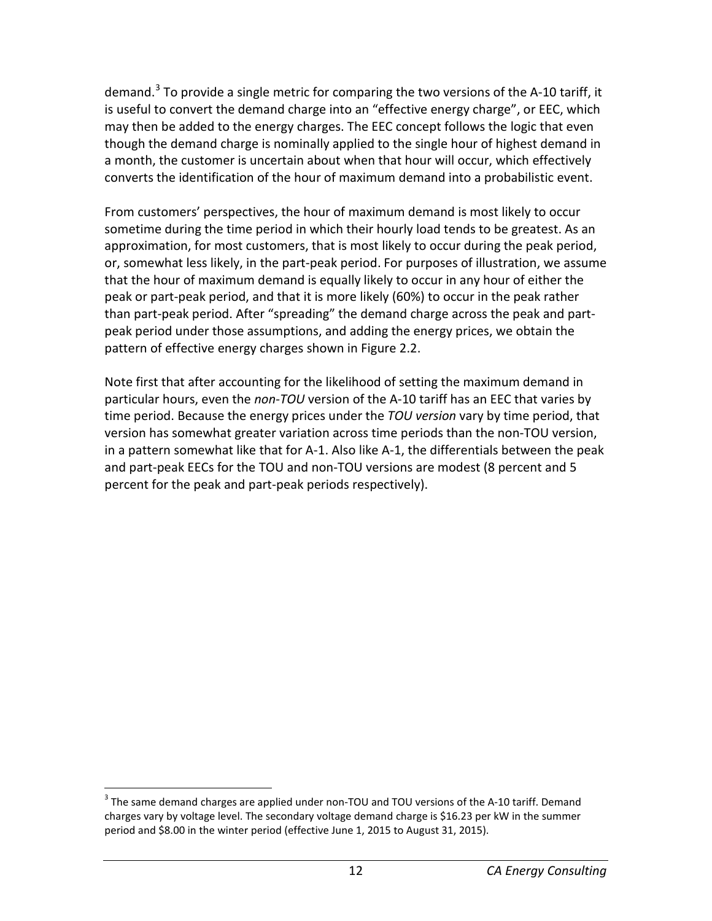demand.[3] To provide a single metric for comparing the two versions of the A-10 tariff, it is useful to convert the demand charge into an "effective energy charge", or EEC, which may then be added to the energy charges. The EEC concept follows the logic that even though the demand charge is nominally applied to the single hour of highest demand in a month, the customer is uncertain about when that hour will occur, which effectively converts the identification of the hour of maximum demand into a probabilistic event.

From customers' perspectives, the hour of maximum demand is most likely to occur sometime during the time period in which their hourly load tends to be greatest. As an approximation, for most customers, that is most likely to occur during the peak period, or, somewhat less likely, in the part-peak period. For purposes of illustration, we assume that the hour of maximum demand is equally likely to occur in any hour of either the peak or part-peak period, and that it is more likely (60%) to occur in the peak rather than part-peak period. After "spreading" the demand charge across the peak and part-peak period under those assumptions, and adding the energy prices, we obtain the pattern of effective energy charges shown in Figure 2.2.

Note first that after accounting for the likelihood of setting the maximum demand in particular hours, even the *non-TOU* version of the A-10 tariff has an EEC that varies by time period. Because the energy prices under the *TOU version* vary by time period, that version has somewhat greater variation across time periods than the non-TOU version, in a pattern somewhat like that for A-1. Also like A-1, the differentials between the peak and part-peak EECs for the TOU and non-TOU versions are modest (8 percent and 5 percent for the peak and part-peak periods respectively).

[3] The same demand charges are applied under non-TOU and TOU versions of the A-10 tariff. Demand charges vary by voltage level. The secondary voltage demand charge is $16.23 per kW in the summer period and $8.00 in the winter period (effective June 1, 2015 to August 31, 2015).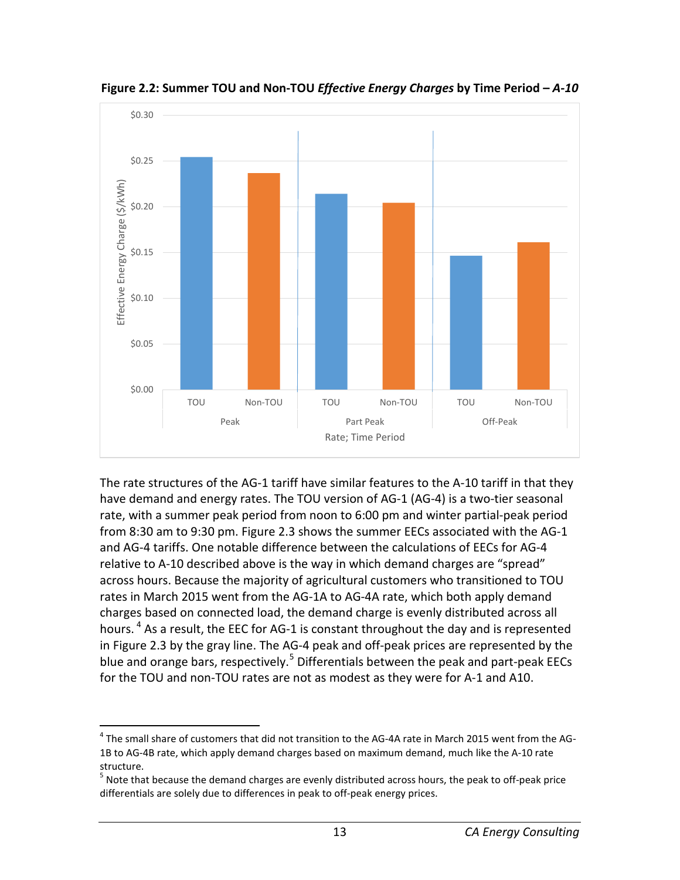**Figure 2.2: Summer TOU and Non-TOU *Effective Energy Charges* by Time Period – *A-10***

The rate structures of the AG-1 tariff have similar features to the A-10 tariff in that they have demand and energy rates. The TOU version of AG-1 (AG-4) is a two-tier seasonal rate, with a summer peak period from noon to 6:00 pm and winter partial-peak period from 8:30 am to 9:30 pm. Figure 2.3 shows the summer EECs associated with the AG-1 and AG-4 tariffs. One notable difference between the calculations of EECs for AG-4 relative to A-10 described above is the way in which demand charges are "spread" across hours. Because the majority of agricultural customers who transitioned to TOU rates in March 2015 went from the AG-1A to AG-4A rate, which both apply demand charges based on connected load, the demand charge is evenly distributed across all hours. [4] As a result, the EEC for AG-1 is constant throughout the day and is represented in Figure 2.3 by the gray line. The AG-4 peak and off-peak prices are represented by the blue and orange bars, respectively.[5] Differentials between the peak and part-peak EECs for the TOU and non-TOU rates are not as modest as they were for A-1 and A10.

[4] The small share of customers that did not transition to the AG-4A rate in March 2015 went from the AG-1B to AG-4B rate, which apply demand charges based on maximum demand, much like the A-10 rate structure.

[5] Note that because the demand charges are evenly distributed across hours, the peak to off-peak price differentials are solely due to differences in peak to off-peak energy prices.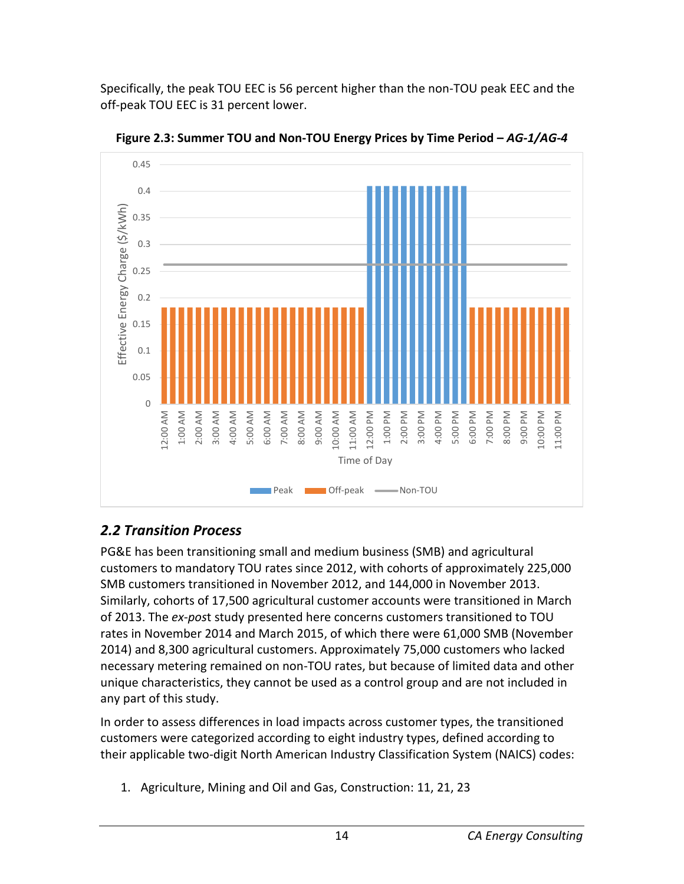Specifically, the peak TOU EEC is 56 percent higher than the non-TOU peak EEC and the off-peak TOU EEC is 31 percent lower.

**Figure 2.3: Summer TOU and Non-TOU Energy Prices by Time Period – *AG-1/AG-4***

## *2.2 Transition Process*

PG&E has been transitioning small and medium business (SMB) and agricultural customers to mandatory TOU rates since 2012, with cohorts of approximately 225,000 SMB customers transitioned in November 2012, and 144,000 in November 2013. Similarly, cohorts of 17,500 agricultural customer accounts were transitioned in March of 2013. The *ex-pos*t study presented here concerns customers transitioned to TOU rates in November 2014 and March 2015, of which there were 61,000 SMB (November 2014) and 8,300 agricultural customers. Approximately 75,000 customers who lacked necessary metering remained on non-TOU rates, but because of limited data and other unique characteristics, they cannot be used as a control group and are not included in any part of this study.

In order to assess differences in load impacts across customer types, the transitioned customers were categorized according to eight industry types, defined according to their applicable two-digit North American Industry Classification System (NAICS) codes:

1. Agriculture, Mining and Oil and Gas, Construction: 11, 21, 23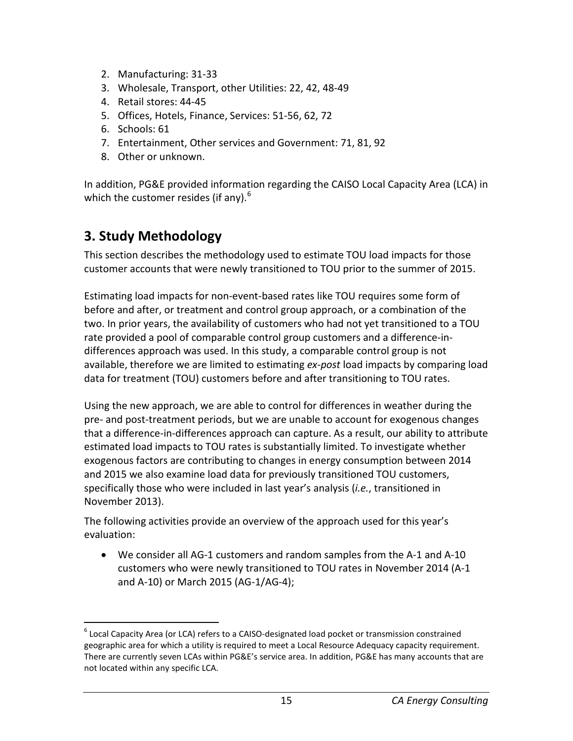2. Manufacturing: 31-33
3. Wholesale, Transport, other Utilities: 22, 42, 48-49
4. Retail stores: 44-45
5. Offices, Hotels, Finance, Services: 51-56, 62, 72
6. Schools: 61
7. Entertainment, Other services and Government: 71, 81, 92
8. Other or unknown.

In addition, PG&E provided information regarding the CAISO Local Capacity Area (LCA) in which the customer resides (if any).[6]

## 3. Study Methodology

This section describes the methodology used to estimate TOU load impacts for those customer accounts that were newly transitioned to TOU prior to the summer of 2015.

Estimating load impacts for non-event-based rates like TOU requires some form of before and after, or treatment and control group approach, or a combination of the two. In prior years, the availability of customers who had not yet transitioned to a TOU rate provided a pool of comparable control group customers and a difference-in-differences approach was used. In this study, a comparable control group is not available, therefore we are limited to estimating *ex-post* load impacts by comparing load data for treatment (TOU) customers before and after transitioning to TOU rates.

Using the new approach, we are able to control for differences in weather during the pre- and post-treatment periods, but we are unable to account for exogenous changes that a difference-in-differences approach can capture. As a result, our ability to attribute estimated load impacts to TOU rates is substantially limited. To investigate whether exogenous factors are contributing to changes in energy consumption between 2014 and 2015 we also examine load data for previously transitioned TOU customers, specifically those who were included in last year's analysis (*i.e.*, transitioned in November 2013).

The following activities provide an overview of the approach used for this year's evaluation:

- We consider all AG-1 customers and random samples from the A-1 and A-10 customers who were newly transitioned to TOU rates in November 2014 (A-1 and A-10) or March 2015 (AG-1/AG-4);

[6] Local Capacity Area (or LCA) refers to a CAISO-designated load pocket or transmission constrained geographic area for which a utility is required to meet a Local Resource Adequacy capacity requirement. There are currently seven LCAs within PG&E's service area. In addition, PG&E has many accounts that are not located within any specific LCA.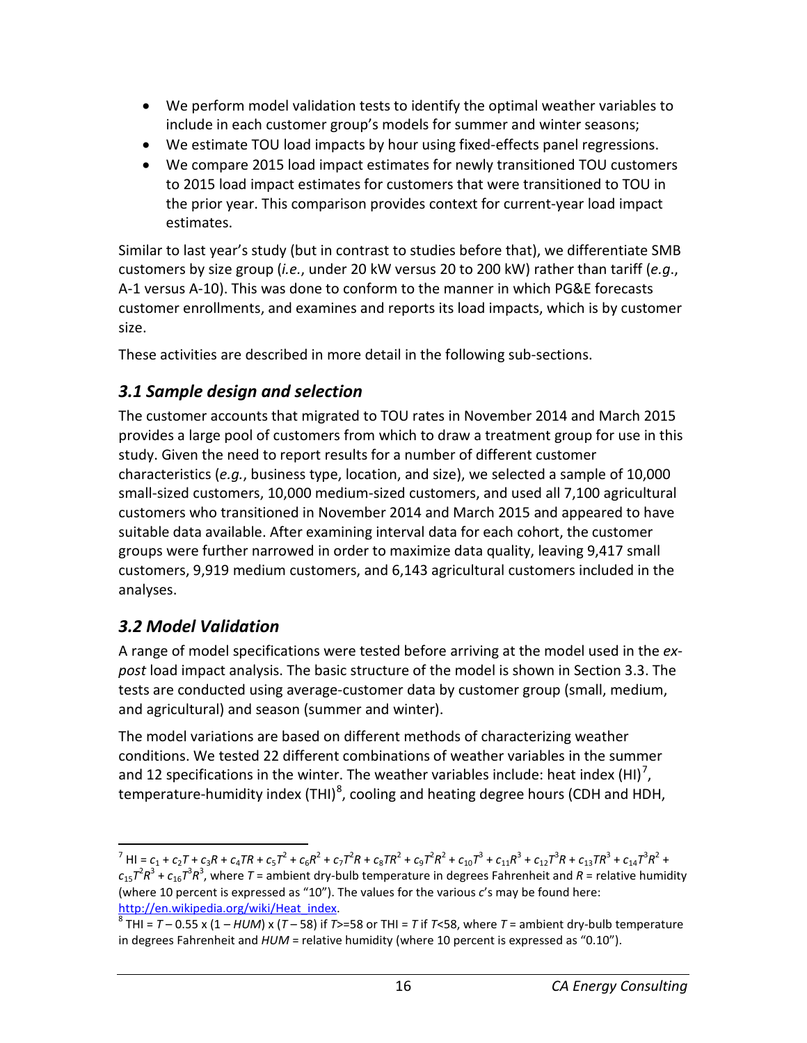- We perform model validation tests to identify the optimal weather variables to include in each customer group's models for summer and winter seasons;
- We estimate TOU load impacts by hour using fixed-effects panel regressions.
- We compare 2015 load impact estimates for newly transitioned TOU customers to 2015 load impact estimates for customers that were transitioned to TOU in the prior year. This comparison provides context for current-year load impact estimates.

Similar to last year's study (but in contrast to studies before that), we differentiate SMB customers by size group (*i.e.*, under 20 kW versus 20 to 200 kW) rather than tariff (*e.g.*, A-1 versus A-10). This was done to conform to the manner in which PG&E forecasts customer enrollments, and examines and reports its load impacts, which is by customer size.

These activities are described in more detail in the following sub-sections.

## *3.1 Sample design and selection*

The customer accounts that migrated to TOU rates in November 2014 and March 2015 provides a large pool of customers from which to draw a treatment group for use in this study. Given the need to report results for a number of different customer characteristics (*e.g.*, business type, location, and size), we selected a sample of 10,000 small-sized customers, 10,000 medium-sized customers, and used all 7,100 agricultural customers who transitioned in November 2014 and March 2015 and appeared to have suitable data available. After examining interval data for each cohort, the customer groups were further narrowed in order to maximize data quality, leaving 9,417 small customers, 9,919 medium customers, and 6,143 agricultural customers included in the analyses.

## *3.2 Model Validation*

A range of model specifications were tested before arriving at the model used in the *ex-post* load impact analysis. The basic structure of the model is shown in Section 3.3. The tests are conducted using average-customer data by customer group (small, medium, and agricultural) and season (summer and winter).

The model variations are based on different methods of characterizing weather conditions. We tested 22 different combinations of weather variables in the summer and 12 specifications in the winter. The weather variables include: heat index (HI)[7], temperature-humidity index (THI)[8], cooling and heating degree hours (CDH and HDH,

---

[7] HI = $c_1 + c_2T + c_3R + c_4TR + c_5T^2 + c_6R^2 + c_7T^2R + c_8TR^2 + c_9T^2R^2 + c_{10}T^3 + c_{11}R^3 + c_{12}T^3R + c_{13}TR^3 + c_{14}T^3R^2 + c_{15}T^2R^3 + c_{16}T^3R^3$, where $T$ = ambient dry-bulb temperature in degrees Fahrenheit and $R$ = relative humidity (where 10 percent is expressed as "10"). The values for the various $c$'s may be found here: http://en.wikipedia.org/wiki/Heat_index.

[8] THI = $T - 0.55 \times (1 - HUM) \times (T - 58)$ if $T$>=58 or THI = $T$ if $T$<58, where $T$ = ambient dry-bulb temperature in degrees Fahrenheit and $HUM$ = relative humidity (where 10 percent is expressed as "0.10").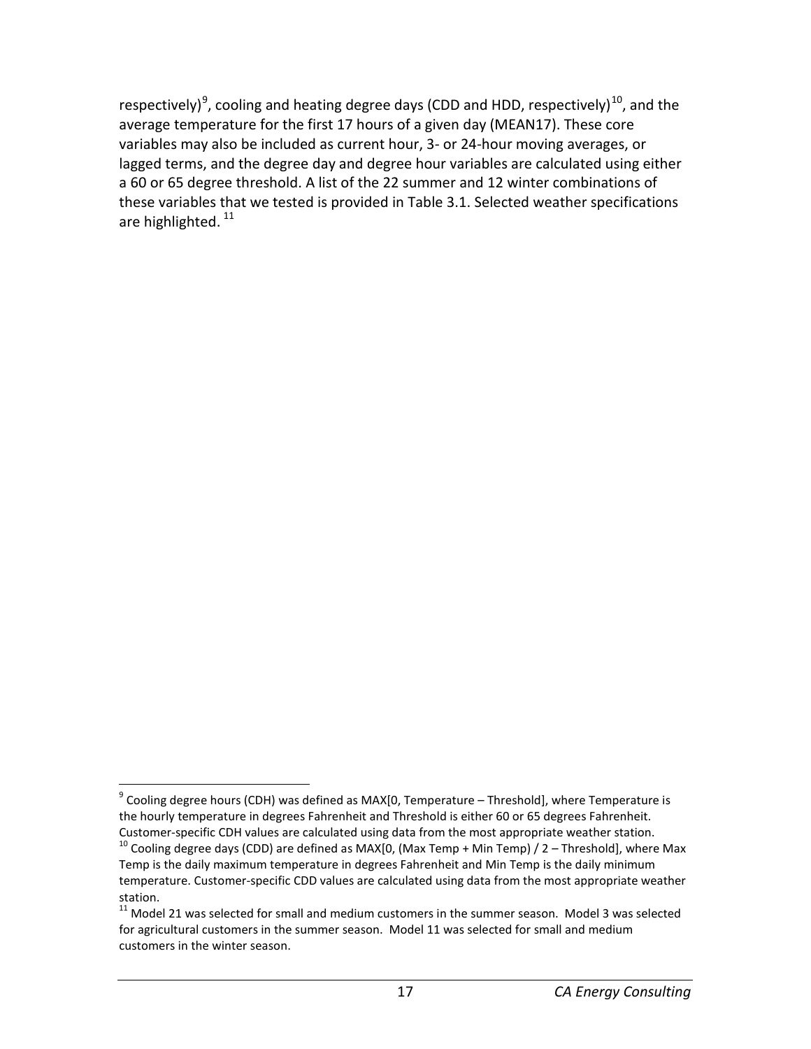respectively)[9], cooling and heating degree days (CDD and HDD, respectively)[10], and the average temperature for the first 17 hours of a given day (MEAN17). These core variables may also be included as current hour, 3- or 24-hour moving averages, or lagged terms, and the degree day and degree hour variables are calculated using either a 60 or 65 degree threshold. A list of the 22 summer and 12 winter combinations of these variables that we tested is provided in Table 3.1. Selected weather specifications are highlighted. [11]

---

[9] Cooling degree hours (CDH) was defined as MAX[0, Temperature – Threshold], where Temperature is the hourly temperature in degrees Fahrenheit and Threshold is either 60 or 65 degrees Fahrenheit. Customer-specific CDH values are calculated using data from the most appropriate weather station.

[10] Cooling degree days (CDD) are defined as MAX[0, (Max Temp + Min Temp) / 2 – Threshold], where Max Temp is the daily maximum temperature in degrees Fahrenheit and Min Temp is the daily minimum temperature. Customer-specific CDD values are calculated using data from the most appropriate weather station.

[11] Model 21 was selected for small and medium customers in the summer season. Model 3 was selected for agricultural customers in the summer season. Model 11 was selected for small and medium customers in the winter season.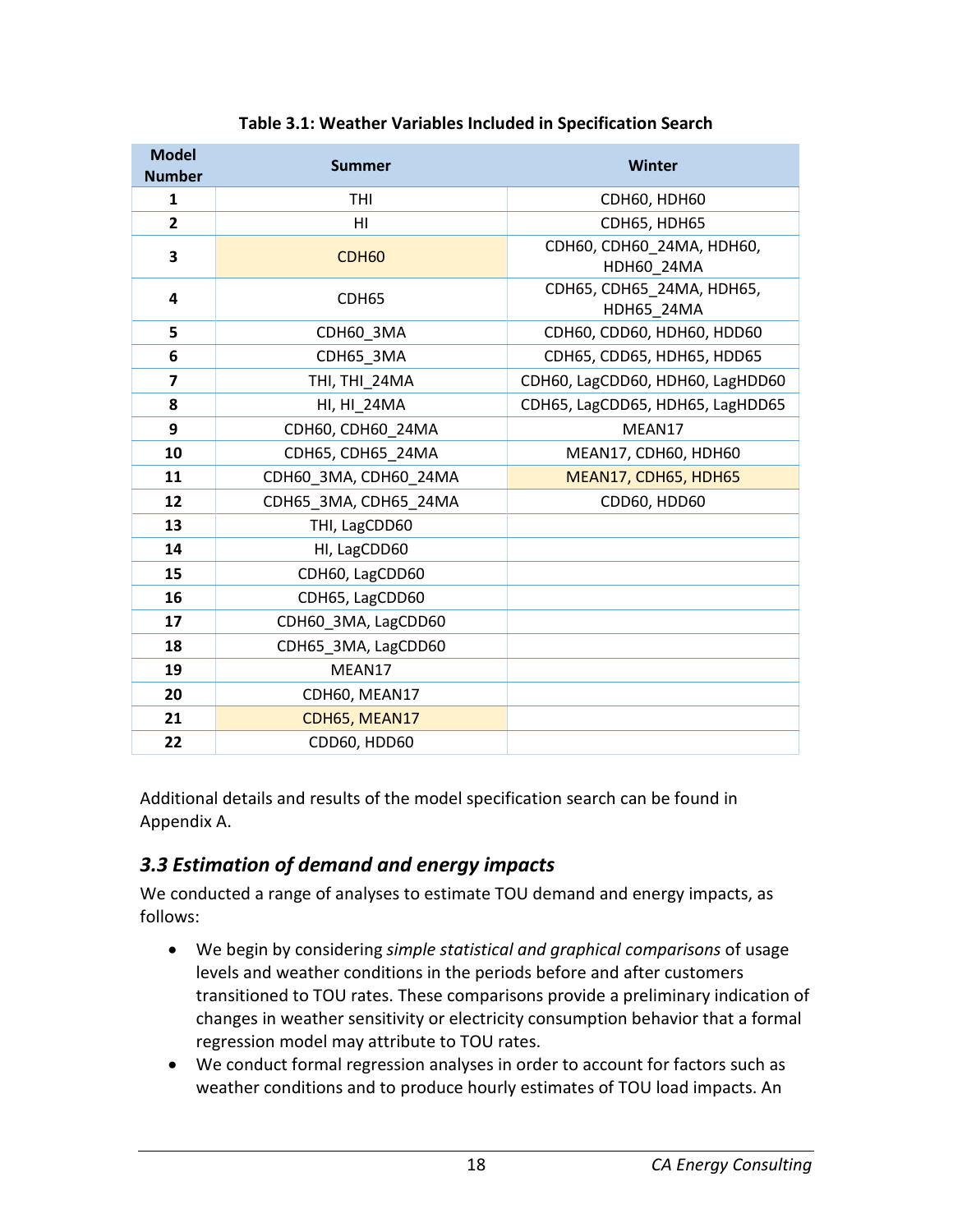**Table 3.1: Weather Variables Included in Specification Search**

| Model Number | Summer | Winter |
|---|---|---|
| 1 | THI | CDH60, HDH60 |
| 2 | HI | CDH65, HDH65 |
| 3 | CDH60 | CDH60, CDH60_24MA, HDH60, HDH60_24MA |
| 4 | CDH65 | CDH65, CDH65_24MA, HDH65, HDH65_24MA |
| 5 | CDH60_3MA | CDH60, CDD60, HDH60, HDD60 |
| 6 | CDH65_3MA | CDH65, CDD65, HDH65, HDD65 |
| 7 | THI, THI_24MA | CDH60, LagCDD60, HDH60, LagHDD60 |
| 8 | HI, HI_24MA | CDH65, LagCDD65, HDH65, LagHDD65 |
| 9 | CDH60, CDH60_24MA | MEAN17 |
| 10 | CDH65, CDH65_24MA | MEAN17, CDH60, HDH60 |
| 11 | CDH60_3MA, CDH60_24MA | MEAN17, CDH65, HDH65 |
| 12 | CDH65_3MA, CDH65_24MA | CDD60, HDD60 |
| 13 | THI, LagCDD60 | |
| 14 | HI, LagCDD60 | |
| 15 | CDH60, LagCDD60 | |
| 16 | CDH65, LagCDD60 | |
| 17 | CDH60_3MA, LagCDD60 | |
| 18 | CDH65_3MA, LagCDD60 | |
| 19 | MEAN17 | |
| 20 | CDH60, MEAN17 | |
| 21 | CDH65, MEAN17 | |
| 22 | CDD60, HDD60 | |

Additional details and results of the model specification search can be found in Appendix A.

## 3.3 Estimation of demand and energy impacts

We conducted a range of analyses to estimate TOU demand and energy impacts, as follows:

- We begin by considering *simple statistical and graphical comparisons* of usage levels and weather conditions in the periods before and after customers transitioned to TOU rates. These comparisons provide a preliminary indication of changes in weather sensitivity or electricity consumption behavior that a formal regression model may attribute to TOU rates.
- We conduct formal regression analyses in order to account for factors such as weather conditions and to produce hourly estimates of TOU load impacts. An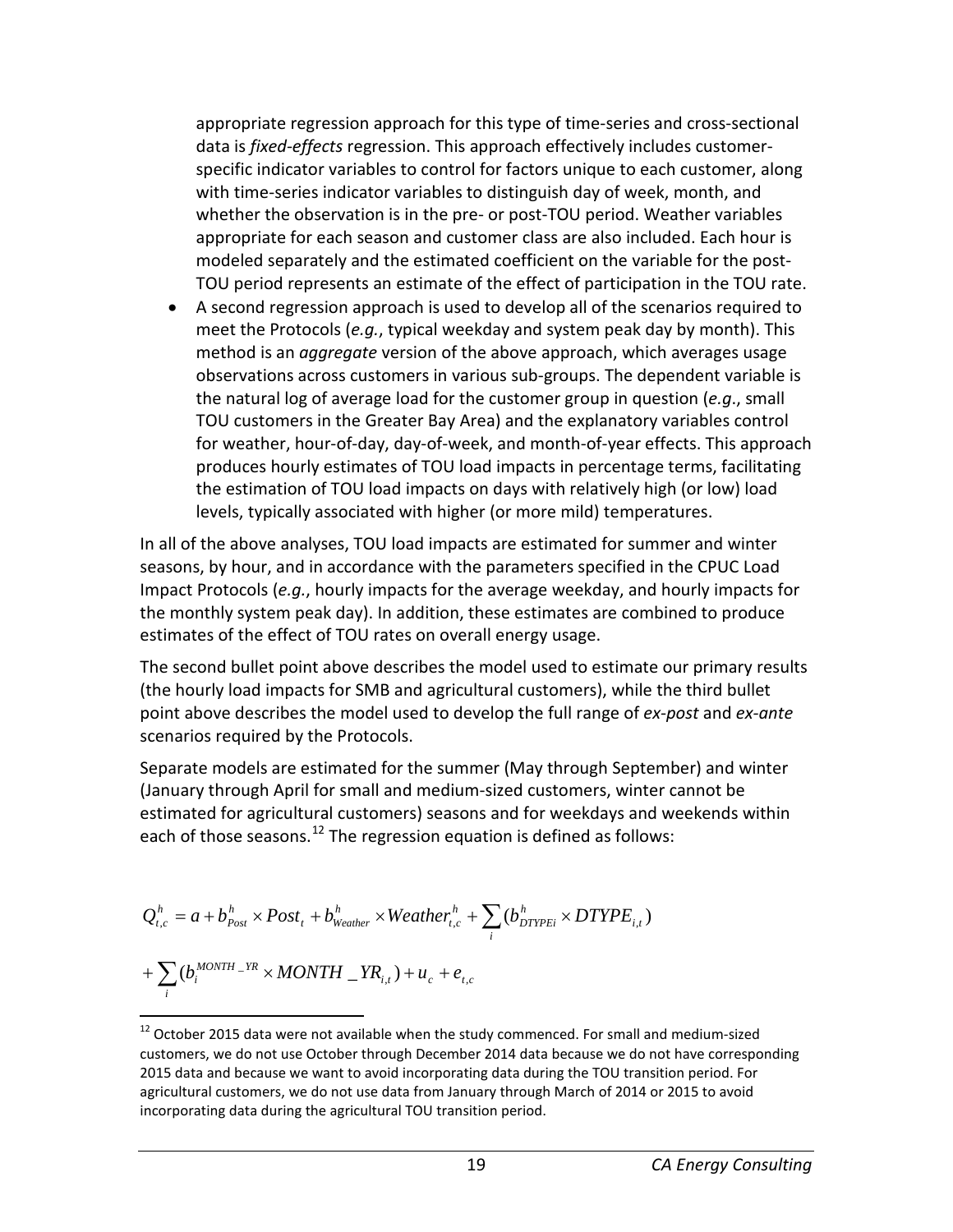appropriate regression approach for this type of time-series and cross-sectional data is *fixed-effects* regression. This approach effectively includes customer-specific indicator variables to control for factors unique to each customer, along with time-series indicator variables to distinguish day of week, month, and whether the observation is in the pre- or post-TOU period. Weather variables appropriate for each season and customer class are also included. Each hour is modeled separately and the estimated coefficient on the variable for the post-TOU period represents an estimate of the effect of participation in the TOU rate.

- A second regression approach is used to develop all of the scenarios required to meet the Protocols (*e.g.*, typical weekday and system peak day by month). This method is an *aggregate* version of the above approach, which averages usage observations across customers in various sub-groups. The dependent variable is the natural log of average load for the customer group in question (*e.g.*, small TOU customers in the Greater Bay Area) and the explanatory variables control for weather, hour-of-day, day-of-week, and month-of-year effects. This approach produces hourly estimates of TOU load impacts in percentage terms, facilitating the estimation of TOU load impacts on days with relatively high (or low) load levels, typically associated with higher (or more mild) temperatures.

In all of the above analyses, TOU load impacts are estimated for summer and winter seasons, by hour, and in accordance with the parameters specified in the CPUC Load Impact Protocols (*e.g.*, hourly impacts for the average weekday, and hourly impacts for the monthly system peak day). In addition, these estimates are combined to produce estimates of the effect of TOU rates on overall energy usage.

The second bullet point above describes the model used to estimate our primary results (the hourly load impacts for SMB and agricultural customers), while the third bullet point above describes the model used to develop the full range of *ex-post* and *ex-ante* scenarios required by the Protocols.

Separate models are estimated for the summer (May through September) and winter (January through April for small and medium-sized customers, winter cannot be estimated for agricultural customers) seasons and for weekdays and weekends within each of those seasons.[12] The regression equation is defined as follows:

$$Q_{t,c}^{h} = a + b_{Post}^{h} \times Post_{t} + b_{Weather}^{h} \times Weather_{t,c}^{h} + \sum_{i} (b_{DTYPEi}^{h} \times DTYPE_{i,t})$$

$$+ \sum_{i} (b_{i}^{MONTH\_YR} \times MONTH\_YR_{i,t}) + u_{c} + e_{t,c}$$

[12] October 2015 data were not available when the study commenced. For small and medium-sized customers, we do not use October through December 2014 data because we do not have corresponding 2015 data and because we want to avoid incorporating data during the TOU transition period. For agricultural customers, we do not use data from January through March of 2014 or 2015 to avoid incorporating data during the agricultural TOU transition period.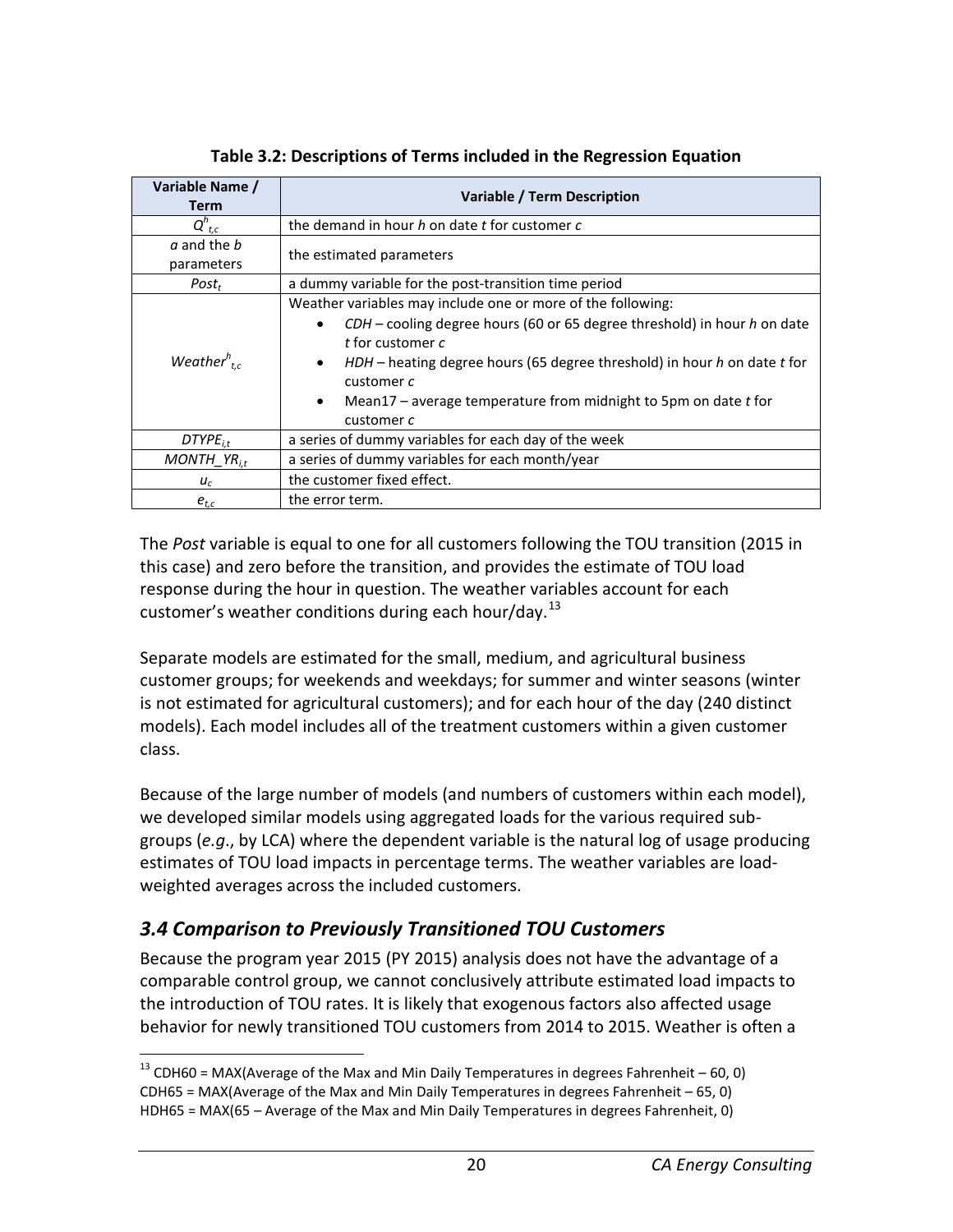**Table 3.2: Descriptions of Terms included in the Regression Equation**

| Variable Name / Term | Variable / Term Description |
|---|---|
| $Q^h_{t,c}$ | the demand in hour *h* on date *t* for customer *c* |
| *a* and the *b* parameters | the estimated parameters |
| $Post_t$ | a dummy variable for the post-transition time period |
| $Weather^h_{t,c}$ | Weather variables may include one or more of the following: <br> • *CDH* – cooling degree hours (60 or 65 degree threshold) in hour *h* on date *t* for customer *c* <br> • *HDH* – heating degree hours (65 degree threshold) in hour *h* on date *t* for customer *c* <br> • Mean17 – average temperature from midnight to 5pm on date *t* for customer *c* |
| $DTYPE_{i,t}$ | a series of dummy variables for each day of the week |
| $MONTH\_YR_{i,t}$ | a series of dummy variables for each month/year |
| $u_c$ | the customer fixed effect. |
| $e_{t,c}$ | the error term. |

The *Post* variable is equal to one for all customers following the TOU transition (2015 in this case) and zero before the transition, and provides the estimate of TOU load response during the hour in question. The weather variables account for each customer's weather conditions during each hour/day.[13]

Separate models are estimated for the small, medium, and agricultural business customer groups; for weekends and weekdays; for summer and winter seasons (winter is not estimated for agricultural customers); and for each hour of the day (240 distinct models). Each model includes all of the treatment customers within a given customer class.

Because of the large number of models (and numbers of customers within each model), we developed similar models using aggregated loads for the various required sub-groups (*e.g.*, by LCA) where the dependent variable is the natural log of usage producing estimates of TOU load impacts in percentage terms. The weather variables are load-weighted averages across the included customers.

## *3.4 Comparison to Previously Transitioned TOU Customers*

Because the program year 2015 (PY 2015) analysis does not have the advantage of a comparable control group, we cannot conclusively attribute estimated load impacts to the introduction of TOU rates. It is likely that exogenous factors also affected usage behavior for newly transitioned TOU customers from 2014 to 2015. Weather is often a

---

[13] CDH60 = MAX(Average of the Max and Min Daily Temperatures in degrees Fahrenheit – 60, 0)
CDH65 = MAX(Average of the Max and Min Daily Temperatures in degrees Fahrenheit – 65, 0)
HDH65 = MAX(65 – Average of the Max and Min Daily Temperatures in degrees Fahrenheit, 0)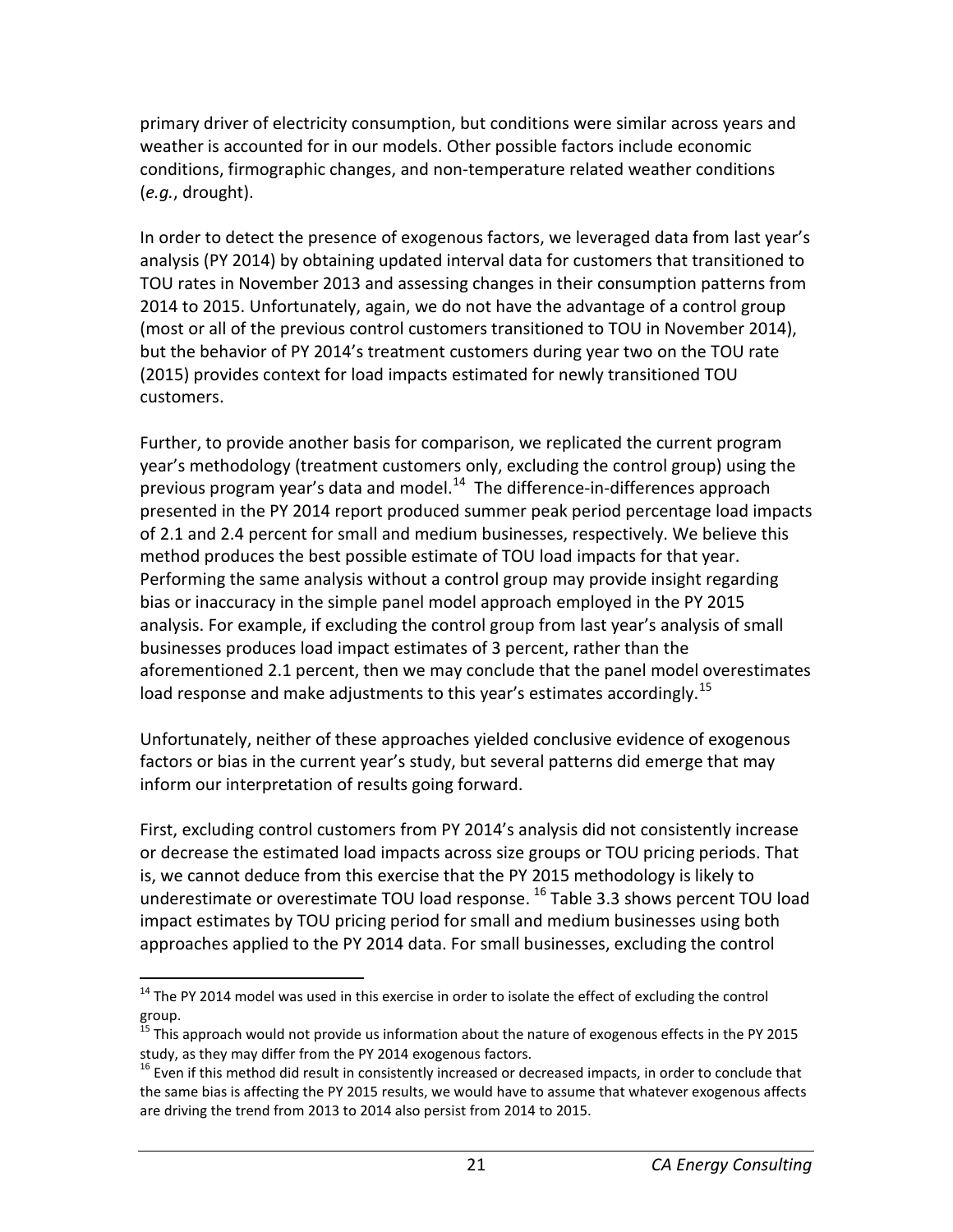primary driver of electricity consumption, but conditions were similar across years and weather is accounted for in our models. Other possible factors include economic conditions, firmographic changes, and non-temperature related weather conditions (*e.g.*, drought).

In order to detect the presence of exogenous factors, we leveraged data from last year's analysis (PY 2014) by obtaining updated interval data for customers that transitioned to TOU rates in November 2013 and assessing changes in their consumption patterns from 2014 to 2015. Unfortunately, again, we do not have the advantage of a control group (most or all of the previous control customers transitioned to TOU in November 2014), but the behavior of PY 2014's treatment customers during year two on the TOU rate (2015) provides context for load impacts estimated for newly transitioned TOU customers.

Further, to provide another basis for comparison, we replicated the current program year's methodology (treatment customers only, excluding the control group) using the previous program year's data and model.[14] The difference-in-differences approach presented in the PY 2014 report produced summer peak period percentage load impacts of 2.1 and 2.4 percent for small and medium businesses, respectively. We believe this method produces the best possible estimate of TOU load impacts for that year. Performing the same analysis without a control group may provide insight regarding bias or inaccuracy in the simple panel model approach employed in the PY 2015 analysis. For example, if excluding the control group from last year's analysis of small businesses produces load impact estimates of 3 percent, rather than the aforementioned 2.1 percent, then we may conclude that the panel model overestimates load response and make adjustments to this year's estimates accordingly.[15]

Unfortunately, neither of these approaches yielded conclusive evidence of exogenous factors or bias in the current year's study, but several patterns did emerge that may inform our interpretation of results going forward.

First, excluding control customers from PY 2014's analysis did not consistently increase or decrease the estimated load impacts across size groups or TOU pricing periods. That is, we cannot deduce from this exercise that the PY 2015 methodology is likely to underestimate or overestimate TOU load response.[16] Table 3.3 shows percent TOU load impact estimates by TOU pricing period for small and medium businesses using both approaches applied to the PY 2014 data. For small businesses, excluding the control

---

[14] The PY 2014 model was used in this exercise in order to isolate the effect of excluding the control group.

[15] This approach would not provide us information about the nature of exogenous effects in the PY 2015 study, as they may differ from the PY 2014 exogenous factors.

[16] Even if this method did result in consistently increased or decreased impacts, in order to conclude that the same bias is affecting the PY 2015 results, we would have to assume that whatever exogenous affects are driving the trend from 2013 to 2014 also persist from 2014 to 2015.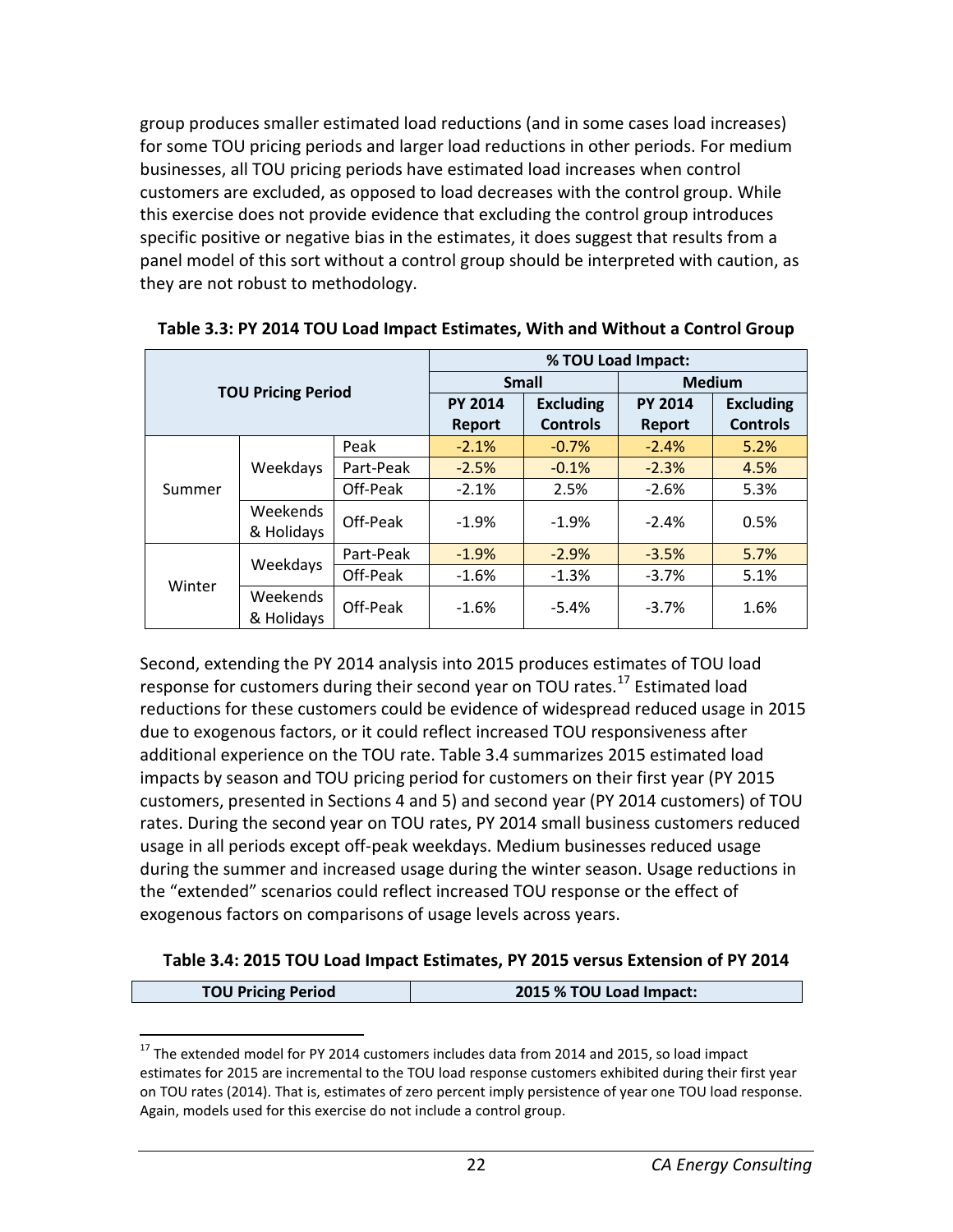group produces smaller estimated load reductions (and in some cases load increases) for some TOU pricing periods and larger load reductions in other periods. For medium businesses, all TOU pricing periods have estimated load increases when control customers are excluded, as opposed to load decreases with the control group. While this exercise does not provide evidence that excluding the control group introduces specific positive or negative bias in the estimates, it does suggest that results from a panel model of this sort without a control group should be interpreted with caution, as they are not robust to methodology.

**Table 3.3: PY 2014 TOU Load Impact Estimates, With and Without a Control Group**

| TOU Pricing Period | | | % TOU Load Impact: | | | |
|---|---|---|---|---|---|---|
| | | | Small | | Medium | |
| | | | PY 2014 Report | Excluding Controls | PY 2014 Report | Excluding Controls |
| Summer | Weekdays | Peak | -2.1% | -0.7% | -2.4% | 5.2% |
| | | Part-Peak | -2.5% | -0.1% | -2.3% | 4.5% |
| | | Off-Peak | -2.1% | 2.5% | -2.6% | 5.3% |
| | Weekends & Holidays | Off-Peak | -1.9% | -1.9% | -2.4% | 0.5% |
| Winter | Weekdays | Part-Peak | -1.9% | -2.9% | -3.5% | 5.7% |
| | | Off-Peak | -1.6% | -1.3% | -3.7% | 5.1% |
| | Weekends & Holidays | Off-Peak | -1.6% | -5.4% | -3.7% | 1.6% |

Second, extending the PY 2014 analysis into 2015 produces estimates of TOU load response for customers during their second year on TOU rates.[17] Estimated load reductions for these customers could be evidence of widespread reduced usage in 2015 due to exogenous factors, or it could reflect increased TOU responsiveness after additional experience on the TOU rate. Table 3.4 summarizes 2015 estimated load impacts by season and TOU pricing period for customers on their first year (PY 2015 customers, presented in Sections 4 and 5) and second year (PY 2014 customers) of TOU rates. During the second year on TOU rates, PY 2014 small business customers reduced usage in all periods except off-peak weekdays. Medium businesses reduced usage during the summer and increased usage during the winter season. Usage reductions in the "extended" scenarios could reflect increased TOU response or the effect of exogenous factors on comparisons of usage levels across years.

**Table 3.4: 2015 TOU Load Impact Estimates, PY 2015 versus Extension of PY 2014**

| TOU Pricing Period | 2015 % TOU Load Impact: |
|---|---|

[17] The extended model for PY 2014 customers includes data from 2014 and 2015, so load impact estimates for 2015 are incremental to the TOU load response customers exhibited during their first year on TOU rates (2014). That is, estimates of zero percent imply persistence of year one TOU load response. Again, models used for this exercise do not include a control group.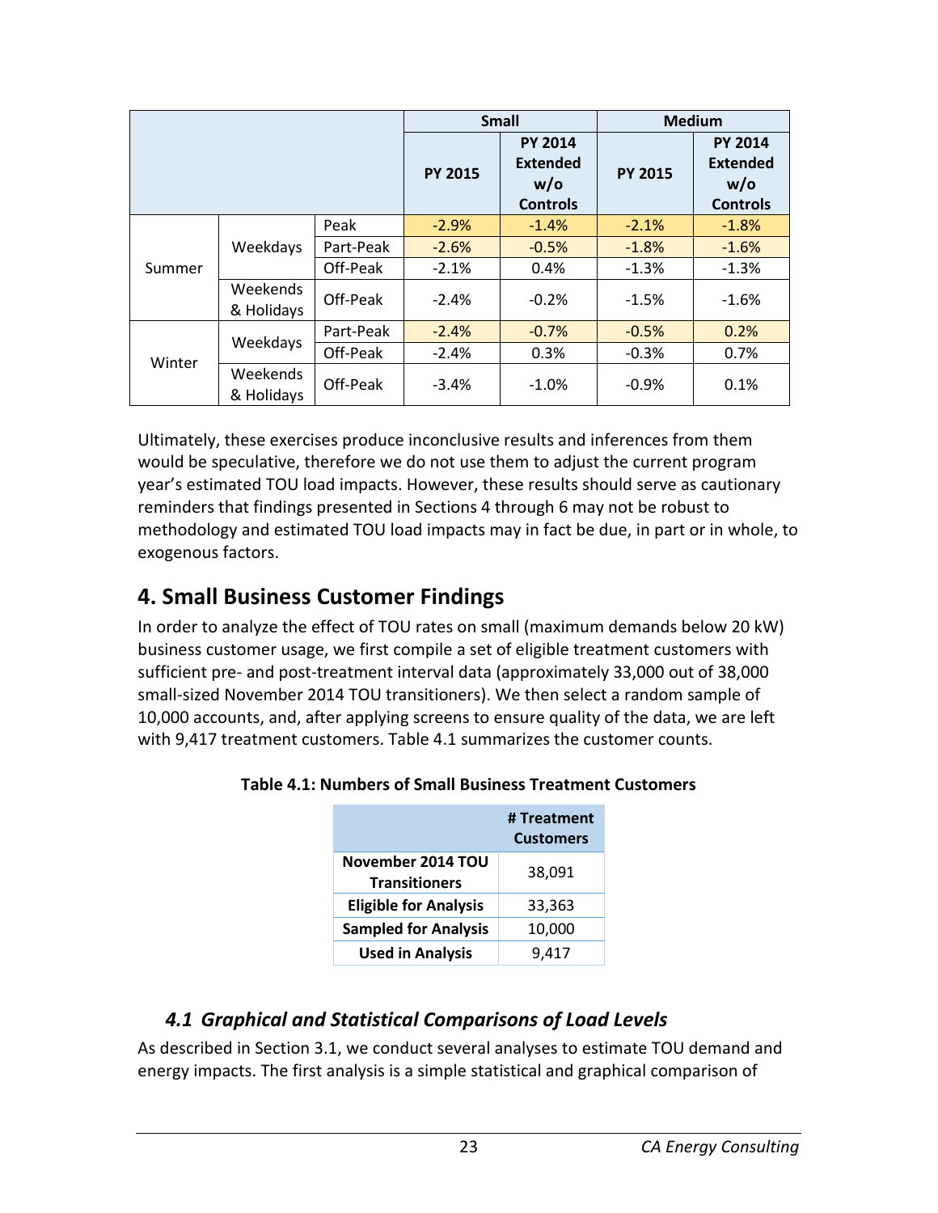| | | | Small | | Medium | |
|---|---|---|---|---|---|---|
| | | | PY 2015 | PY 2014 Extended w/o Controls | PY 2015 | PY 2014 Extended w/o Controls |
| Summer | Weekdays | Peak | -2.9% | -1.4% | -2.1% | -1.8% |
| | | Part-Peak | -2.6% | -0.5% | -1.8% | -1.6% |
| | | Off-Peak | -2.1% | 0.4% | -1.3% | -1.3% |
| | Weekends & Holidays | Off-Peak | -2.4% | -0.2% | -1.5% | -1.6% |
| Winter | Weekdays | Part-Peak | -2.4% | -0.7% | -0.5% | 0.2% |
| | | Off-Peak | -2.4% | 0.3% | -0.3% | 0.7% |
| | Weekends & Holidays | Off-Peak | -3.4% | -1.0% | -0.9% | 0.1% |

Ultimately, these exercises produce inconclusive results and inferences from them would be speculative, therefore we do not use them to adjust the current program year's estimated TOU load impacts. However, these results should serve as cautionary reminders that findings presented in Sections 4 through 6 may not be robust to methodology and estimated TOU load impacts may in fact be due, in part or in whole, to exogenous factors.

# 4. Small Business Customer Findings

In order to analyze the effect of TOU rates on small (maximum demands below 20 kW) business customer usage, we first compile a set of eligible treatment customers with sufficient pre- and post-treatment interval data (approximately 33,000 out of 38,000 small-sized November 2014 TOU transitioners). We then select a random sample of 10,000 accounts, and, after applying screens to ensure quality of the data, we are left with 9,417 treatment customers. Table 4.1 summarizes the customer counts.

**Table 4.1: Numbers of Small Business Treatment Customers**

| | # Treatment Customers |
|---|---|
| **November 2014 TOU Transitioners** | 38,091 |
| **Eligible for Analysis** | 33,363 |
| **Sampled for Analysis** | 10,000 |
| **Used in Analysis** | 9,417 |

## *4.1 Graphical and Statistical Comparisons of Load Levels*

As described in Section 3.1, we conduct several analyses to estimate TOU demand and energy impacts. The first analysis is a simple statistical and graphical comparison of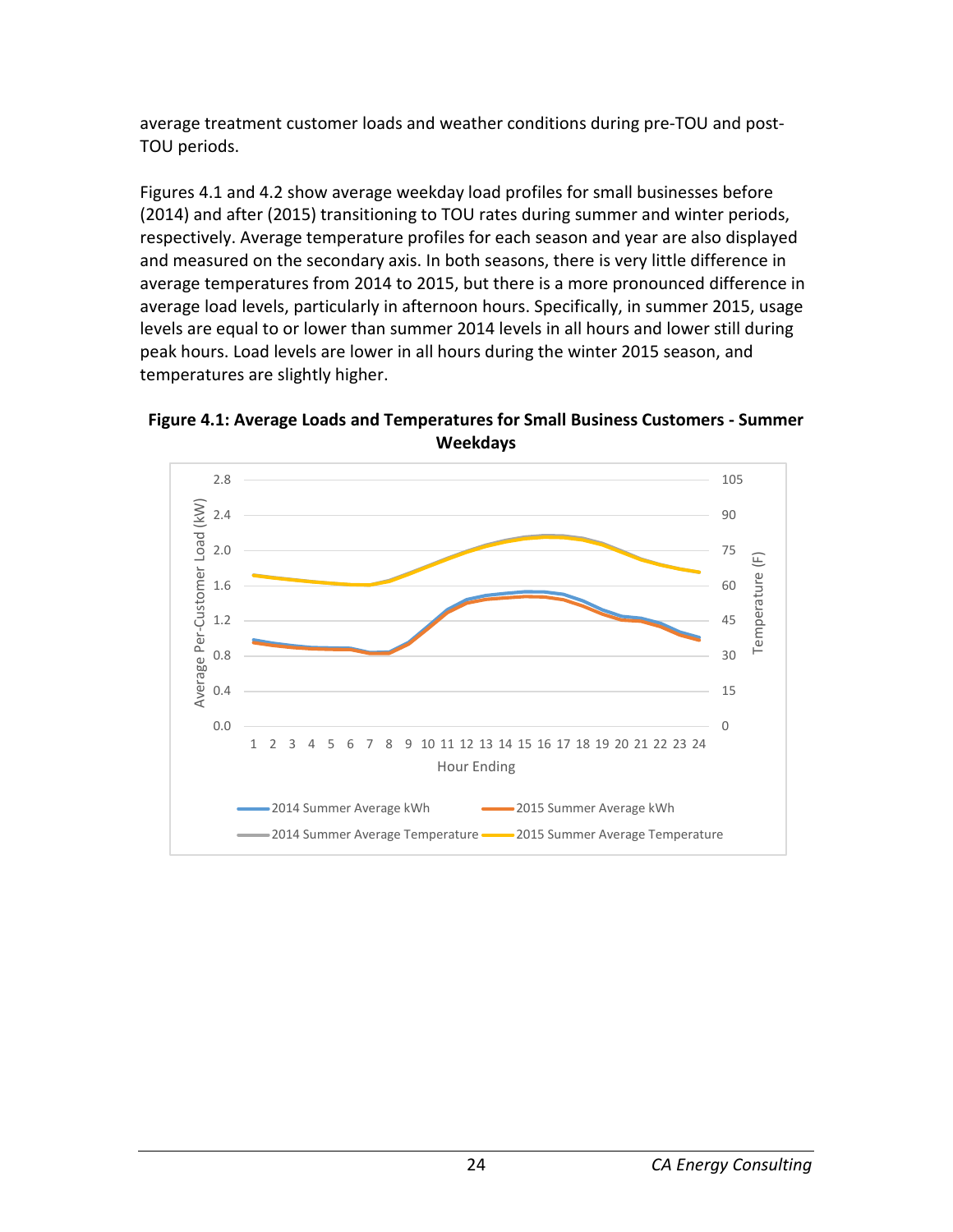average treatment customer loads and weather conditions during pre-TOU and post-TOU periods.

Figures 4.1 and 4.2 show average weekday load profiles for small businesses before (2014) and after (2015) transitioning to TOU rates during summer and winter periods, respectively. Average temperature profiles for each season and year are also displayed and measured on the secondary axis. In both seasons, there is very little difference in average temperatures from 2014 to 2015, but there is a more pronounced difference in average load levels, particularly in afternoon hours. Specifically, in summer 2015, usage levels are equal to or lower than summer 2014 levels in all hours and lower still during peak hours. Load levels are lower in all hours during the winter 2015 season, and temperatures are slightly higher.

**Figure 4.1: Average Loads and Temperatures for Small Business Customers - Summer Weekdays**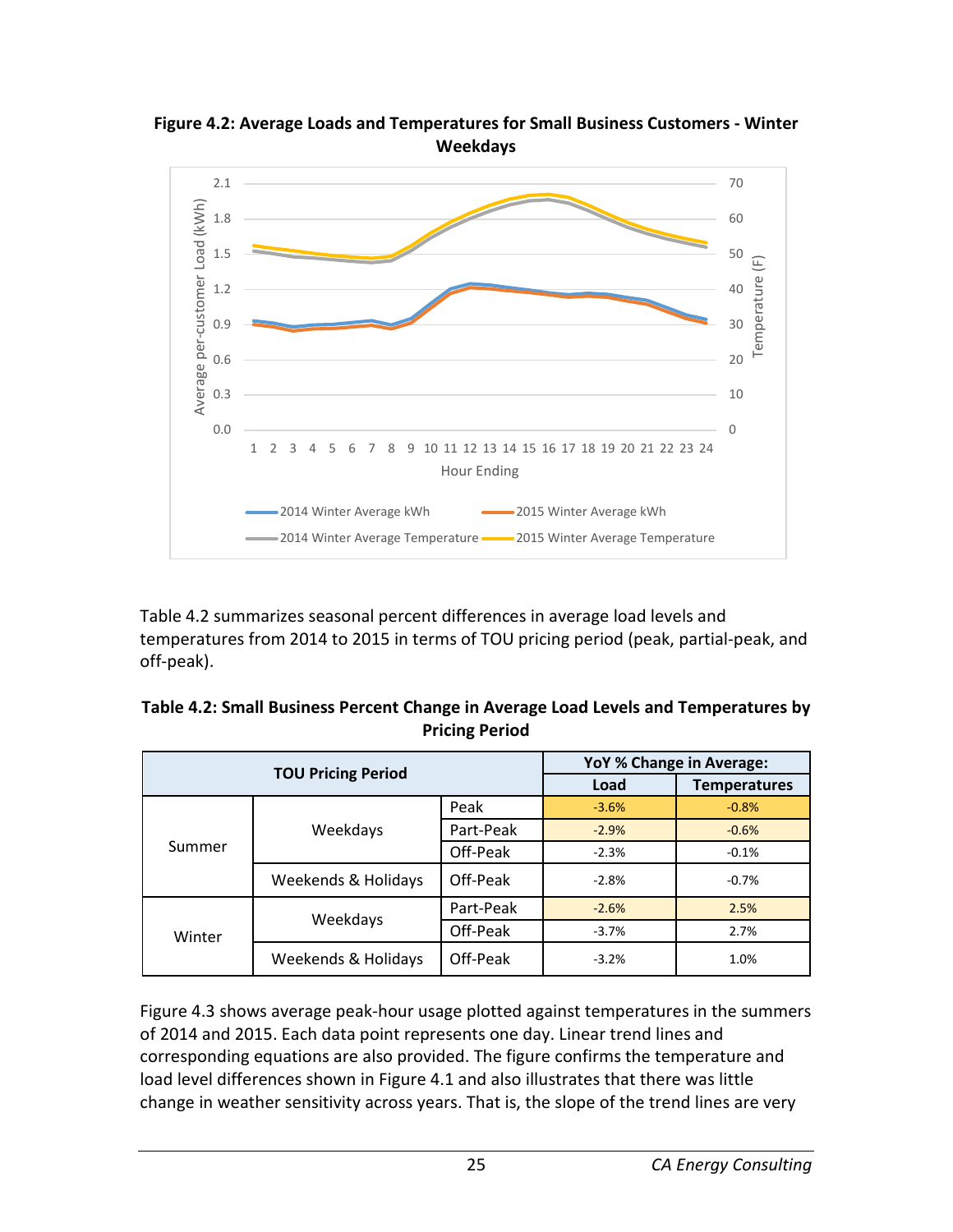**Figure 4.2: Average Loads and Temperatures for Small Business Customers - Winter Weekdays**

Table 4.2 summarizes seasonal percent differences in average load levels and temperatures from 2014 to 2015 in terms of TOU pricing period (peak, partial-peak, and off-peak).

**Table 4.2: Small Business Percent Change in Average Load Levels and Temperatures by Pricing Period**

| TOU Pricing Period | | | YoY % Change in Average: | |
|---|---|---|---|---|
| | | | Load | Temperatures |
| Summer | Weekdays | Peak | -3.6% | -0.8% |
| | | Part-Peak | -2.9% | -0.6% |
| | | Off-Peak | -2.3% | -0.1% |
| | Weekends & Holidays | Off-Peak | -2.8% | -0.7% |
| Winter | Weekdays | Part-Peak | -2.6% | 2.5% |
| | | Off-Peak | -3.7% | 2.7% |
| | Weekends & Holidays | Off-Peak | -3.2% | 1.0% |

Figure 4.3 shows average peak-hour usage plotted against temperatures in the summers of 2014 and 2015. Each data point represents one day. Linear trend lines and corresponding equations are also provided. The figure confirms the temperature and load level differences shown in Figure 4.1 and also illustrates that there was little change in weather sensitivity across years. That is, the slope of the trend lines are very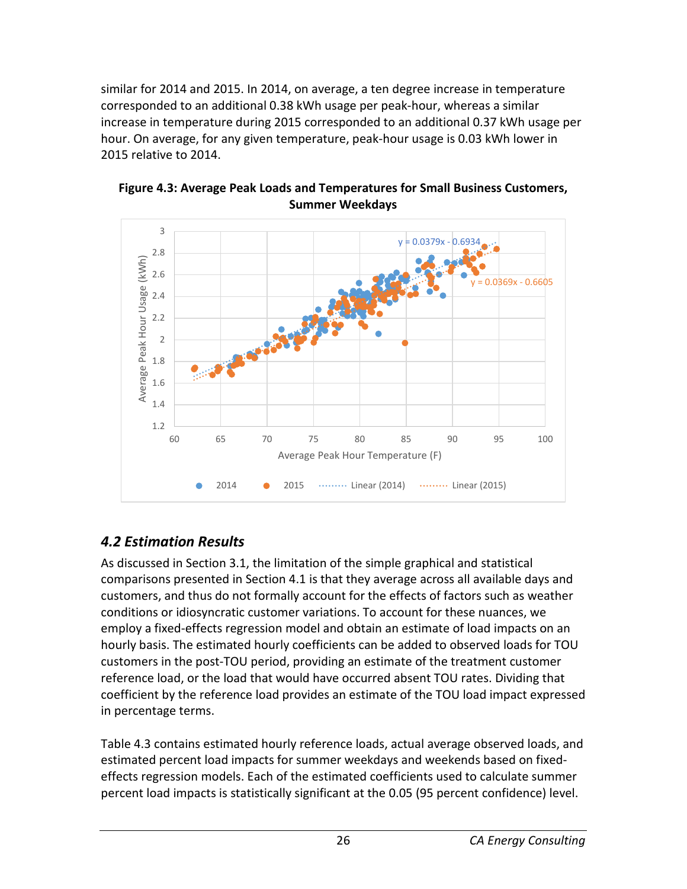similar for 2014 and 2015. In 2014, on average, a ten degree increase in temperature corresponded to an additional 0.38 kWh usage per peak-hour, whereas a similar increase in temperature during 2015 corresponded to an additional 0.37 kWh usage per hour. On average, for any given temperature, peak-hour usage is 0.03 kWh lower in 2015 relative to 2014.

**Figure 4.3: Average Peak Loads and Temperatures for Small Business Customers, Summer Weekdays**

## *4.2 Estimation Results*

As discussed in Section 3.1, the limitation of the simple graphical and statistical comparisons presented in Section 4.1 is that they average across all available days and customers, and thus do not formally account for the effects of factors such as weather conditions or idiosyncratic customer variations. To account for these nuances, we employ a fixed-effects regression model and obtain an estimate of load impacts on an hourly basis. The estimated hourly coefficients can be added to observed loads for TOU customers in the post-TOU period, providing an estimate of the treatment customer reference load, or the load that would have occurred absent TOU rates. Dividing that coefficient by the reference load provides an estimate of the TOU load impact expressed in percentage terms.

Table 4.3 contains estimated hourly reference loads, actual average observed loads, and estimated percent load impacts for summer weekdays and weekends based on fixed-effects regression models. Each of the estimated coefficients used to calculate summer percent load impacts is statistically significant at the 0.05 (95 percent confidence) level.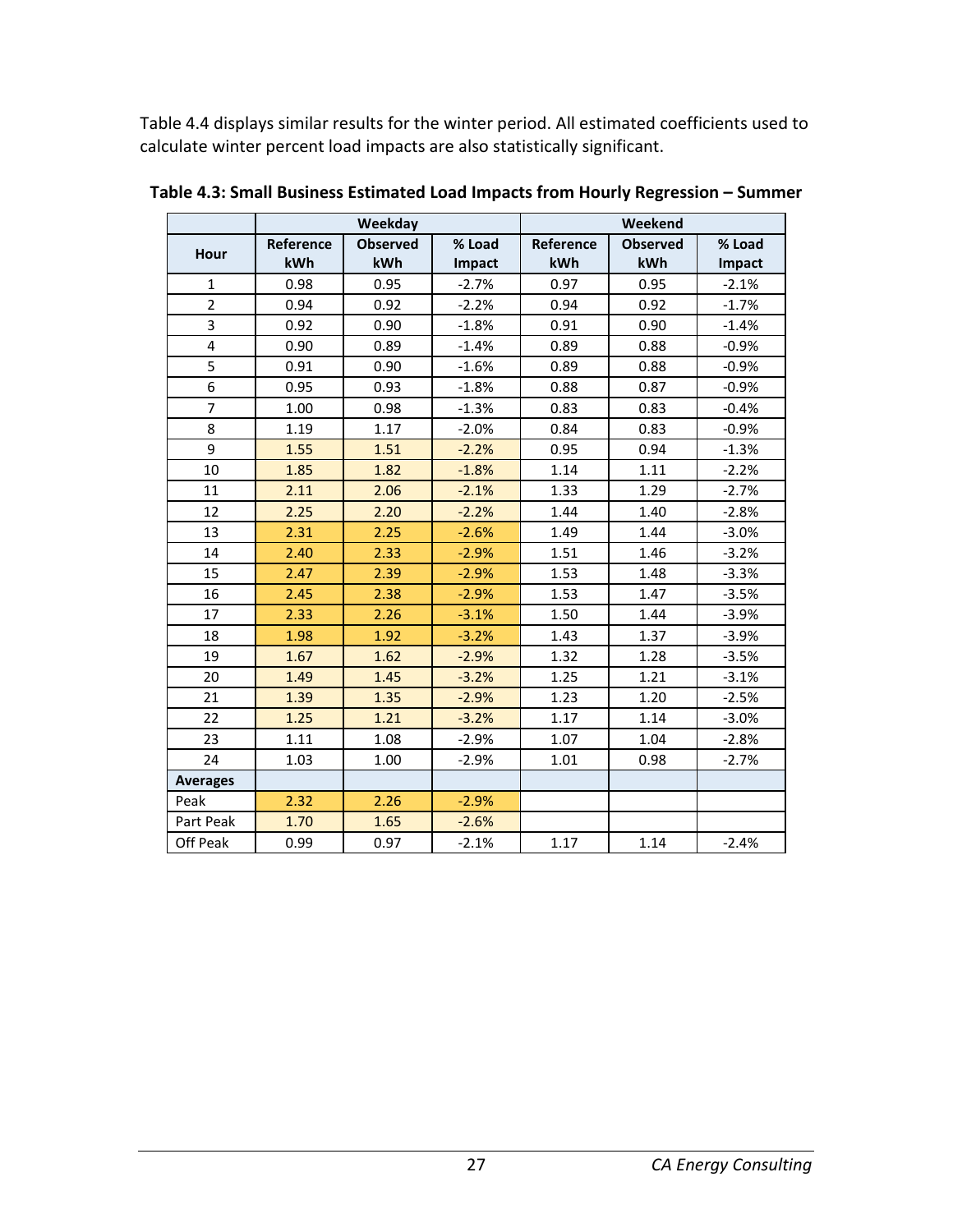Table 4.4 displays similar results for the winter period. All estimated coefficients used to calculate winter percent load impacts are also statistically significant.

**Table 4.3: Small Business Estimated Load Impacts from Hourly Regression – Summer**

| | Weekday | | | Weekend | | |
|---|---|---|---|---|---|---|
| **Hour** | **Reference kWh** | **Observed kWh** | **% Load Impact** | **Reference kWh** | **Observed kWh** | **% Load Impact** |
| 1 | 0.98 | 0.95 | -2.7% | 0.97 | 0.95 | -2.1% |
| 2 | 0.94 | 0.92 | -2.2% | 0.94 | 0.92 | -1.7% |
| 3 | 0.92 | 0.90 | -1.8% | 0.91 | 0.90 | -1.4% |
| 4 | 0.90 | 0.89 | -1.4% | 0.89 | 0.88 | -0.9% |
| 5 | 0.91 | 0.90 | -1.6% | 0.89 | 0.88 | -0.9% |
| 6 | 0.95 | 0.93 | -1.8% | 0.88 | 0.87 | -0.9% |
| 7 | 1.00 | 0.98 | -1.3% | 0.83 | 0.83 | -0.4% |
| 8 | 1.19 | 1.17 | -2.0% | 0.84 | 0.83 | -0.9% |
| 9 | 1.55 | 1.51 | -2.2% | 0.95 | 0.94 | -1.3% |
| 10 | 1.85 | 1.82 | -1.8% | 1.14 | 1.11 | -2.2% |
| 11 | 2.11 | 2.06 | -2.1% | 1.33 | 1.29 | -2.7% |
| 12 | 2.25 | 2.20 | -2.2% | 1.44 | 1.40 | -2.8% |
| 13 | 2.31 | 2.25 | -2.6% | 1.49 | 1.44 | -3.0% |
| 14 | 2.40 | 2.33 | -2.9% | 1.51 | 1.46 | -3.2% |
| 15 | 2.47 | 2.39 | -2.9% | 1.53 | 1.48 | -3.3% |
| 16 | 2.45 | 2.38 | -2.9% | 1.53 | 1.47 | -3.5% |
| 17 | 2.33 | 2.26 | -3.1% | 1.50 | 1.44 | -3.9% |
| 18 | 1.98 | 1.92 | -3.2% | 1.43 | 1.37 | -3.9% |
| 19 | 1.67 | 1.62 | -2.9% | 1.32 | 1.28 | -3.5% |
| 20 | 1.49 | 1.45 | -3.2% | 1.25 | 1.21 | -3.1% |
| 21 | 1.39 | 1.35 | -2.9% | 1.23 | 1.20 | -2.5% |
| 22 | 1.25 | 1.21 | -3.2% | 1.17 | 1.14 | -3.0% |
| 23 | 1.11 | 1.08 | -2.9% | 1.07 | 1.04 | -2.8% |
| 24 | 1.03 | 1.00 | -2.9% | 1.01 | 0.98 | -2.7% |
| **Averages** | | | | | | |
| Peak | 2.32 | 2.26 | -2.9% | | | |
| Part Peak | 1.70 | 1.65 | -2.6% | | | |
| Off Peak | 0.99 | 0.97 | -2.1% | 1.17 | 1.14 | -2.4% |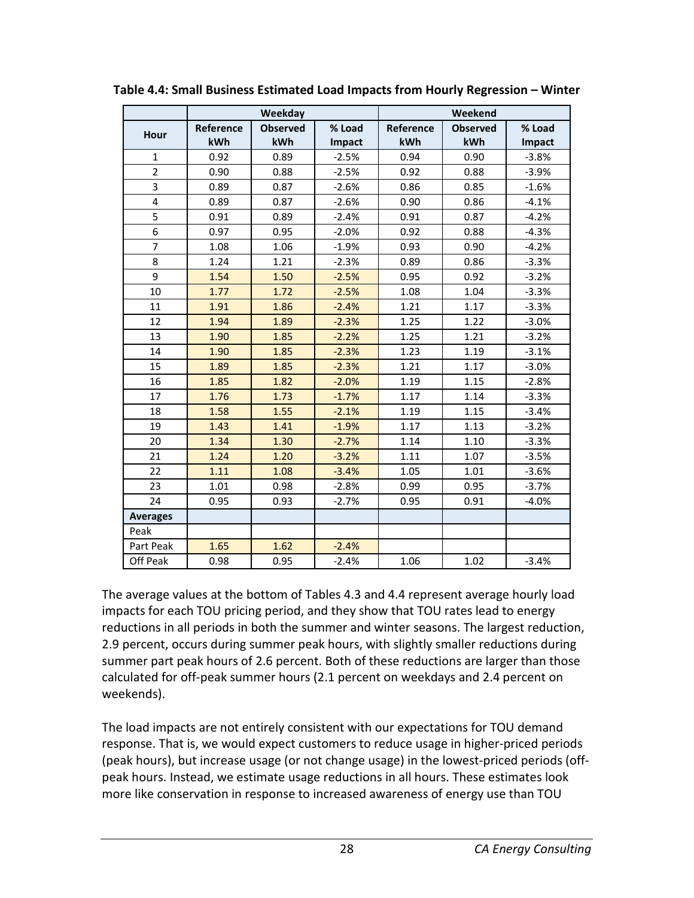**Table 4.4: Small Business Estimated Load Impacts from Hourly Regression – Winter**

| | Weekday | | | Weekend | | |
|---|---|---|---|---|---|---|
| Hour | Reference kWh | Observed kWh | % Load Impact | Reference kWh | Observed kWh | % Load Impact |
| 1 | 0.92 | 0.89 | -2.5% | 0.94 | 0.90 | -3.8% |
| 2 | 0.90 | 0.88 | -2.5% | 0.92 | 0.88 | -3.9% |
| 3 | 0.89 | 0.87 | -2.6% | 0.86 | 0.85 | -1.6% |
| 4 | 0.89 | 0.87 | -2.6% | 0.90 | 0.86 | -4.1% |
| 5 | 0.91 | 0.89 | -2.4% | 0.91 | 0.87 | -4.2% |
| 6 | 0.97 | 0.95 | -2.0% | 0.92 | 0.88 | -4.3% |
| 7 | 1.08 | 1.06 | -1.9% | 0.93 | 0.90 | -4.2% |
| 8 | 1.24 | 1.21 | -2.3% | 0.89 | 0.86 | -3.3% |
| 9 | 1.54 | 1.50 | -2.5% | 0.95 | 0.92 | -3.2% |
| 10 | 1.77 | 1.72 | -2.5% | 1.08 | 1.04 | -3.3% |
| 11 | 1.91 | 1.86 | -2.4% | 1.21 | 1.17 | -3.3% |
| 12 | 1.94 | 1.89 | -2.3% | 1.25 | 1.22 | -3.0% |
| 13 | 1.90 | 1.85 | -2.2% | 1.25 | 1.21 | -3.2% |
| 14 | 1.90 | 1.85 | -2.3% | 1.23 | 1.19 | -3.1% |
| 15 | 1.89 | 1.85 | -2.3% | 1.21 | 1.17 | -3.0% |
| 16 | 1.85 | 1.82 | -2.0% | 1.19 | 1.15 | -2.8% |
| 17 | 1.76 | 1.73 | -1.7% | 1.17 | 1.14 | -3.3% |
| 18 | 1.58 | 1.55 | -2.1% | 1.19 | 1.15 | -3.4% |
| 19 | 1.43 | 1.41 | -1.9% | 1.17 | 1.13 | -3.2% |
| 20 | 1.34 | 1.30 | -2.7% | 1.14 | 1.10 | -3.3% |
| 21 | 1.24 | 1.20 | -3.2% | 1.11 | 1.07 | -3.5% |
| 22 | 1.11 | 1.08 | -3.4% | 1.05 | 1.01 | -3.6% |
| 23 | 1.01 | 0.98 | -2.8% | 0.99 | 0.95 | -3.7% |
| 24 | 0.95 | 0.93 | -2.7% | 0.95 | 0.91 | -4.0% |
| **Averages** | | | | | | |
| Peak | | | | | | |
| Part Peak | 1.65 | 1.62 | -2.4% | | | |
| Off Peak | 0.98 | 0.95 | -2.4% | 1.06 | 1.02 | -3.4% |

The average values at the bottom of Tables 4.3 and 4.4 represent average hourly load impacts for each TOU pricing period, and they show that TOU rates lead to energy reductions in all periods in both the summer and winter seasons. The largest reduction, 2.9 percent, occurs during summer peak hours, with slightly smaller reductions during summer part peak hours of 2.6 percent. Both of these reductions are larger than those calculated for off-peak summer hours (2.1 percent on weekdays and 2.4 percent on weekends).

The load impacts are not entirely consistent with our expectations for TOU demand response. That is, we would expect customers to reduce usage in higher-priced periods (peak hours), but increase usage (or not change usage) in the lowest-priced periods (off-peak hours. Instead, we estimate usage reductions in all hours. These estimates look more like conservation in response to increased awareness of energy use than TOU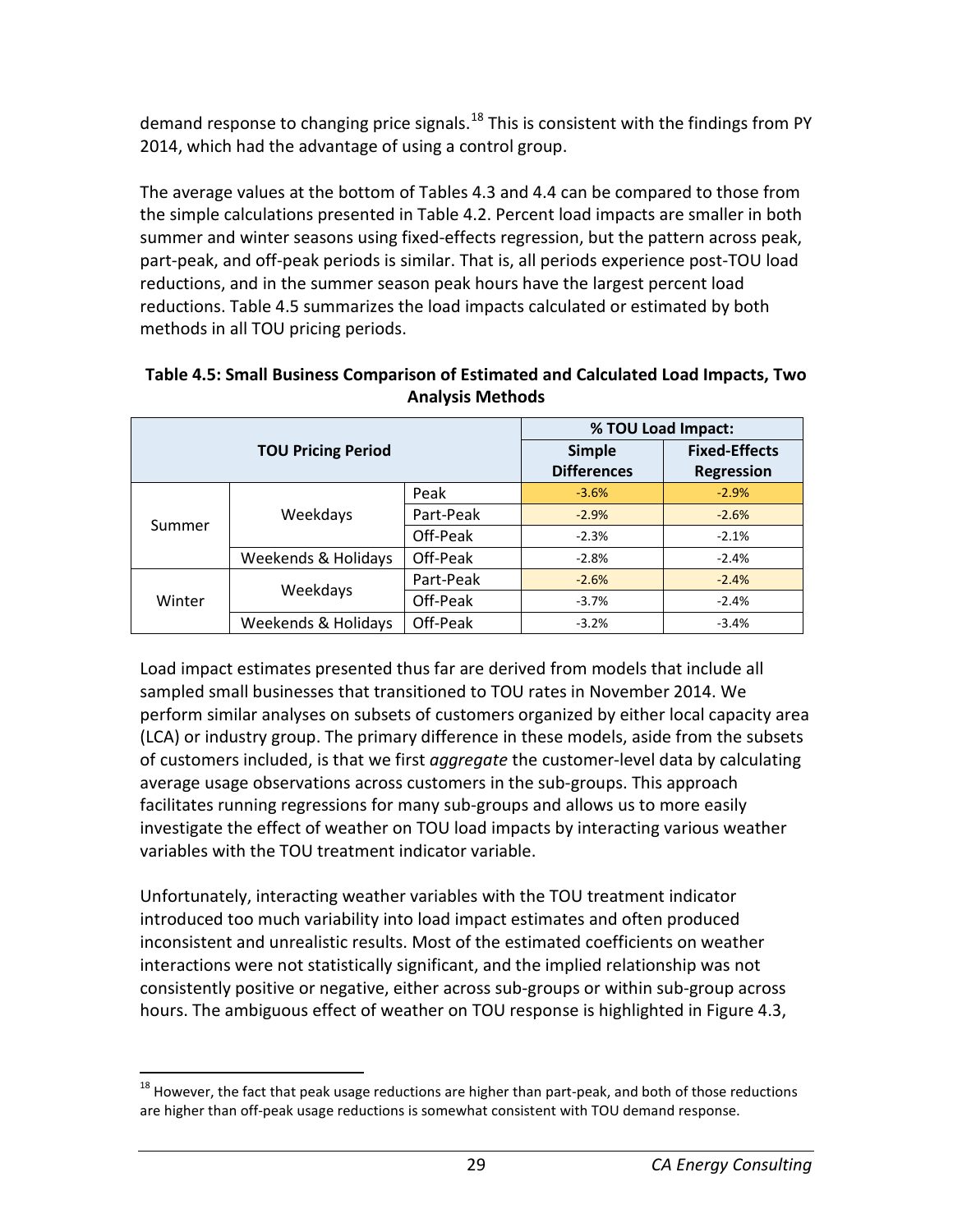demand response to changing price signals.[18] This is consistent with the findings from PY 2014, which had the advantage of using a control group.

The average values at the bottom of Tables 4.3 and 4.4 can be compared to those from the simple calculations presented in Table 4.2. Percent load impacts are smaller in both summer and winter seasons using fixed-effects regression, but the pattern across peak, part-peak, and off-peak periods is similar. That is, all periods experience post-TOU load reductions, and in the summer season peak hours have the largest percent load reductions. Table 4.5 summarizes the load impacts calculated or estimated by both methods in all TOU pricing periods.

**Table 4.5: Small Business Comparison of Estimated and Calculated Load Impacts, Two Analysis Methods**

| TOU Pricing Period | | | % TOU Load Impact: | |
|---|---|---|---|---|
| | | | Simple Differences | Fixed-Effects Regression |
| Summer | Weekdays | Peak | -3.6% | -2.9% |
| | | Part-Peak | -2.9% | -2.6% |
| | | Off-Peak | -2.3% | -2.1% |
| | Weekends & Holidays | Off-Peak | -2.8% | -2.4% |
| Winter | Weekdays | Part-Peak | -2.6% | -2.4% |
| | | Off-Peak | -3.7% | -2.4% |
| | Weekends & Holidays | Off-Peak | -3.2% | -3.4% |

Load impact estimates presented thus far are derived from models that include all sampled small businesses that transitioned to TOU rates in November 2014. We perform similar analyses on subsets of customers organized by either local capacity area (LCA) or industry group. The primary difference in these models, aside from the subsets of customers included, is that we first *aggregate* the customer-level data by calculating average usage observations across customers in the sub-groups. This approach facilitates running regressions for many sub-groups and allows us to more easily investigate the effect of weather on TOU load impacts by interacting various weather variables with the TOU treatment indicator variable.

Unfortunately, interacting weather variables with the TOU treatment indicator introduced too much variability into load impact estimates and often produced inconsistent and unrealistic results. Most of the estimated coefficients on weather interactions were not statistically significant, and the implied relationship was not consistently positive or negative, either across sub-groups or within sub-group across hours. The ambiguous effect of weather on TOU response is highlighted in Figure 4.3,

[18] However, the fact that peak usage reductions are higher than part-peak, and both of those reductions are higher than off-peak usage reductions is somewhat consistent with TOU demand response.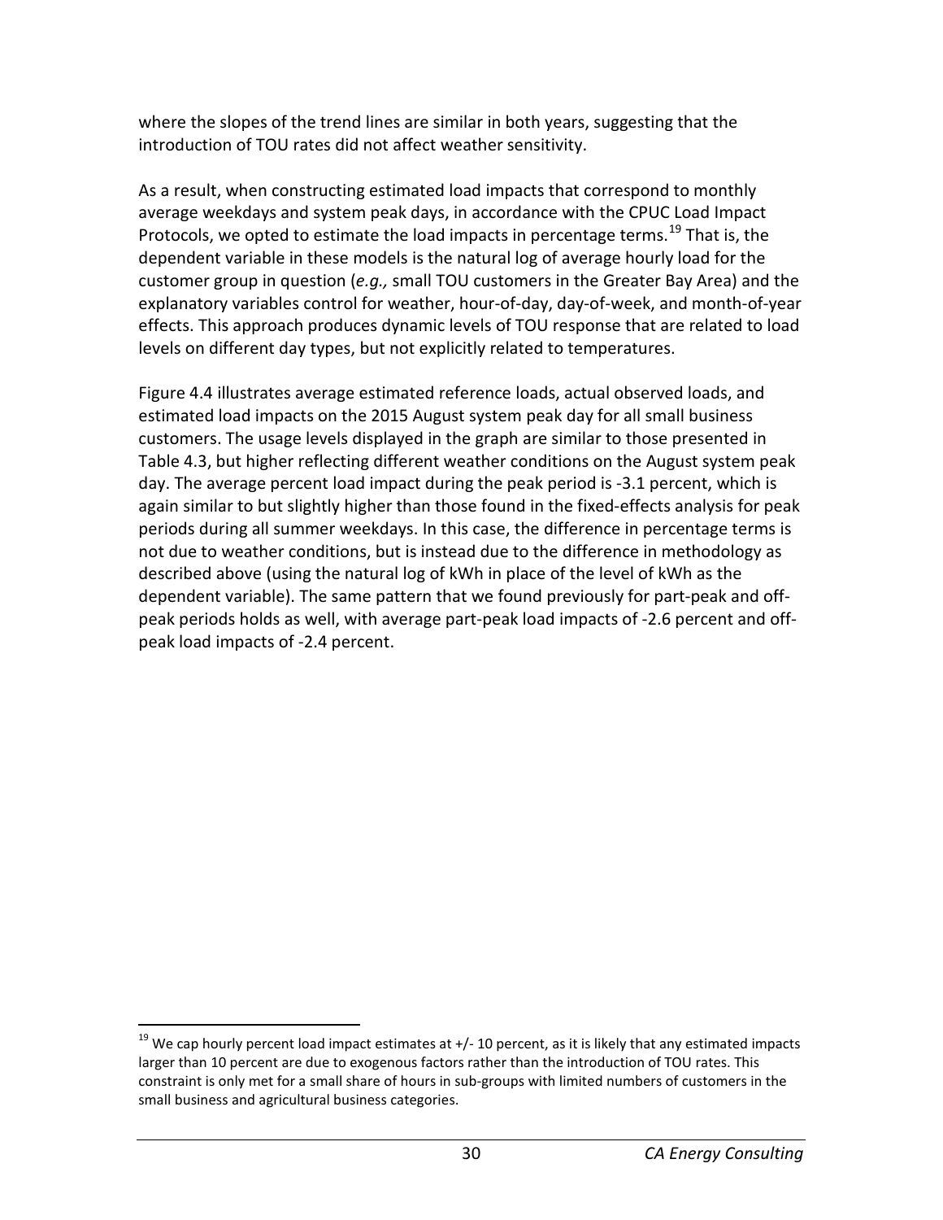where the slopes of the trend lines are similar in both years, suggesting that the introduction of TOU rates did not affect weather sensitivity.

As a result, when constructing estimated load impacts that correspond to monthly average weekdays and system peak days, in accordance with the CPUC Load Impact Protocols, we opted to estimate the load impacts in percentage terms.[19] That is, the dependent variable in these models is the natural log of average hourly load for the customer group in question (*e.g.,* small TOU customers in the Greater Bay Area) and the explanatory variables control for weather, hour-of-day, day-of-week, and month-of-year effects. This approach produces dynamic levels of TOU response that are related to load levels on different day types, but not explicitly related to temperatures.

Figure 4.4 illustrates average estimated reference loads, actual observed loads, and estimated load impacts on the 2015 August system peak day for all small business customers. The usage levels displayed in the graph are similar to those presented in Table 4.3, but higher reflecting different weather conditions on the August system peak day. The average percent load impact during the peak period is -3.1 percent, which is again similar to but slightly higher than those found in the fixed-effects analysis for peak periods during all summer weekdays. In this case, the difference in percentage terms is not due to weather conditions, but is instead due to the difference in methodology as described above (using the natural log of kWh in place of the level of kWh as the dependent variable). The same pattern that we found previously for part-peak and off-peak periods holds as well, with average part-peak load impacts of -2.6 percent and off-peak load impacts of -2.4 percent.

[19] We cap hourly percent load impact estimates at +/- 10 percent, as it is likely that any estimated impacts larger than 10 percent are due to exogenous factors rather than the introduction of TOU rates. This constraint is only met for a small share of hours in sub-groups with limited numbers of customers in the small business and agricultural business categories.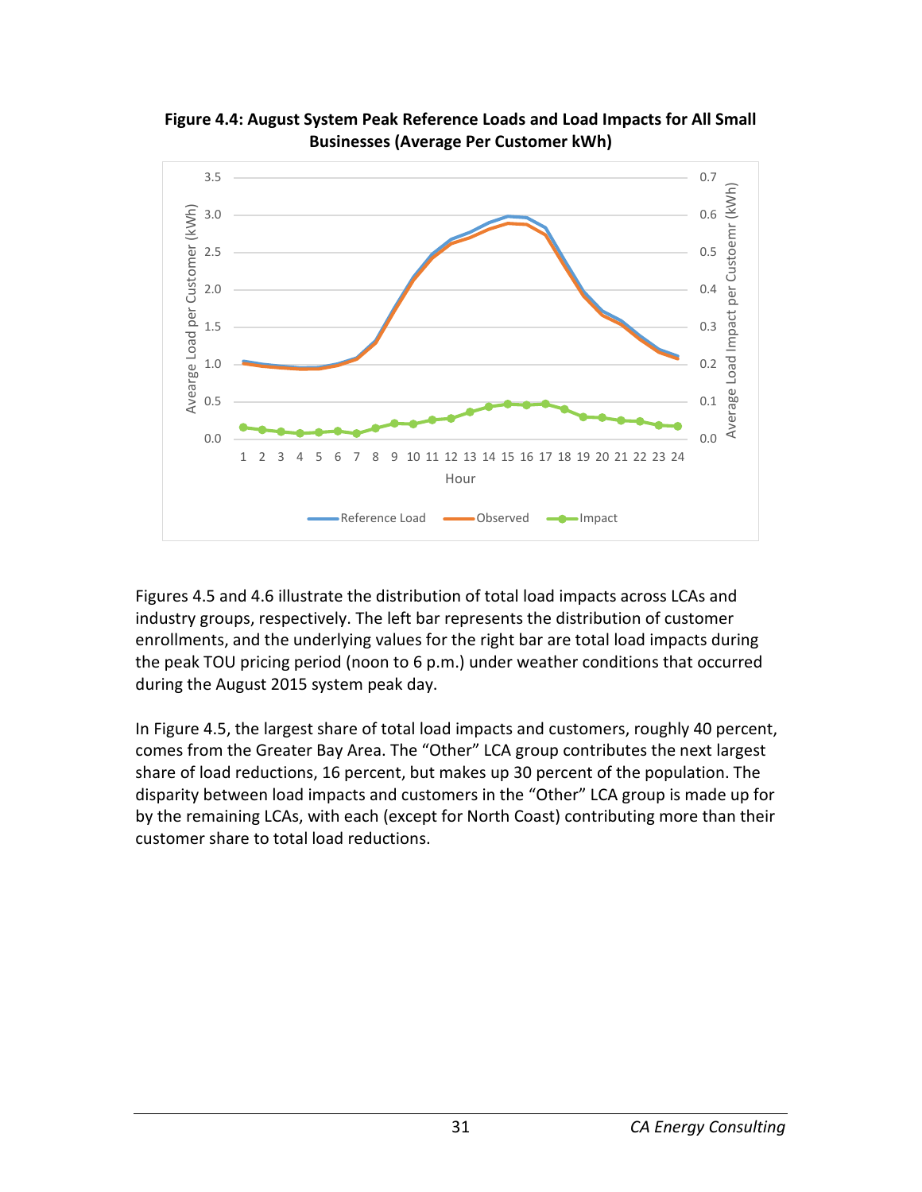**Figure 4.4: August System Peak Reference Loads and Load Impacts for All Small Businesses (Average Per Customer kWh)**

Figures 4.5 and 4.6 illustrate the distribution of total load impacts across LCAs and industry groups, respectively. The left bar represents the distribution of customer enrollments, and the underlying values for the right bar are total load impacts during the peak TOU pricing period (noon to 6 p.m.) under weather conditions that occurred during the August 2015 system peak day.

In Figure 4.5, the largest share of total load impacts and customers, roughly 40 percent, comes from the Greater Bay Area. The "Other" LCA group contributes the next largest share of load reductions, 16 percent, but makes up 30 percent of the population. The disparity between load impacts and customers in the "Other" LCA group is made up for by the remaining LCAs, with each (except for North Coast) contributing more than their customer share to total load reductions.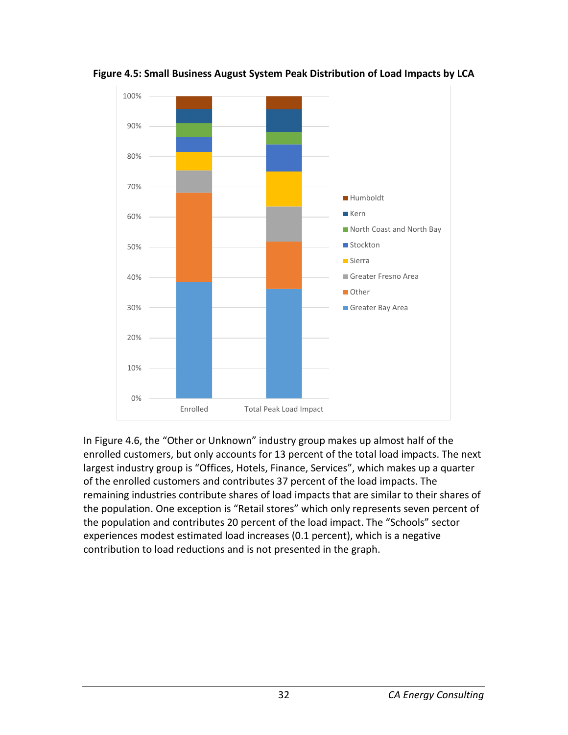**Figure 4.5: Small Business August System Peak Distribution of Load Impacts by LCA**

In Figure 4.6, the “Other or Unknown” industry group makes up almost half of the enrolled customers, but only accounts for 13 percent of the total load impacts. The next largest industry group is “Offices, Hotels, Finance, Services”, which makes up a quarter of the enrolled customers and contributes 37 percent of the load impacts. The remaining industries contribute shares of load impacts that are similar to their shares of the population. One exception is “Retail stores” which only represents seven percent of the population and contributes 20 percent of the load impact. The “Schools” sector experiences modest estimated load increases (0.1 percent), which is a negative contribution to load reductions and is not presented in the graph.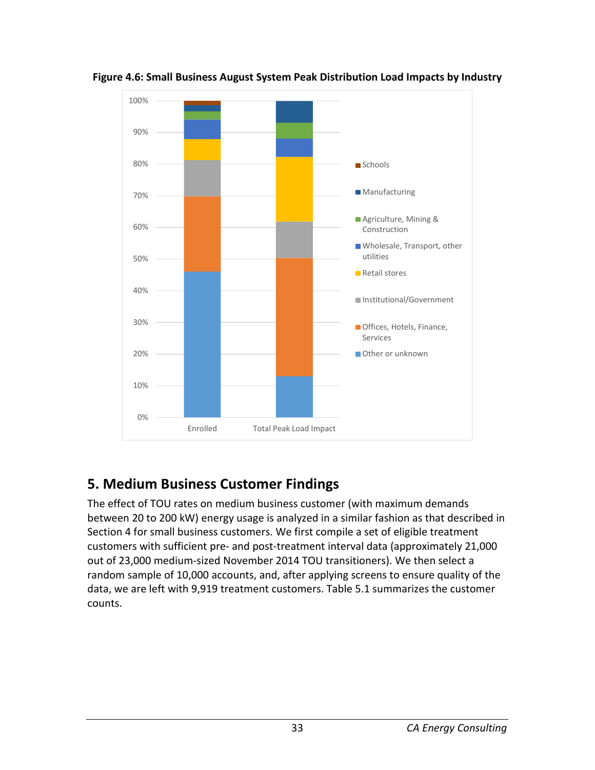**Figure 4.6: Small Business August System Peak Distribution Load Impacts by Industry**

# 5. Medium Business Customer Findings

The effect of TOU rates on medium business customer (with maximum demands between 20 to 200 kW) energy usage is analyzed in a similar fashion as that described in Section 4 for small business customers. We first compile a set of eligible treatment customers with sufficient pre- and post-treatment interval data (approximately 21,000 out of 23,000 medium-sized November 2014 TOU transitioners). We then select a random sample of 10,000 accounts, and, after applying screens to ensure quality of the data, we are left with 9,919 treatment customers. Table 5.1 summarizes the customer counts.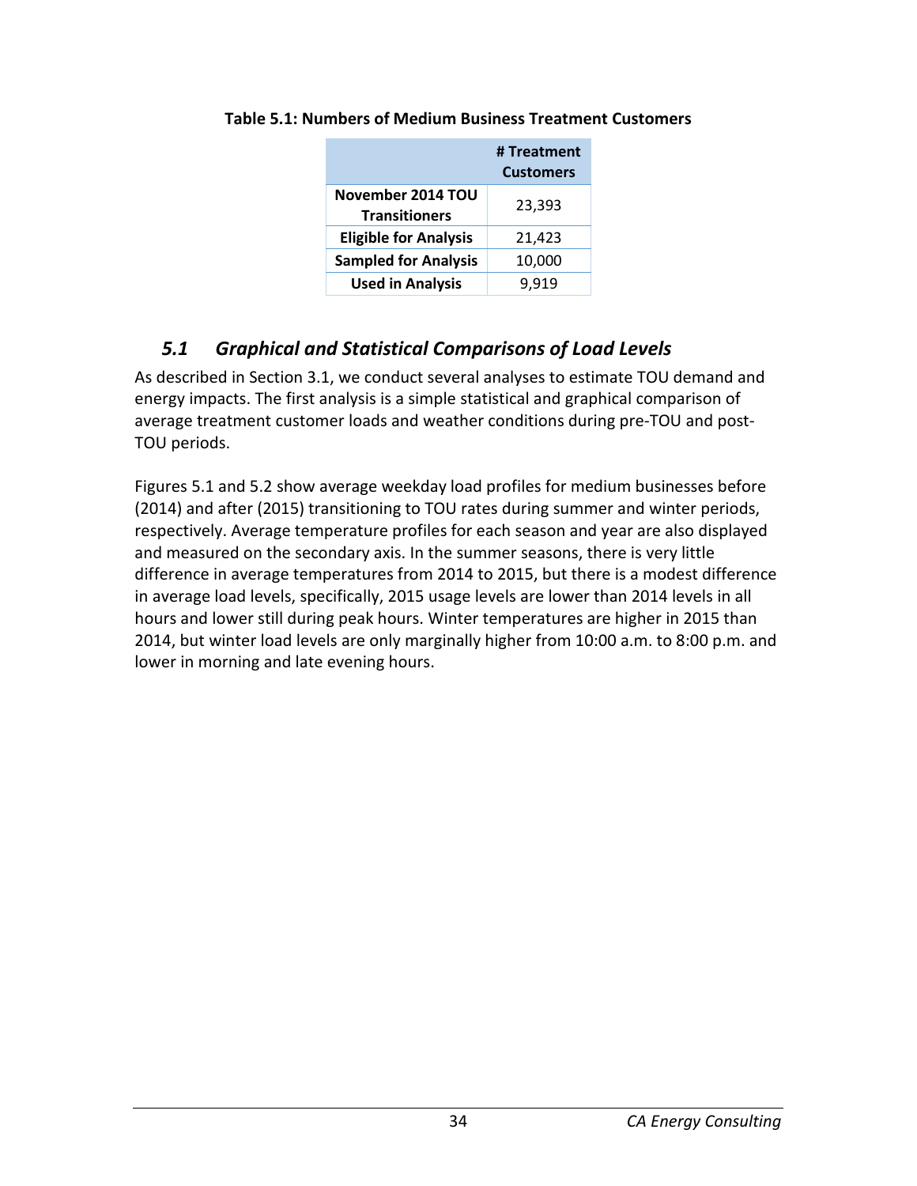**Table 5.1: Numbers of Medium Business Treatment Customers**

| | # Treatment Customers |
|---|---|
| **November 2014 TOU Transitioners** | 23,393 |
| **Eligible for Analysis** | 21,423 |
| **Sampled for Analysis** | 10,000 |
| **Used in Analysis** | 9,919 |

## *5.1 Graphical and Statistical Comparisons of Load Levels*

As described in Section 3.1, we conduct several analyses to estimate TOU demand and energy impacts. The first analysis is a simple statistical and graphical comparison of average treatment customer loads and weather conditions during pre-TOU and post-TOU periods.

Figures 5.1 and 5.2 show average weekday load profiles for medium businesses before (2014) and after (2015) transitioning to TOU rates during summer and winter periods, respectively. Average temperature profiles for each season and year are also displayed and measured on the secondary axis. In the summer seasons, there is very little difference in average temperatures from 2014 to 2015, but there is a modest difference in average load levels, specifically, 2015 usage levels are lower than 2014 levels in all hours and lower still during peak hours. Winter temperatures are higher in 2015 than 2014, but winter load levels are only marginally higher from 10:00 a.m. to 8:00 p.m. and lower in morning and late evening hours.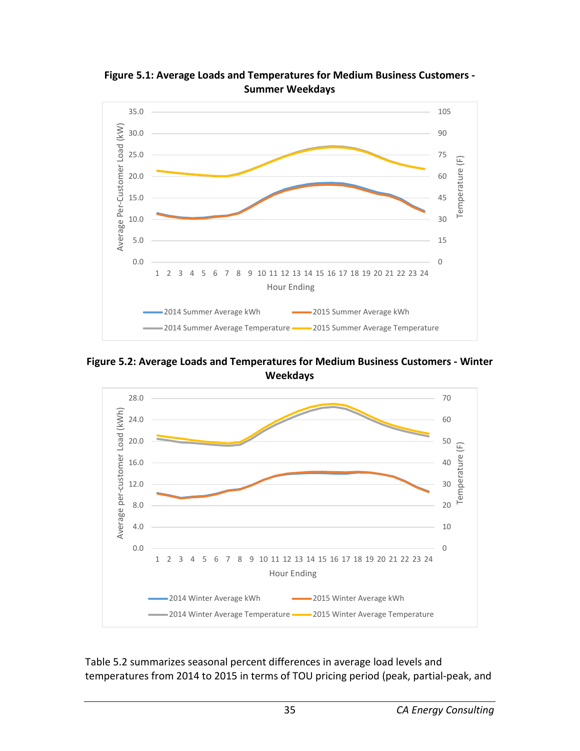**Figure 5.1: Average Loads and Temperatures for Medium Business Customers - Summer Weekdays**

**Figure 5.2: Average Loads and Temperatures for Medium Business Customers - Winter Weekdays**

Table 5.2 summarizes seasonal percent differences in average load levels and temperatures from 2014 to 2015 in terms of TOU pricing period (peak, partial-peak, and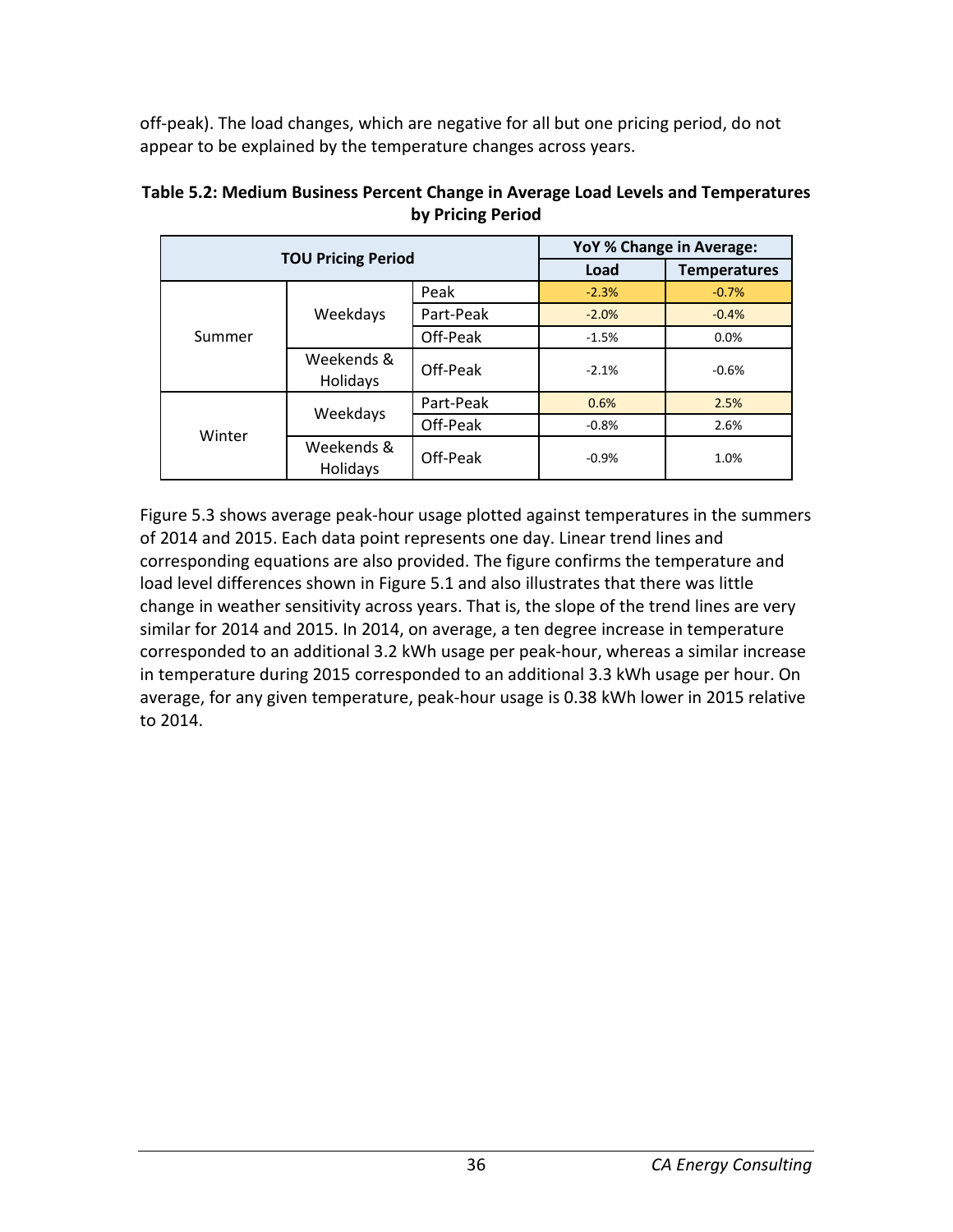off-peak). The load changes, which are negative for all but one pricing period, do not appear to be explained by the temperature changes across years.

**Table 5.2: Medium Business Percent Change in Average Load Levels and Temperatures by Pricing Period**

| TOU Pricing Period | | | YoY % Change in Average: | |
|---|---|---|---|---|
| | | | Load | Temperatures |
| Summer | Weekdays | Peak | -2.3% | -0.7% |
| | | Part-Peak | -2.0% | -0.4% |
| | | Off-Peak | -1.5% | 0.0% |
| | Weekends & Holidays | Off-Peak | -2.1% | -0.6% |
| Winter | Weekdays | Part-Peak | 0.6% | 2.5% |
| | | Off-Peak | -0.8% | 2.6% |
| | Weekends & Holidays | Off-Peak | -0.9% | 1.0% |

Figure 5.3 shows average peak-hour usage plotted against temperatures in the summers of 2014 and 2015. Each data point represents one day. Linear trend lines and corresponding equations are also provided. The figure confirms the temperature and load level differences shown in Figure 5.1 and also illustrates that there was little change in weather sensitivity across years. That is, the slope of the trend lines are very similar for 2014 and 2015. In 2014, on average, a ten degree increase in temperature corresponded to an additional 3.2 kWh usage per peak-hour, whereas a similar increase in temperature during 2015 corresponded to an additional 3.3 kWh usage per hour. On average, for any given temperature, peak-hour usage is 0.38 kWh lower in 2015 relative to 2014.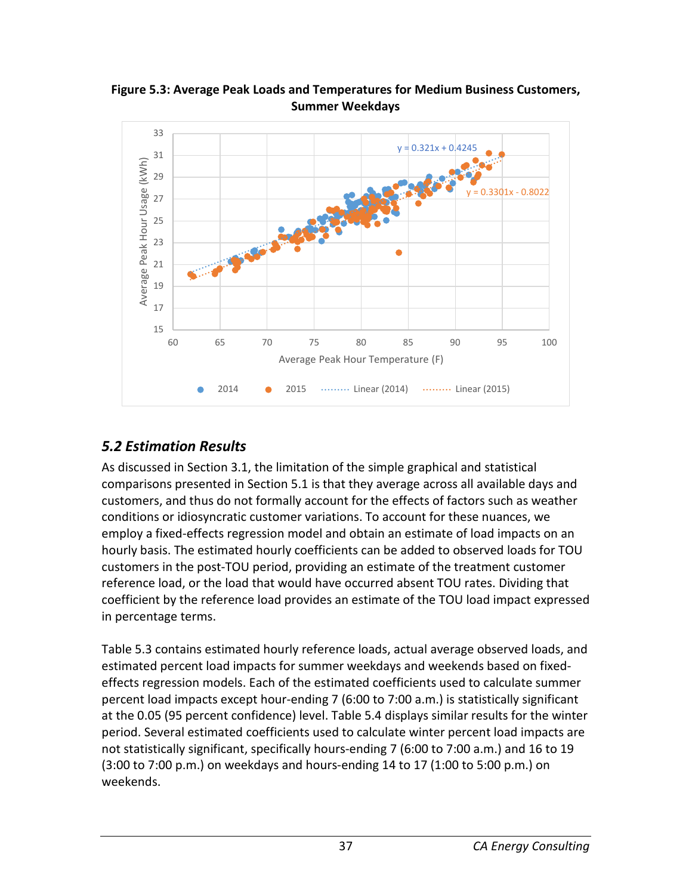**Figure 5.3: Average Peak Loads and Temperatures for Medium Business Customers, Summer Weekdays**

## 5.2 Estimation Results

As discussed in Section 3.1, the limitation of the simple graphical and statistical comparisons presented in Section 5.1 is that they average across all available days and customers, and thus do not formally account for the effects of factors such as weather conditions or idiosyncratic customer variations. To account for these nuances, we employ a fixed-effects regression model and obtain an estimate of load impacts on an hourly basis. The estimated hourly coefficients can be added to observed loads for TOU customers in the post-TOU period, providing an estimate of the treatment customer reference load, or the load that would have occurred absent TOU rates. Dividing that coefficient by the reference load provides an estimate of the TOU load impact expressed in percentage terms.

Table 5.3 contains estimated hourly reference loads, actual average observed loads, and estimated percent load impacts for summer weekdays and weekends based on fixed-effects regression models. Each of the estimated coefficients used to calculate summer percent load impacts except hour-ending 7 (6:00 to 7:00 a.m.) is statistically significant at the 0.05 (95 percent confidence) level. Table 5.4 displays similar results for the winter period. Several estimated coefficients used to calculate winter percent load impacts are not statistically significant, specifically hours-ending 7 (6:00 to 7:00 a.m.) and 16 to 19 (3:00 to 7:00 p.m.) on weekdays and hours-ending 14 to 17 (1:00 to 5:00 p.m.) on weekends.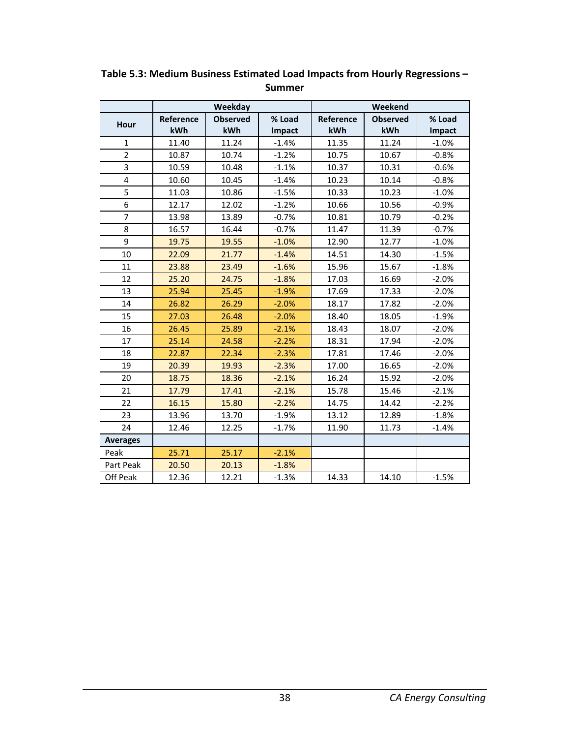**Table 5.3: Medium Business Estimated Load Impacts from Hourly Regressions – Summer**

| | Weekday | | | Weekend | | |
|---|---|---|---|---|---|---|
| Hour | Reference kWh | Observed kWh | % Load Impact | Reference kWh | Observed kWh | % Load Impact |
| 1 | 11.40 | 11.24 | -1.4% | 11.35 | 11.24 | -1.0% |
| 2 | 10.87 | 10.74 | -1.2% | 10.75 | 10.67 | -0.8% |
| 3 | 10.59 | 10.48 | -1.1% | 10.37 | 10.31 | -0.6% |
| 4 | 10.60 | 10.45 | -1.4% | 10.23 | 10.14 | -0.8% |
| 5 | 11.03 | 10.86 | -1.5% | 10.33 | 10.23 | -1.0% |
| 6 | 12.17 | 12.02 | -1.2% | 10.66 | 10.56 | -0.9% |
| 7 | 13.98 | 13.89 | -0.7% | 10.81 | 10.79 | -0.2% |
| 8 | 16.57 | 16.44 | -0.7% | 11.47 | 11.39 | -0.7% |
| 9 | 19.75 | 19.55 | -1.0% | 12.90 | 12.77 | -1.0% |
| 10 | 22.09 | 21.77 | -1.4% | 14.51 | 14.30 | -1.5% |
| 11 | 23.88 | 23.49 | -1.6% | 15.96 | 15.67 | -1.8% |
| 12 | 25.20 | 24.75 | -1.8% | 17.03 | 16.69 | -2.0% |
| 13 | 25.94 | 25.45 | -1.9% | 17.69 | 17.33 | -2.0% |
| 14 | 26.82 | 26.29 | -2.0% | 18.17 | 17.82 | -2.0% |
| 15 | 27.03 | 26.48 | -2.0% | 18.40 | 18.05 | -1.9% |
| 16 | 26.45 | 25.89 | -2.1% | 18.43 | 18.07 | -2.0% |
| 17 | 25.14 | 24.58 | -2.2% | 18.31 | 17.94 | -2.0% |
| 18 | 22.87 | 22.34 | -2.3% | 17.81 | 17.46 | -2.0% |
| 19 | 20.39 | 19.93 | -2.3% | 17.00 | 16.65 | -2.0% |
| 20 | 18.75 | 18.36 | -2.1% | 16.24 | 15.92 | -2.0% |
| 21 | 17.79 | 17.41 | -2.1% | 15.78 | 15.46 | -2.1% |
| 22 | 16.15 | 15.80 | -2.2% | 14.75 | 14.42 | -2.2% |
| 23 | 13.96 | 13.70 | -1.9% | 13.12 | 12.89 | -1.8% |
| 24 | 12.46 | 12.25 | -1.7% | 11.90 | 11.73 | -1.4% |
| **Averages** | | | | | | |
| Peak | 25.71 | 25.17 | -2.1% | | | |
| Part Peak | 20.50 | 20.13 | -1.8% | | | |
| Off Peak | 12.36 | 12.21 | -1.3% | 14.33 | 14.10 | -1.5% |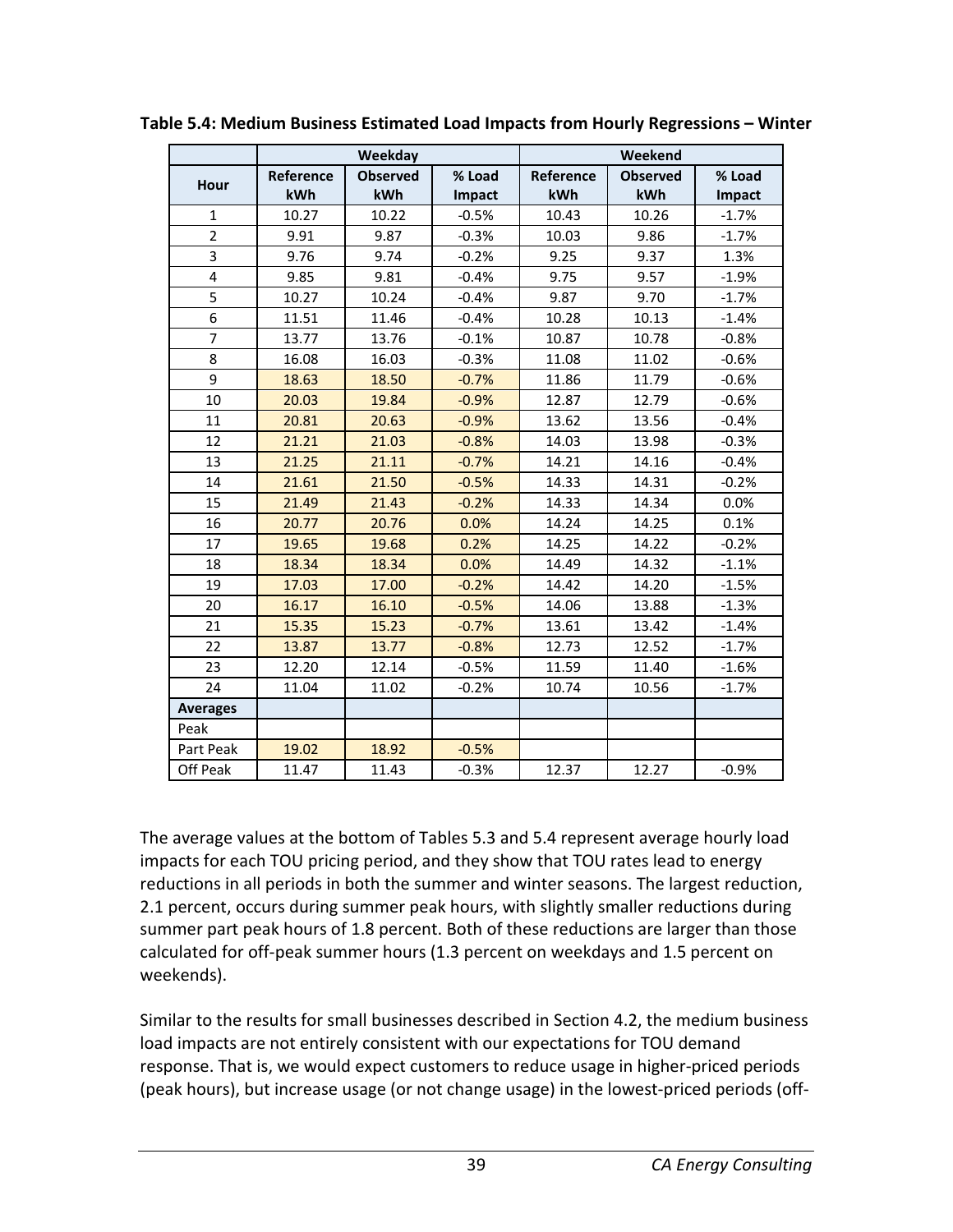**Table 5.4: Medium Business Estimated Load Impacts from Hourly Regressions – Winter**

| | Weekday | | | Weekend | | |
|---|---|---|---|---|---|---|
| Hour | Reference kWh | Observed kWh | % Load Impact | Reference kWh | Observed kWh | % Load Impact |
| 1 | 10.27 | 10.22 | -0.5% | 10.43 | 10.26 | -1.7% |
| 2 | 9.91 | 9.87 | -0.3% | 10.03 | 9.86 | -1.7% |
| 3 | 9.76 | 9.74 | -0.2% | 9.25 | 9.37 | 1.3% |
| 4 | 9.85 | 9.81 | -0.4% | 9.75 | 9.57 | -1.9% |
| 5 | 10.27 | 10.24 | -0.4% | 9.87 | 9.70 | -1.7% |
| 6 | 11.51 | 11.46 | -0.4% | 10.28 | 10.13 | -1.4% |
| 7 | 13.77 | 13.76 | -0.1% | 10.87 | 10.78 | -0.8% |
| 8 | 16.08 | 16.03 | -0.3% | 11.08 | 11.02 | -0.6% |
| 9 | 18.63 | 18.50 | -0.7% | 11.86 | 11.79 | -0.6% |
| 10 | 20.03 | 19.84 | -0.9% | 12.87 | 12.79 | -0.6% |
| 11 | 20.81 | 20.63 | -0.9% | 13.62 | 13.56 | -0.4% |
| 12 | 21.21 | 21.03 | -0.8% | 14.03 | 13.98 | -0.3% |
| 13 | 21.25 | 21.11 | -0.7% | 14.21 | 14.16 | -0.4% |
| 14 | 21.61 | 21.50 | -0.5% | 14.33 | 14.31 | -0.2% |
| 15 | 21.49 | 21.43 | -0.2% | 14.33 | 14.34 | 0.0% |
| 16 | 20.77 | 20.76 | 0.0% | 14.24 | 14.25 | 0.1% |
| 17 | 19.65 | 19.68 | 0.2% | 14.25 | 14.22 | -0.2% |
| 18 | 18.34 | 18.34 | 0.0% | 14.49 | 14.32 | -1.1% |
| 19 | 17.03 | 17.00 | -0.2% | 14.42 | 14.20 | -1.5% |
| 20 | 16.17 | 16.10 | -0.5% | 14.06 | 13.88 | -1.3% |
| 21 | 15.35 | 15.23 | -0.7% | 13.61 | 13.42 | -1.4% |
| 22 | 13.87 | 13.77 | -0.8% | 12.73 | 12.52 | -1.7% |
| 23 | 12.20 | 12.14 | -0.5% | 11.59 | 11.40 | -1.6% |
| 24 | 11.04 | 11.02 | -0.2% | 10.74 | 10.56 | -1.7% |
| **Averages** | | | | | | |
| Peak | | | | | | |
| Part Peak | 19.02 | 18.92 | -0.5% | | | |
| Off Peak | 11.47 | 11.43 | -0.3% | 12.37 | 12.27 | -0.9% |

The average values at the bottom of Tables 5.3 and 5.4 represent average hourly load impacts for each TOU pricing period, and they show that TOU rates lead to energy reductions in all periods in both the summer and winter seasons. The largest reduction, 2.1 percent, occurs during summer peak hours, with slightly smaller reductions during summer part peak hours of 1.8 percent. Both of these reductions are larger than those calculated for off-peak summer hours (1.3 percent on weekdays and 1.5 percent on weekends).

Similar to the results for small businesses described in Section 4.2, the medium business load impacts are not entirely consistent with our expectations for TOU demand response. That is, we would expect customers to reduce usage in higher-priced periods (peak hours), but increase usage (or not change usage) in the lowest-priced periods (off-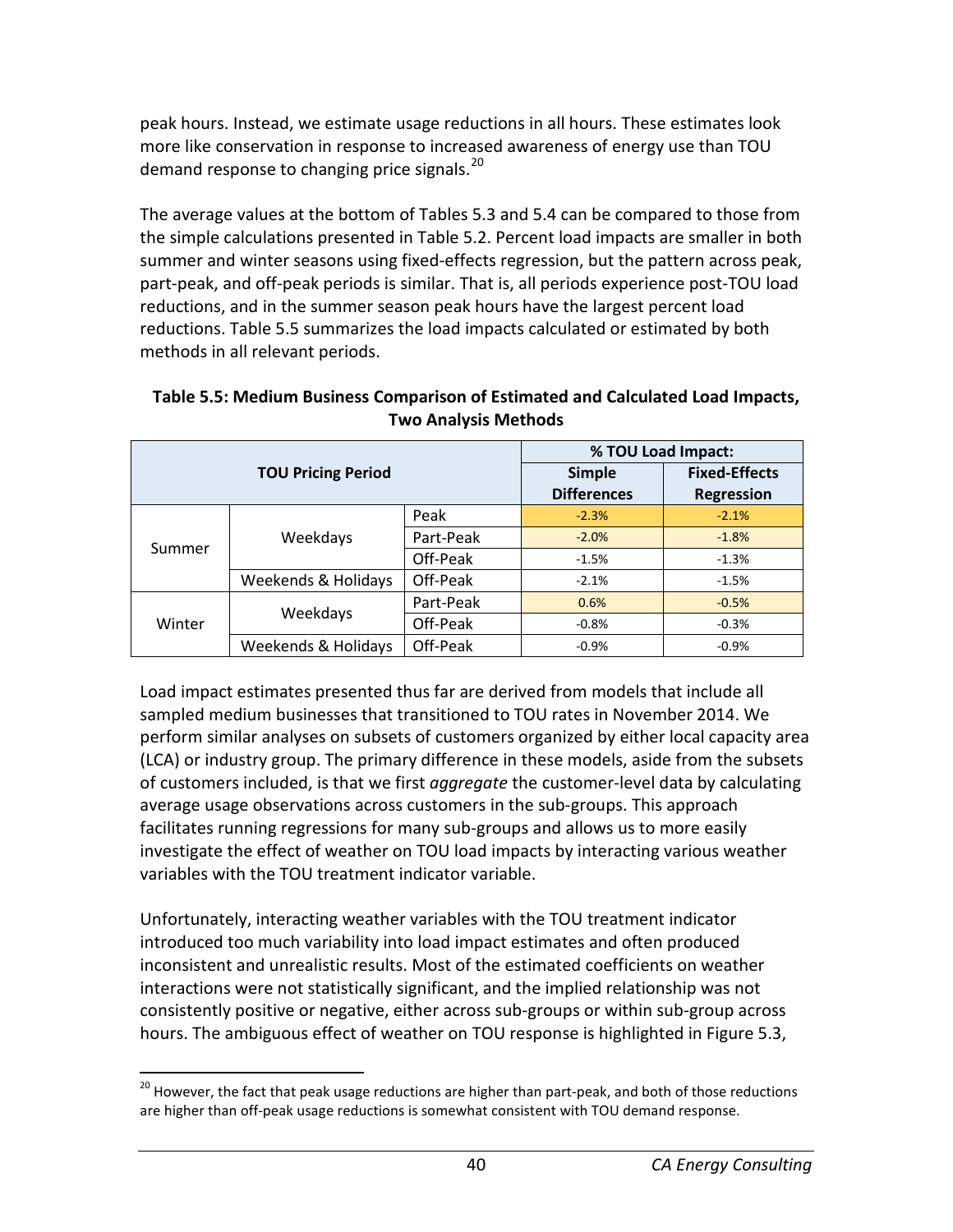peak hours. Instead, we estimate usage reductions in all hours. These estimates look more like conservation in response to increased awareness of energy use than TOU demand response to changing price signals.[20]

The average values at the bottom of Tables 5.3 and 5.4 can be compared to those from the simple calculations presented in Table 5.2. Percent load impacts are smaller in both summer and winter seasons using fixed-effects regression, but the pattern across peak, part-peak, and off-peak periods is similar. That is, all periods experience post-TOU load reductions, and in the summer season peak hours have the largest percent load reductions. Table 5.5 summarizes the load impacts calculated or estimated by both methods in all relevant periods.

**Table 5.5: Medium Business Comparison of Estimated and Calculated Load Impacts, Two Analysis Methods**

| TOU Pricing Period | | | % TOU Load Impact: | |
|---|---|---|---|---|
| | | | Simple Differences | Fixed-Effects Regression |
| Summer | Weekdays | Peak | -2.3% | -2.1% |
| | | Part-Peak | -2.0% | -1.8% |
| | | Off-Peak | -1.5% | -1.3% |
| | Weekends & Holidays | Off-Peak | -2.1% | -1.5% |
| Winter | Weekdays | Part-Peak | 0.6% | -0.5% |
| | | Off-Peak | -0.8% | -0.3% |
| | Weekends & Holidays | Off-Peak | -0.9% | -0.9% |

Load impact estimates presented thus far are derived from models that include all sampled medium businesses that transitioned to TOU rates in November 2014. We perform similar analyses on subsets of customers organized by either local capacity area (LCA) or industry group. The primary difference in these models, aside from the subsets of customers included, is that we first *aggregate* the customer-level data by calculating average usage observations across customers in the sub-groups. This approach facilitates running regressions for many sub-groups and allows us to more easily investigate the effect of weather on TOU load impacts by interacting various weather variables with the TOU treatment indicator variable.

Unfortunately, interacting weather variables with the TOU treatment indicator introduced too much variability into load impact estimates and often produced inconsistent and unrealistic results. Most of the estimated coefficients on weather interactions were not statistically significant, and the implied relationship was not consistently positive or negative, either across sub-groups or within sub-group across hours. The ambiguous effect of weather on TOU response is highlighted in Figure 5.3,

[20] However, the fact that peak usage reductions are higher than part-peak, and both of those reductions are higher than off-peak usage reductions is somewhat consistent with TOU demand response.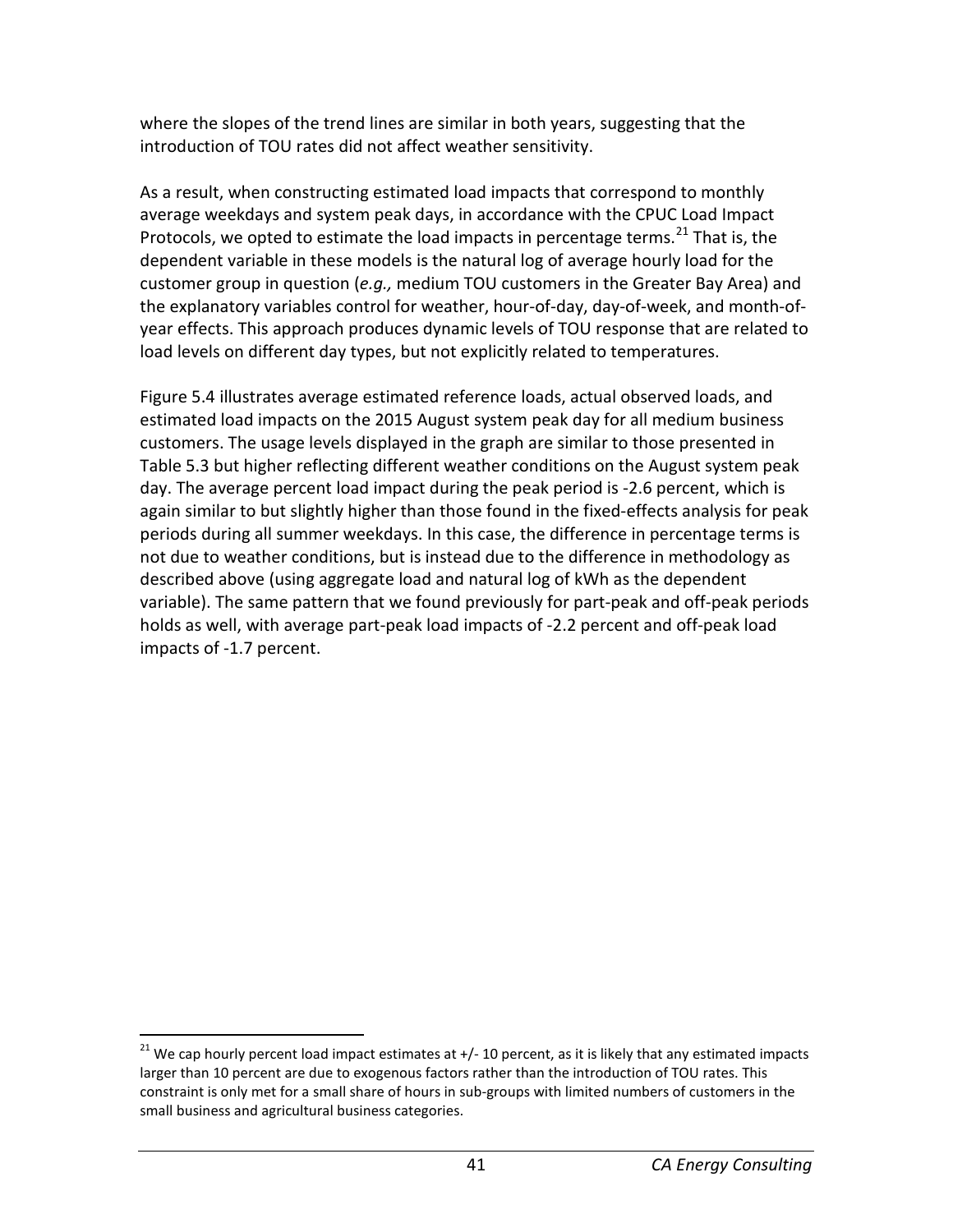where the slopes of the trend lines are similar in both years, suggesting that the introduction of TOU rates did not affect weather sensitivity.

As a result, when constructing estimated load impacts that correspond to monthly average weekdays and system peak days, in accordance with the CPUC Load Impact Protocols, we opted to estimate the load impacts in percentage terms.[21] That is, the dependent variable in these models is the natural log of average hourly load for the customer group in question (*e.g.,* medium TOU customers in the Greater Bay Area) and the explanatory variables control for weather, hour-of-day, day-of-week, and month-of-year effects. This approach produces dynamic levels of TOU response that are related to load levels on different day types, but not explicitly related to temperatures.

Figure 5.4 illustrates average estimated reference loads, actual observed loads, and estimated load impacts on the 2015 August system peak day for all medium business customers. The usage levels displayed in the graph are similar to those presented in Table 5.3 but higher reflecting different weather conditions on the August system peak day. The average percent load impact during the peak period is -2.6 percent, which is again similar to but slightly higher than those found in the fixed-effects analysis for peak periods during all summer weekdays. In this case, the difference in percentage terms is not due to weather conditions, but is instead due to the difference in methodology as described above (using aggregate load and natural log of kWh as the dependent variable). The same pattern that we found previously for part-peak and off-peak periods holds as well, with average part-peak load impacts of -2.2 percent and off-peak load impacts of -1.7 percent.

[21] We cap hourly percent load impact estimates at +/- 10 percent, as it is likely that any estimated impacts larger than 10 percent are due to exogenous factors rather than the introduction of TOU rates. This constraint is only met for a small share of hours in sub-groups with limited numbers of customers in the small business and agricultural business categories.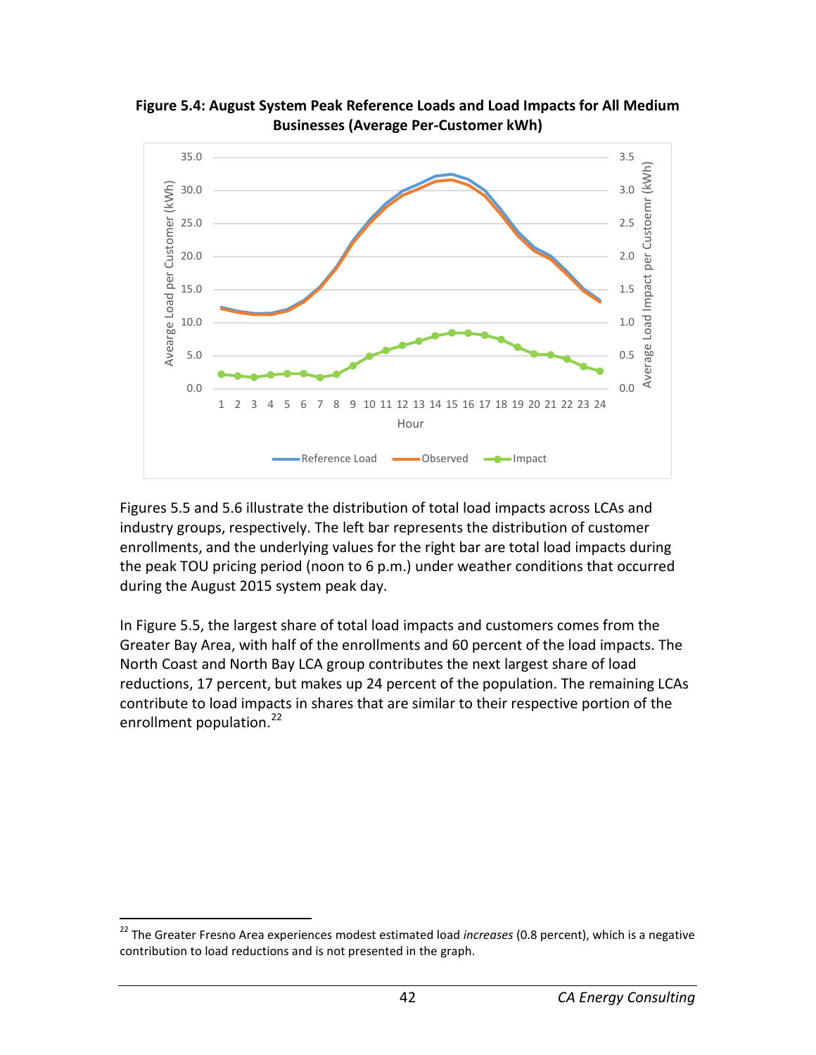**Figure 5.4: August System Peak Reference Loads and Load Impacts for All Medium Businesses (Average Per-Customer kWh)**

Figures 5.5 and 5.6 illustrate the distribution of total load impacts across LCAs and industry groups, respectively. The left bar represents the distribution of customer enrollments, and the underlying values for the right bar are total load impacts during the peak TOU pricing period (noon to 6 p.m.) under weather conditions that occurred during the August 2015 system peak day.

In Figure 5.5, the largest share of total load impacts and customers comes from the Greater Bay Area, with half of the enrollments and 60 percent of the load impacts. The North Coast and North Bay LCA group contributes the next largest share of load reductions, 17 percent, but makes up 24 percent of the population. The remaining LCAs contribute to load impacts in shares that are similar to their respective portion of the enrollment population.[22]

[22] The Greater Fresno Area experiences modest estimated load *increases* (0.8 percent), which is a negative contribution to load reductions and is not presented in the graph.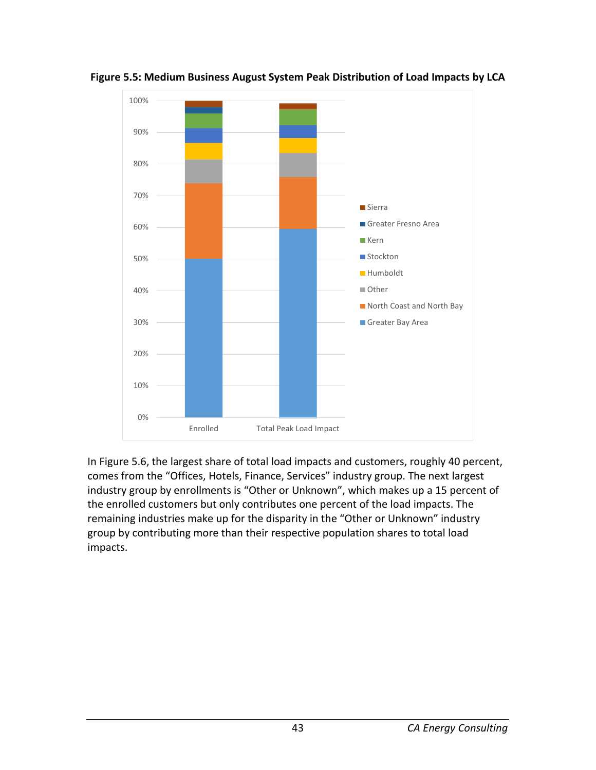**Figure 5.5: Medium Business August System Peak Distribution of Load Impacts by LCA**

In Figure 5.6, the largest share of total load impacts and customers, roughly 40 percent, comes from the “Offices, Hotels, Finance, Services” industry group. The next largest industry group by enrollments is “Other or Unknown”, which makes up a 15 percent of the enrolled customers but only contributes one percent of the load impacts. The remaining industries make up for the disparity in the “Other or Unknown” industry group by contributing more than their respective population shares to total load impacts.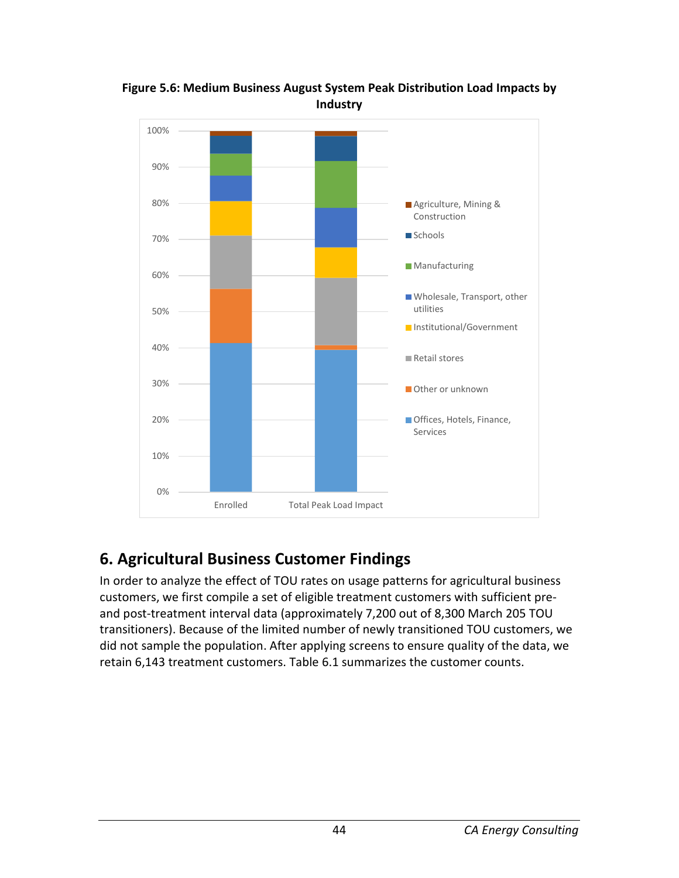**Figure 5.6: Medium Business August System Peak Distribution Load Impacts by Industry**

# 6. Agricultural Business Customer Findings

In order to analyze the effect of TOU rates on usage patterns for agricultural business customers, we first compile a set of eligible treatment customers with sufficient pre- and post-treatment interval data (approximately 7,200 out of 8,300 March 205 TOU transitioners). Because of the limited number of newly transitioned TOU customers, we did not sample the population. After applying screens to ensure quality of the data, we retain 6,143 treatment customers. Table 6.1 summarizes the customer counts.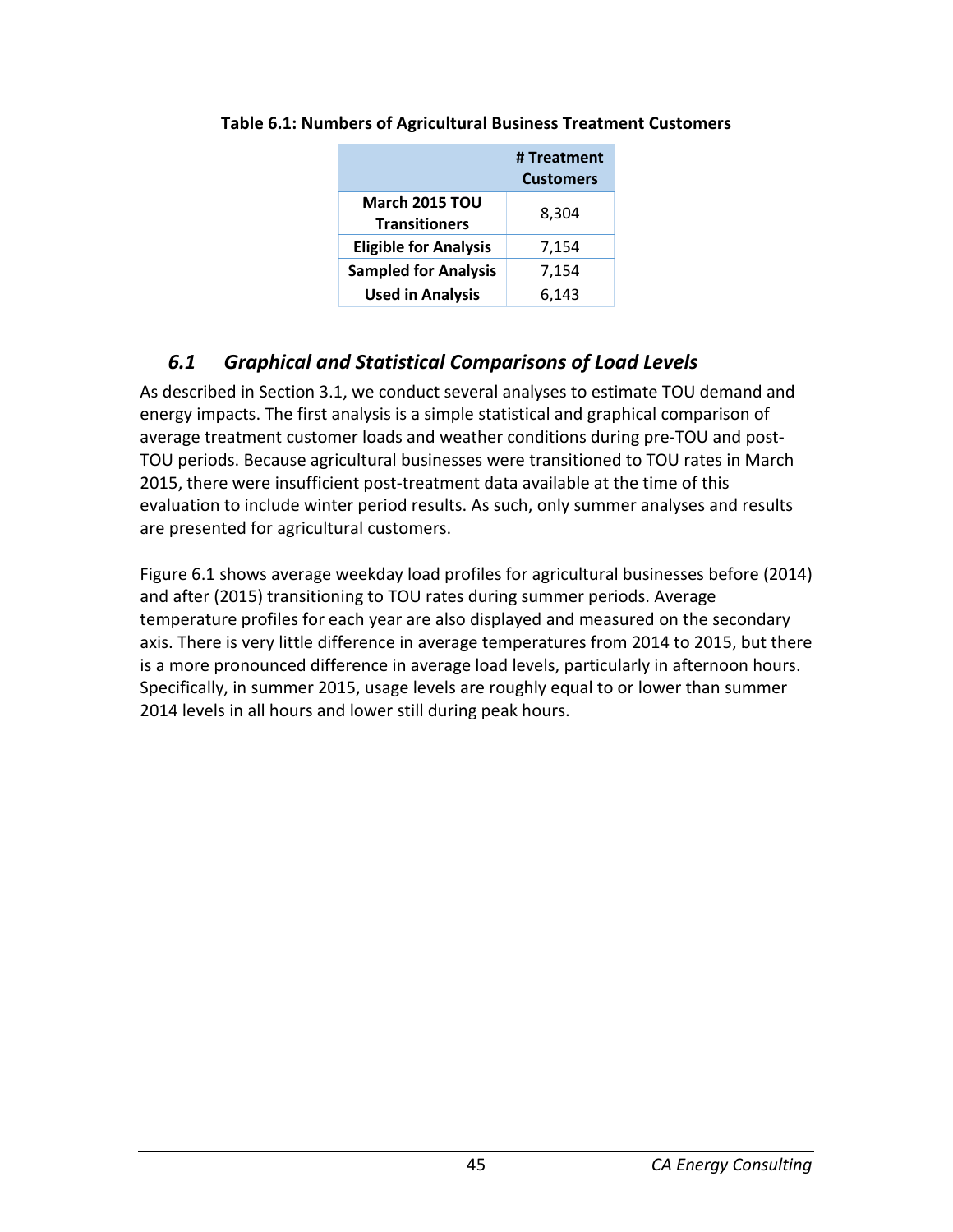**Table 6.1: Numbers of Agricultural Business Treatment Customers**

| | # Treatment Customers |
|---|---|
| **March 2015 TOU Transitioners** | 8,304 |
| **Eligible for Analysis** | 7,154 |
| **Sampled for Analysis** | 7,154 |
| **Used in Analysis** | 6,143 |

## *6.1 Graphical and Statistical Comparisons of Load Levels*

As described in Section 3.1, we conduct several analyses to estimate TOU demand and energy impacts. The first analysis is a simple statistical and graphical comparison of average treatment customer loads and weather conditions during pre-TOU and post-TOU periods. Because agricultural businesses were transitioned to TOU rates in March 2015, there were insufficient post-treatment data available at the time of this evaluation to include winter period results. As such, only summer analyses and results are presented for agricultural customers.

Figure 6.1 shows average weekday load profiles for agricultural businesses before (2014) and after (2015) transitioning to TOU rates during summer periods. Average temperature profiles for each year are also displayed and measured on the secondary axis. There is very little difference in average temperatures from 2014 to 2015, but there is a more pronounced difference in average load levels, particularly in afternoon hours. Specifically, in summer 2015, usage levels are roughly equal to or lower than summer 2014 levels in all hours and lower still during peak hours.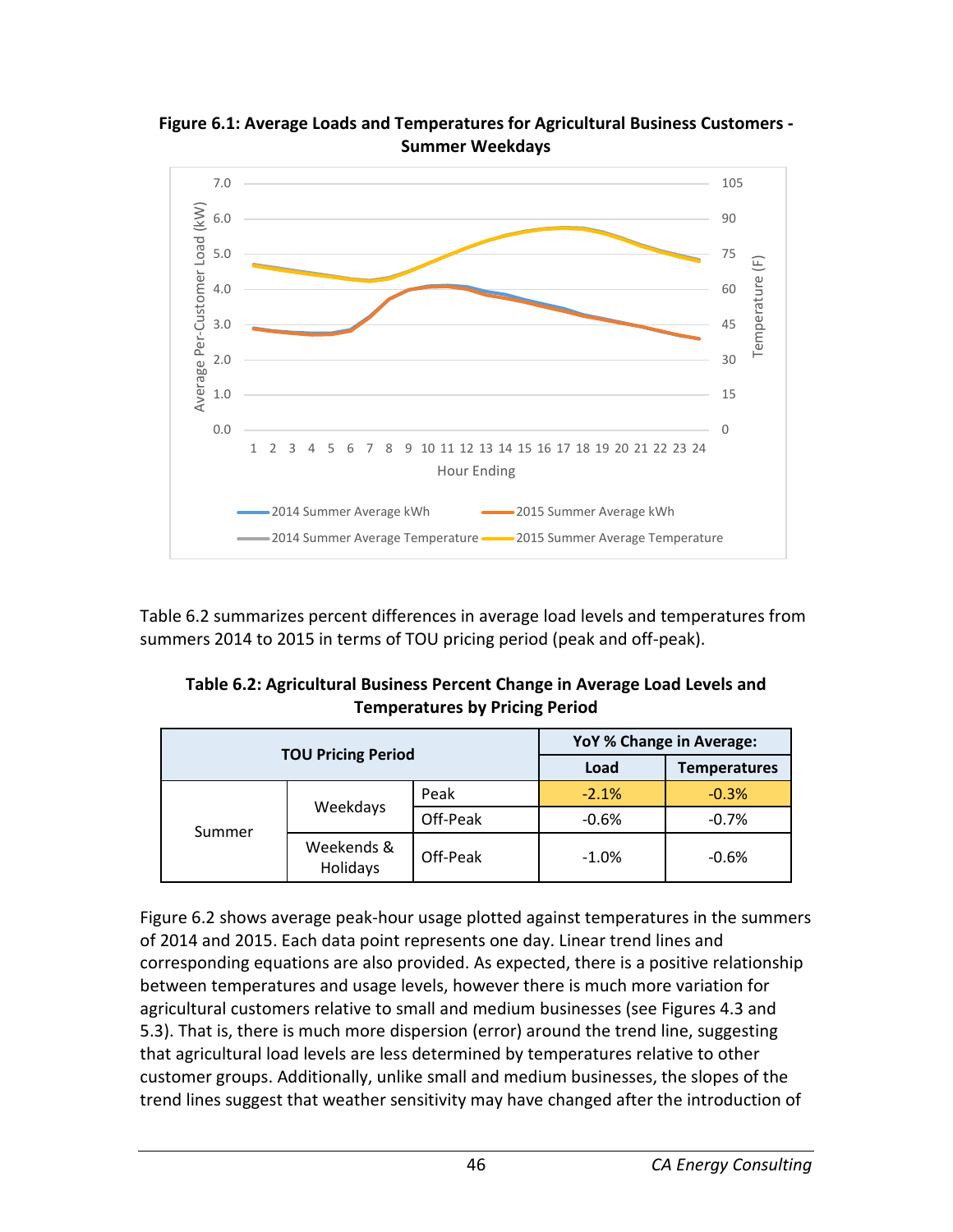**Figure 6.1: Average Loads and Temperatures for Agricultural Business Customers - Summer Weekdays**

Table 6.2 summarizes percent differences in average load levels and temperatures from summers 2014 to 2015 in terms of TOU pricing period (peak and off-peak).

**Table 6.2: Agricultural Business Percent Change in Average Load Levels and Temperatures by Pricing Period**

| TOU Pricing Period | | | YoY % Change in Average: | |
|---|---|---|---|---|
| | | | Load | Temperatures |
| Summer | Weekdays | Peak | -2.1% | -0.3% |
| | | Off-Peak | -0.6% | -0.7% |
| | Weekends & Holidays | Off-Peak | -1.0% | -0.6% |

Figure 6.2 shows average peak-hour usage plotted against temperatures in the summers of 2014 and 2015. Each data point represents one day. Linear trend lines and corresponding equations are also provided. As expected, there is a positive relationship between temperatures and usage levels, however there is much more variation for agricultural customers relative to small and medium businesses (see Figures 4.3 and 5.3). That is, there is much more dispersion (error) around the trend line, suggesting that agricultural load levels are less determined by temperatures relative to other customer groups. Additionally, unlike small and medium businesses, the slopes of the trend lines suggest that weather sensitivity may have changed after the introduction of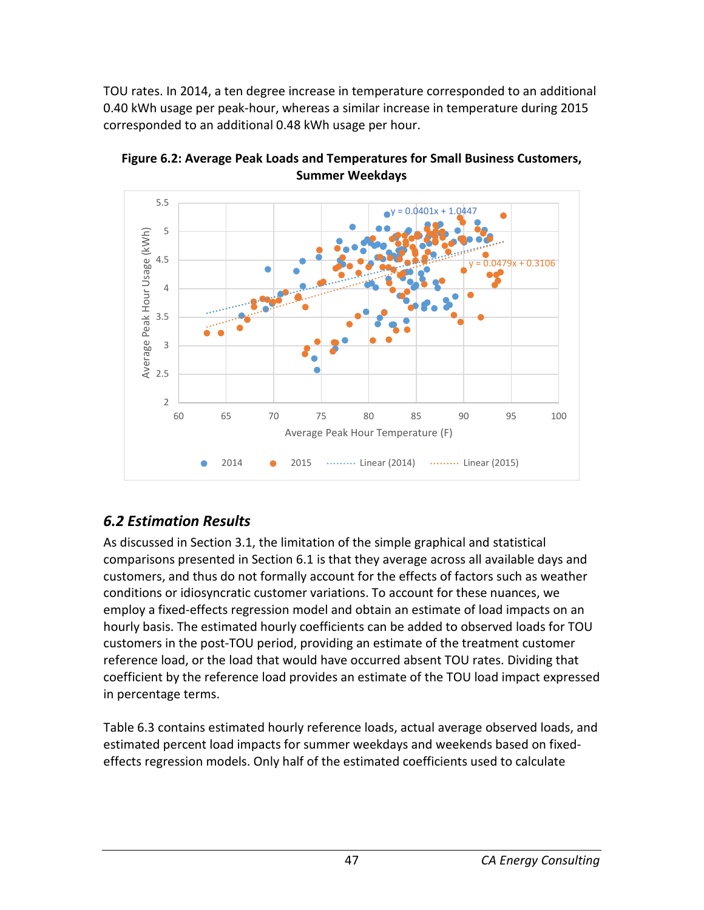TOU rates. In 2014, a ten degree increase in temperature corresponded to an additional 0.40 kWh usage per peak-hour, whereas a similar increase in temperature during 2015 corresponded to an additional 0.48 kWh usage per hour.

**Figure 6.2: Average Peak Loads and Temperatures for Small Business Customers, Summer Weekdays**

## *6.2 Estimation Results*

As discussed in Section 3.1, the limitation of the simple graphical and statistical comparisons presented in Section 6.1 is that they average across all available days and customers, and thus do not formally account for the effects of factors such as weather conditions or idiosyncratic customer variations. To account for these nuances, we employ a fixed-effects regression model and obtain an estimate of load impacts on an hourly basis. The estimated hourly coefficients can be added to observed loads for TOU customers in the post-TOU period, providing an estimate of the treatment customer reference load, or the load that would have occurred absent TOU rates. Dividing that coefficient by the reference load provides an estimate of the TOU load impact expressed in percentage terms.

Table 6.3 contains estimated hourly reference loads, actual average observed loads, and estimated percent load impacts for summer weekdays and weekends based on fixed-effects regression models. Only half of the estimated coefficients used to calculate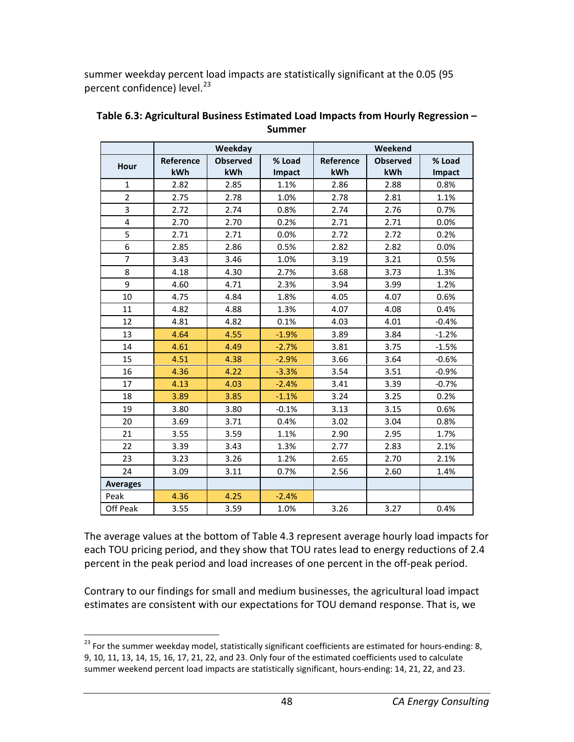summer weekday percent load impacts are statistically significant at the 0.05 (95 percent confidence) level.[23]

**Table 6.3: Agricultural Business Estimated Load Impacts from Hourly Regression – Summer**

| | Weekday | | | Weekend | | |
|---|---|---|---|---|---|---|
| Hour | Reference kWh | Observed kWh | % Load Impact | Reference kWh | Observed kWh | % Load Impact |
| 1 | 2.82 | 2.85 | 1.1% | 2.86 | 2.88 | 0.8% |
| 2 | 2.75 | 2.78 | 1.0% | 2.78 | 2.81 | 1.1% |
| 3 | 2.72 | 2.74 | 0.8% | 2.74 | 2.76 | 0.7% |
| 4 | 2.70 | 2.70 | 0.2% | 2.71 | 2.71 | 0.0% |
| 5 | 2.71 | 2.71 | 0.0% | 2.72 | 2.72 | 0.2% |
| 6 | 2.85 | 2.86 | 0.5% | 2.82 | 2.82 | 0.0% |
| 7 | 3.43 | 3.46 | 1.0% | 3.19 | 3.21 | 0.5% |
| 8 | 4.18 | 4.30 | 2.7% | 3.68 | 3.73 | 1.3% |
| 9 | 4.60 | 4.71 | 2.3% | 3.94 | 3.99 | 1.2% |
| 10 | 4.75 | 4.84 | 1.8% | 4.05 | 4.07 | 0.6% |
| 11 | 4.82 | 4.88 | 1.3% | 4.07 | 4.08 | 0.4% |
| 12 | 4.81 | 4.82 | 0.1% | 4.03 | 4.01 | -0.4% |
| 13 | 4.64 | 4.55 | -1.9% | 3.89 | 3.84 | -1.2% |
| 14 | 4.61 | 4.49 | -2.7% | 3.81 | 3.75 | -1.5% |
| 15 | 4.51 | 4.38 | -2.9% | 3.66 | 3.64 | -0.6% |
| 16 | 4.36 | 4.22 | -3.3% | 3.54 | 3.51 | -0.9% |
| 17 | 4.13 | 4.03 | -2.4% | 3.41 | 3.39 | -0.7% |
| 18 | 3.89 | 3.85 | -1.1% | 3.24 | 3.25 | 0.2% |
| 19 | 3.80 | 3.80 | -0.1% | 3.13 | 3.15 | 0.6% |
| 20 | 3.69 | 3.71 | 0.4% | 3.02 | 3.04 | 0.8% |
| 21 | 3.55 | 3.59 | 1.1% | 2.90 | 2.95 | 1.7% |
| 22 | 3.39 | 3.43 | 1.3% | 2.77 | 2.83 | 2.1% |
| 23 | 3.23 | 3.26 | 1.2% | 2.65 | 2.70 | 2.1% |
| 24 | 3.09 | 3.11 | 0.7% | 2.56 | 2.60 | 1.4% |
| **Averages** | | | | | | |
| Peak | 4.36 | 4.25 | -2.4% | | | |
| Off Peak | 3.55 | 3.59 | 1.0% | 3.26 | 3.27 | 0.4% |

The average values at the bottom of Table 4.3 represent average hourly load impacts for each TOU pricing period, and they show that TOU rates lead to energy reductions of 2.4 percent in the peak period and load increases of one percent in the off-peak period.

Contrary to our findings for small and medium businesses, the agricultural load impact estimates are consistent with our expectations for TOU demand response. That is, we

[23] For the summer weekday model, statistically significant coefficients are estimated for hours-ending: 8, 9, 10, 11, 13, 14, 15, 16, 17, 21, 22, and 23. Only four of the estimated coefficients used to calculate summer weekend percent load impacts are statistically significant, hours-ending: 14, 21, 22, and 23.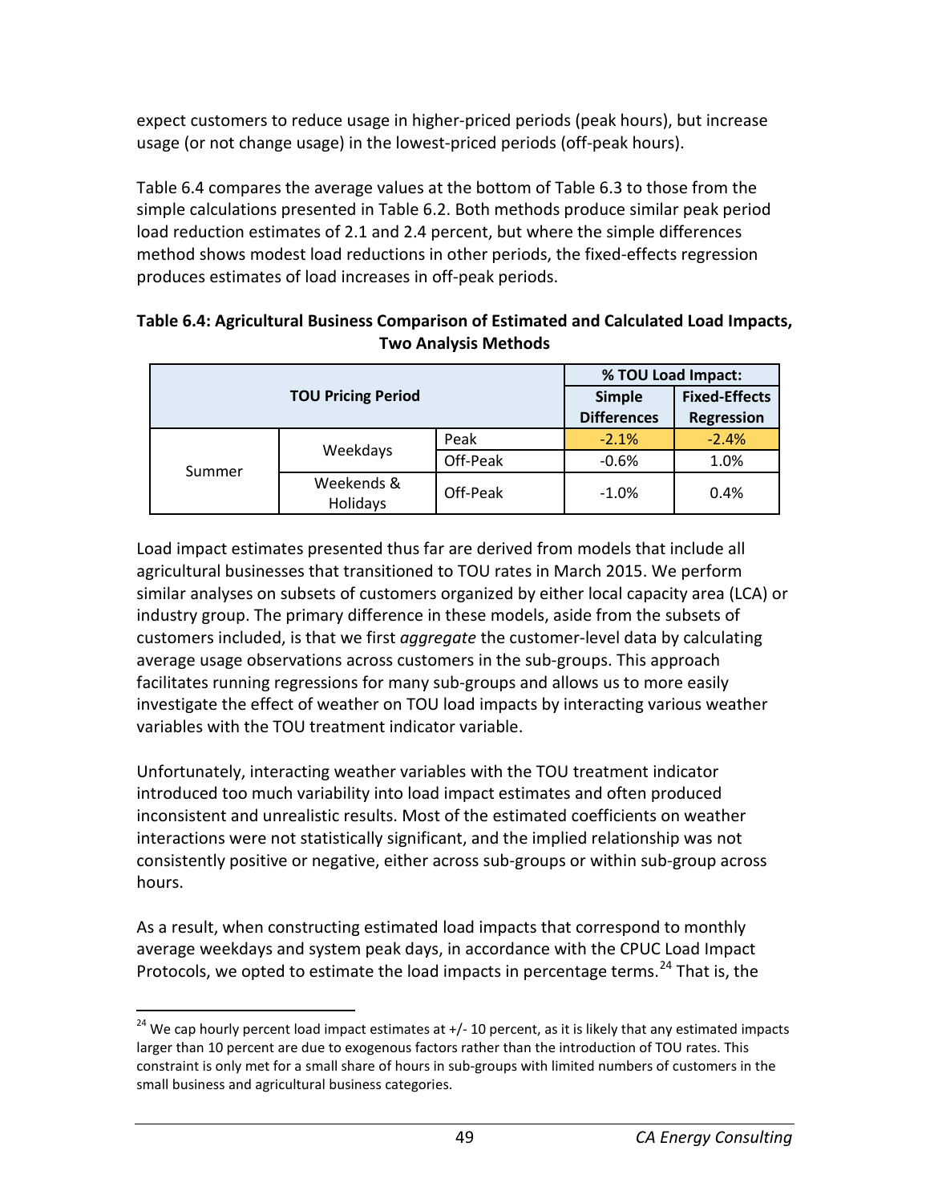expect customers to reduce usage in higher-priced periods (peak hours), but increase usage (or not change usage) in the lowest-priced periods (off-peak hours).

Table 6.4 compares the average values at the bottom of Table 6.3 to those from the simple calculations presented in Table 6.2. Both methods produce similar peak period load reduction estimates of 2.1 and 2.4 percent, but where the simple differences method shows modest load reductions in other periods, the fixed-effects regression produces estimates of load increases in off-peak periods.

**Table 6.4: Agricultural Business Comparison of Estimated and Calculated Load Impacts, Two Analysis Methods**

| TOU Pricing Period | | | % TOU Load Impact: | |
|---|---|---|---|---|
| | | | **Simple Differences** | **Fixed-Effects Regression** |
| Summer | Weekdays | Peak | -2.1% | -2.4% |
| | | Off-Peak | -0.6% | 1.0% |
| | Weekends & Holidays | Off-Peak | -1.0% | 0.4% |

Load impact estimates presented thus far are derived from models that include all agricultural businesses that transitioned to TOU rates in March 2015. We perform similar analyses on subsets of customers organized by either local capacity area (LCA) or industry group. The primary difference in these models, aside from the subsets of customers included, is that we first *aggregate* the customer-level data by calculating average usage observations across customers in the sub-groups. This approach facilitates running regressions for many sub-groups and allows us to more easily investigate the effect of weather on TOU load impacts by interacting various weather variables with the TOU treatment indicator variable.

Unfortunately, interacting weather variables with the TOU treatment indicator introduced too much variability into load impact estimates and often produced inconsistent and unrealistic results. Most of the estimated coefficients on weather interactions were not statistically significant, and the implied relationship was not consistently positive or negative, either across sub-groups or within sub-group across hours.

As a result, when constructing estimated load impacts that correspond to monthly average weekdays and system peak days, in accordance with the CPUC Load Impact Protocols, we opted to estimate the load impacts in percentage terms.[24] That is, the

[24] We cap hourly percent load impact estimates at +/- 10 percent, as it is likely that any estimated impacts larger than 10 percent are due to exogenous factors rather than the introduction of TOU rates. This constraint is only met for a small share of hours in sub-groups with limited numbers of customers in the small business and agricultural business categories.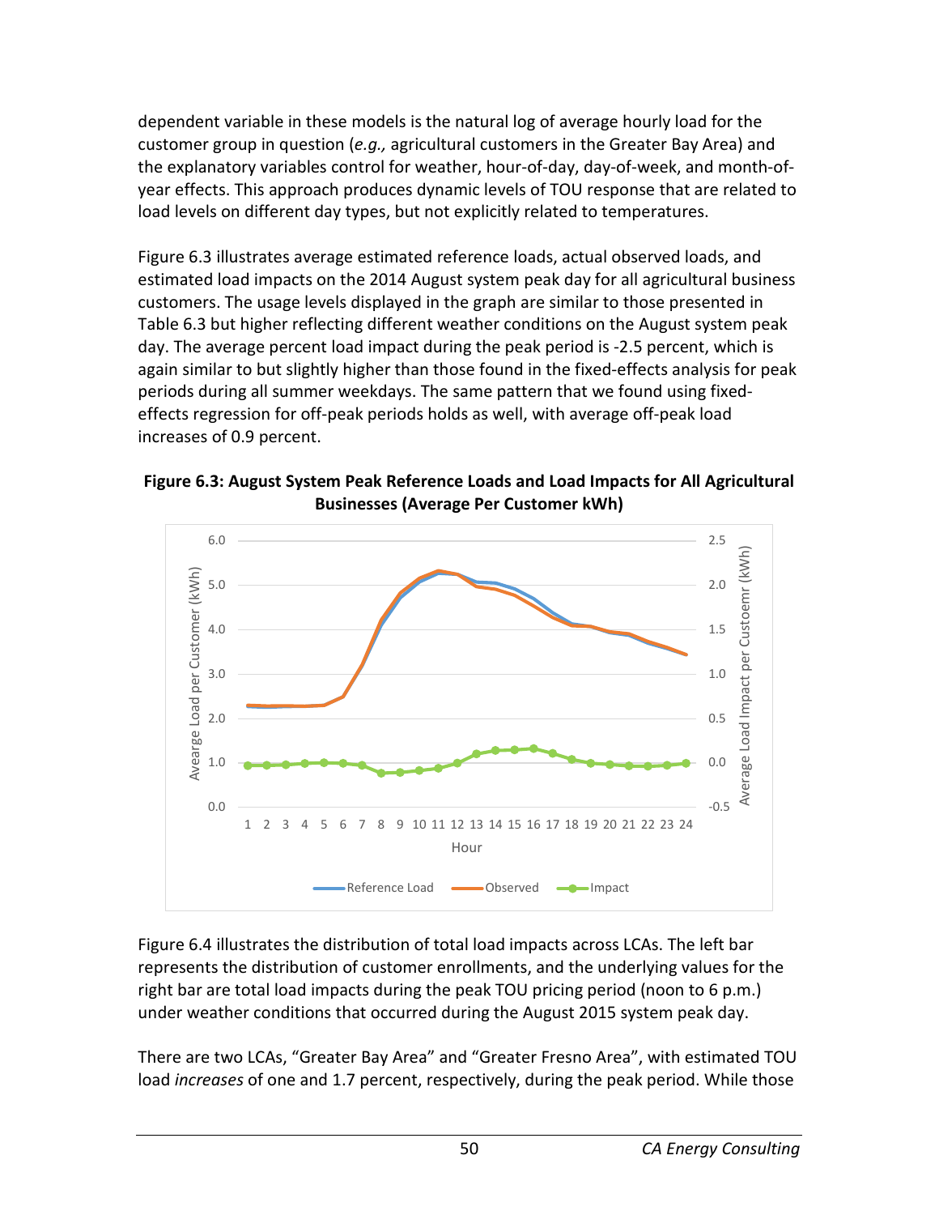dependent variable in these models is the natural log of average hourly load for the customer group in question (*e.g.,* agricultural customers in the Greater Bay Area) and the explanatory variables control for weather, hour-of-day, day-of-week, and month-of-year effects. This approach produces dynamic levels of TOU response that are related to load levels on different day types, but not explicitly related to temperatures.

Figure 6.3 illustrates average estimated reference loads, actual observed loads, and estimated load impacts on the 2014 August system peak day for all agricultural business customers. The usage levels displayed in the graph are similar to those presented in Table 6.3 but higher reflecting different weather conditions on the August system peak day. The average percent load impact during the peak period is -2.5 percent, which is again similar to but slightly higher than those found in the fixed-effects analysis for peak periods during all summer weekdays. The same pattern that we found using fixed-effects regression for off-peak periods holds as well, with average off-peak load increases of 0.9 percent.

**Figure 6.3: August System Peak Reference Loads and Load Impacts for All Agricultural Businesses (Average Per Customer kWh)**

Figure 6.4 illustrates the distribution of total load impacts across LCAs. The left bar represents the distribution of customer enrollments, and the underlying values for the right bar are total load impacts during the peak TOU pricing period (noon to 6 p.m.) under weather conditions that occurred during the August 2015 system peak day.

There are two LCAs, "Greater Bay Area" and "Greater Fresno Area", with estimated TOU load *increases* of one and 1.7 percent, respectively, during the peak period. While those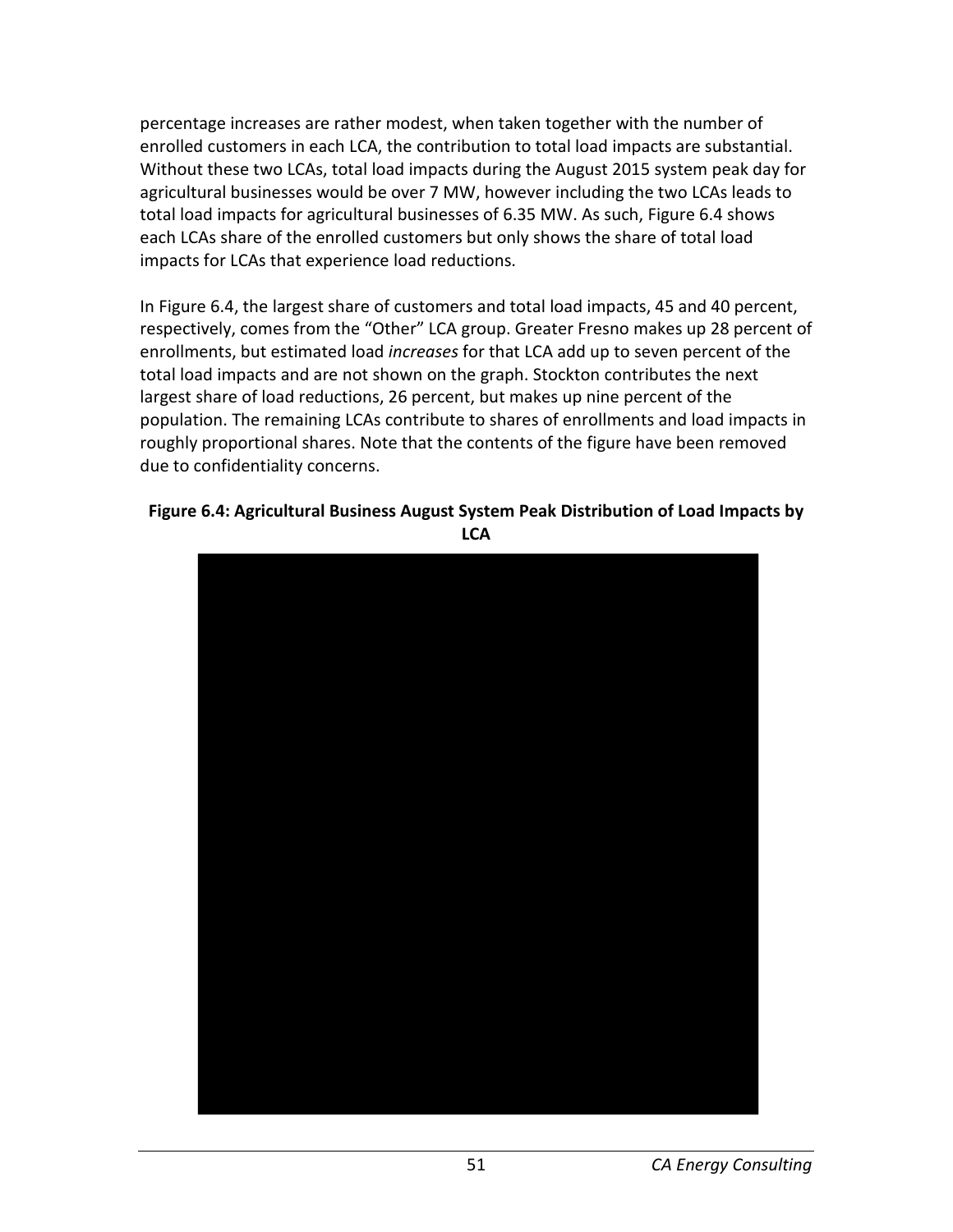percentage increases are rather modest, when taken together with the number of enrolled customers in each LCA, the contribution to total load impacts are substantial. Without these two LCAs, total load impacts during the August 2015 system peak day for agricultural businesses would be over 7 MW, however including the two LCAs leads to total load impacts for agricultural businesses of 6.35 MW. As such, Figure 6.4 shows each LCAs share of the enrolled customers but only shows the share of total load impacts for LCAs that experience load reductions.

In Figure 6.4, the largest share of customers and total load impacts, 45 and 40 percent, respectively, comes from the "Other" LCA group. Greater Fresno makes up 28 percent of enrollments, but estimated load *increases* for that LCA add up to seven percent of the total load impacts and are not shown on the graph. Stockton contributes the next largest share of load reductions, 26 percent, but makes up nine percent of the population. The remaining LCAs contribute to shares of enrollments and load impacts in roughly proportional shares. Note that the contents of the figure have been removed due to confidentiality concerns.

**Figure 6.4: Agricultural Business August System Peak Distribution of Load Impacts by LCA**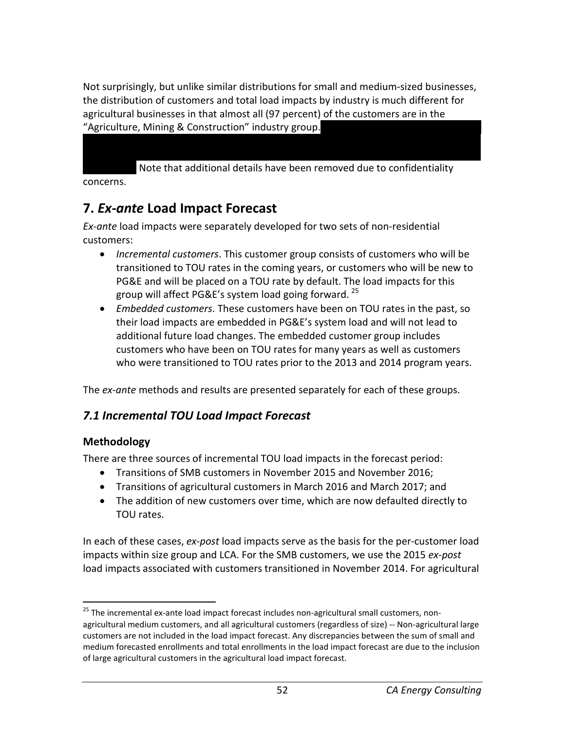Not surprisingly, but unlike similar distributions for small and medium-sized businesses, the distribution of customers and total load impacts by industry is much different for agricultural businesses in that almost all (97 percent) of the customers are in the "Agriculture, Mining & Construction" industry group. Note that additional details have been removed due to confidentiality concerns.

# 7. *Ex-ante* Load Impact Forecast

*Ex-ante* load impacts were separately developed for two sets of non-residential customers:

- *Incremental customers*. This customer group consists of customers who will be transitioned to TOU rates in the coming years, or customers who will be new to PG&E and will be placed on a TOU rate by default. The load impacts for this group will affect PG&E's system load going forward. [25]
- *Embedded customers*. These customers have been on TOU rates in the past, so their load impacts are embedded in PG&E's system load and will not lead to additional future load changes. The embedded customer group includes customers who have been on TOU rates for many years as well as customers who were transitioned to TOU rates prior to the 2013 and 2014 program years.

The *ex-ante* methods and results are presented separately for each of these groups.

## *7.1 Incremental TOU Load Impact Forecast*

### Methodology

There are three sources of incremental TOU load impacts in the forecast period:

- Transitions of SMB customers in November 2015 and November 2016;
- Transitions of agricultural customers in March 2016 and March 2017; and
- The addition of new customers over time, which are now defaulted directly to TOU rates.

In each of these cases, *ex-post* load impacts serve as the basis for the per-customer load impacts within size group and LCA. For the SMB customers, we use the 2015 *ex-post* load impacts associated with customers transitioned in November 2014. For agricultural

[25] The incremental ex-ante load impact forecast includes non-agricultural small customers, non-agricultural medium customers, and all agricultural customers (regardless of size) -- Non-agricultural large customers are not included in the load impact forecast. Any discrepancies between the sum of small and medium forecasted enrollments and total enrollments in the load impact forecast are due to the inclusion of large agricultural customers in the agricultural load impact forecast.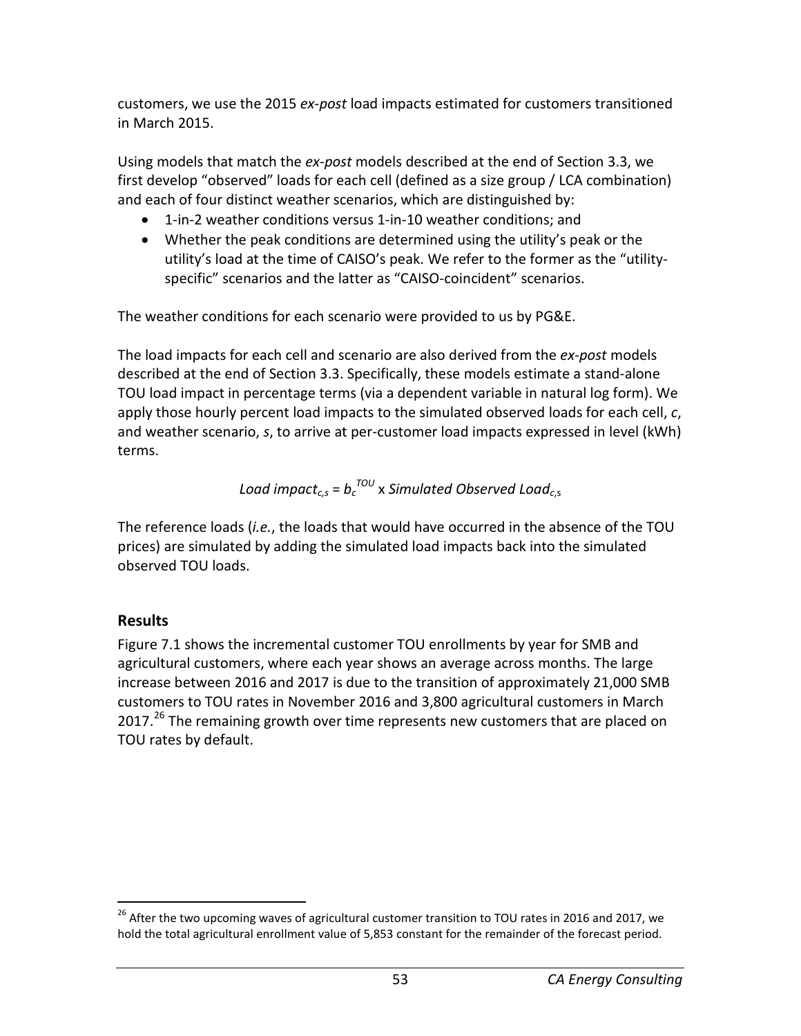customers, we use the 2015 *ex-post* load impacts estimated for customers transitioned in March 2015.

Using models that match the *ex-post* models described at the end of Section 3.3, we first develop "observed" loads for each cell (defined as a size group / LCA combination) and each of four distinct weather scenarios, which are distinguished by:

- 1-in-2 weather conditions versus 1-in-10 weather conditions; and
- Whether the peak conditions are determined using the utility's peak or the utility's load at the time of CAISO's peak. We refer to the former as the "utility-specific" scenarios and the latter as "CAISO-coincident" scenarios.

The weather conditions for each scenario were provided to us by PG&E.

The load impacts for each cell and scenario are also derived from the *ex-post* models described at the end of Section 3.3. Specifically, these models estimate a stand-alone TOU load impact in percentage terms (via a dependent variable in natural log form). We apply those hourly percent load impacts to the simulated observed loads for each cell, *c*, and weather scenario, *s*, to arrive at per-customer load impacts expressed in level (kWh) terms.

$$\textit{Load impact}_{c,s} = b_c^{TOU} \times \textit{Simulated Observed Load}_{c,s}$$

The reference loads (*i.e.*, the loads that would have occurred in the absence of the TOU prices) are simulated by adding the simulated load impacts back into the simulated observed TOU loads.

## Results

Figure 7.1 shows the incremental customer TOU enrollments by year for SMB and agricultural customers, where each year shows an average across months. The large increase between 2016 and 2017 is due to the transition of approximately 21,000 SMB customers to TOU rates in November 2016 and 3,800 agricultural customers in March 2017.[26] The remaining growth over time represents new customers that are placed on TOU rates by default.

[26] After the two upcoming waves of agricultural customer transition to TOU rates in 2016 and 2017, we hold the total agricultural enrollment value of 5,853 constant for the remainder of the forecast period.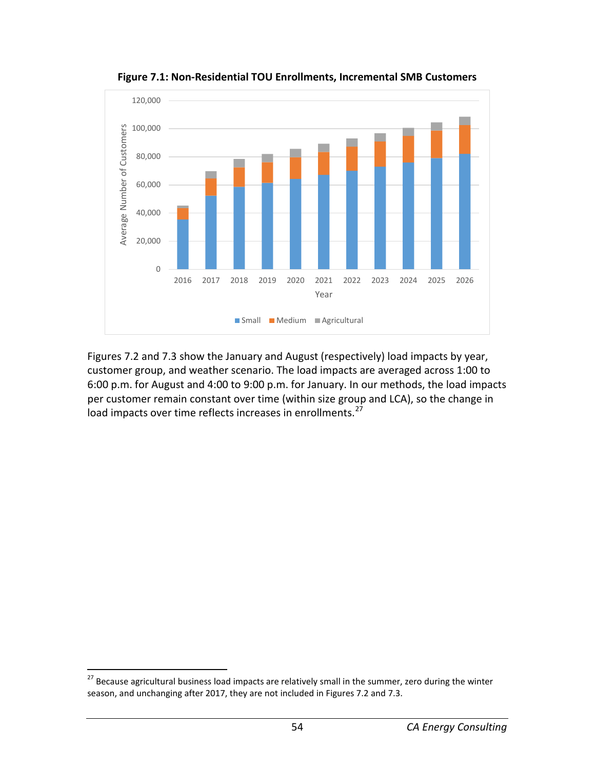**Figure 7.1: Non-Residential TOU Enrollments, Incremental SMB Customers**

Figures 7.2 and 7.3 show the January and August (respectively) load impacts by year, customer group, and weather scenario. The load impacts are averaged across 1:00 to 6:00 p.m. for August and 4:00 to 9:00 p.m. for January. In our methods, the load impacts per customer remain constant over time (within size group and LCA), so the change in load impacts over time reflects increases in enrollments.[27]

[27] Because agricultural business load impacts are relatively small in the summer, zero during the winter season, and unchanging after 2017, they are not included in Figures 7.2 and 7.3.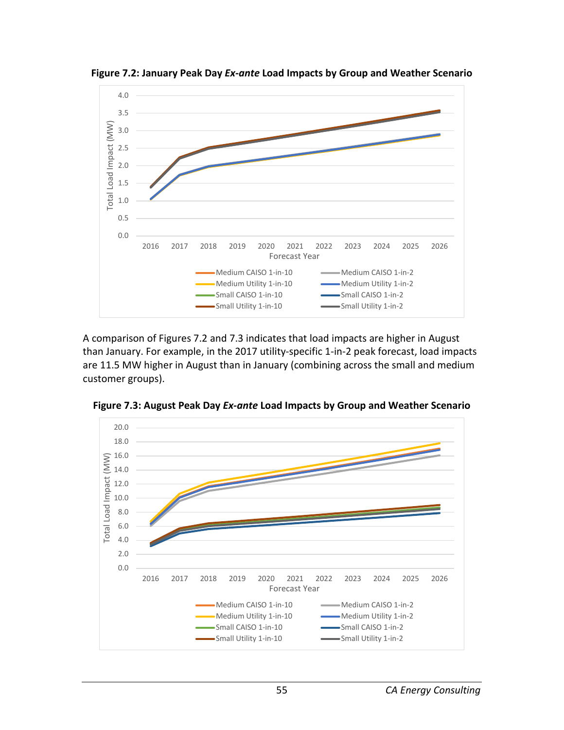**Figure 7.2: January Peak Day *Ex-ante* Load Impacts by Group and Weather Scenario**

A comparison of Figures 7.2 and 7.3 indicates that load impacts are higher in August than January. For example, in the 2017 utility-specific 1-in-2 peak forecast, load impacts are 11.5 MW higher in August than in January (combining across the small and medium customer groups).

**Figure 7.3: August Peak Day *Ex-ante* Load Impacts by Group and Weather Scenario**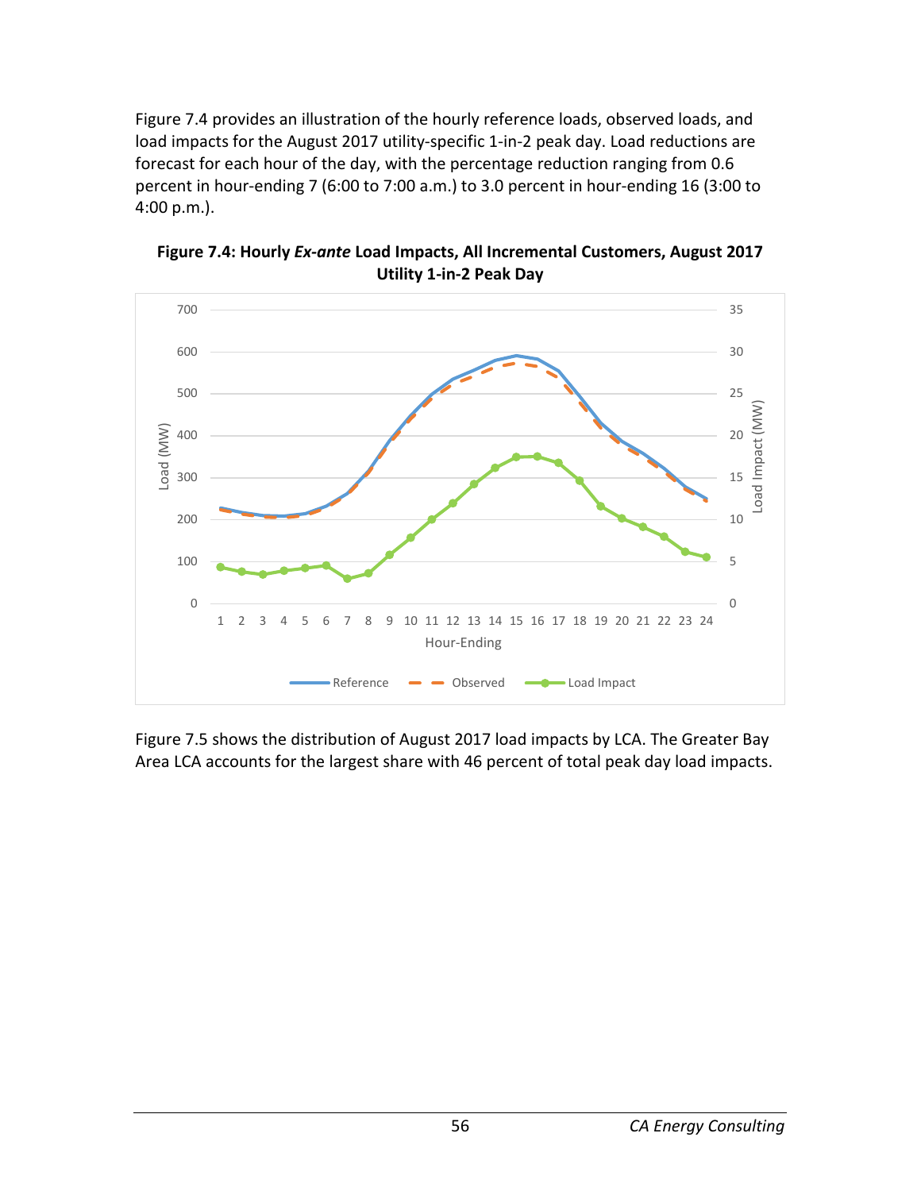Figure 7.4 provides an illustration of the hourly reference loads, observed loads, and load impacts for the August 2017 utility-specific 1-in-2 peak day. Load reductions are forecast for each hour of the day, with the percentage reduction ranging from 0.6 percent in hour-ending 7 (6:00 to 7:00 a.m.) to 3.0 percent in hour-ending 16 (3:00 to 4:00 p.m.).

**Figure 7.4: Hourly *Ex-ante* Load Impacts, All Incremental Customers, August 2017 Utility 1-in-2 Peak Day**

Figure 7.5 shows the distribution of August 2017 load impacts by LCA. The Greater Bay Area LCA accounts for the largest share with 46 percent of total peak day load impacts.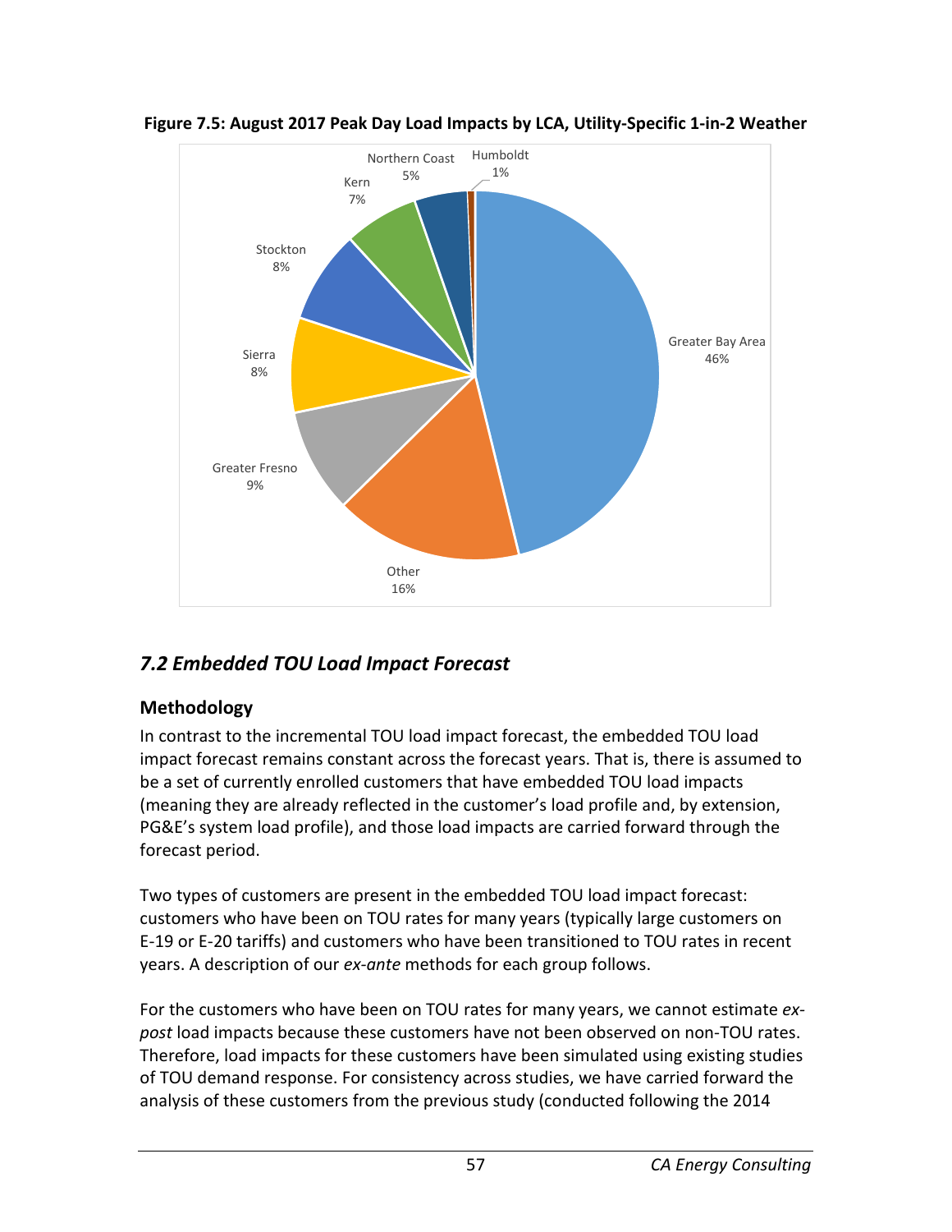**Figure 7.5: August 2017 Peak Day Load Impacts by LCA, Utility-Specific 1-in-2 Weather**

## *7.2 Embedded TOU Load Impact Forecast*

### Methodology

In contrast to the incremental TOU load impact forecast, the embedded TOU load impact forecast remains constant across the forecast years. That is, there is assumed to be a set of currently enrolled customers that have embedded TOU load impacts (meaning they are already reflected in the customer's load profile and, by extension, PG&E's system load profile), and those load impacts are carried forward through the forecast period.

Two types of customers are present in the embedded TOU load impact forecast: customers who have been on TOU rates for many years (typically large customers on E-19 or E-20 tariffs) and customers who have been transitioned to TOU rates in recent years. A description of our *ex-ante* methods for each group follows.

For the customers who have been on TOU rates for many years, we cannot estimate *ex-post* load impacts because these customers have not been observed on non-TOU rates. Therefore, load impacts for these customers have been simulated using existing studies of TOU demand response. For consistency across studies, we have carried forward the analysis of these customers from the previous study (conducted following the 2014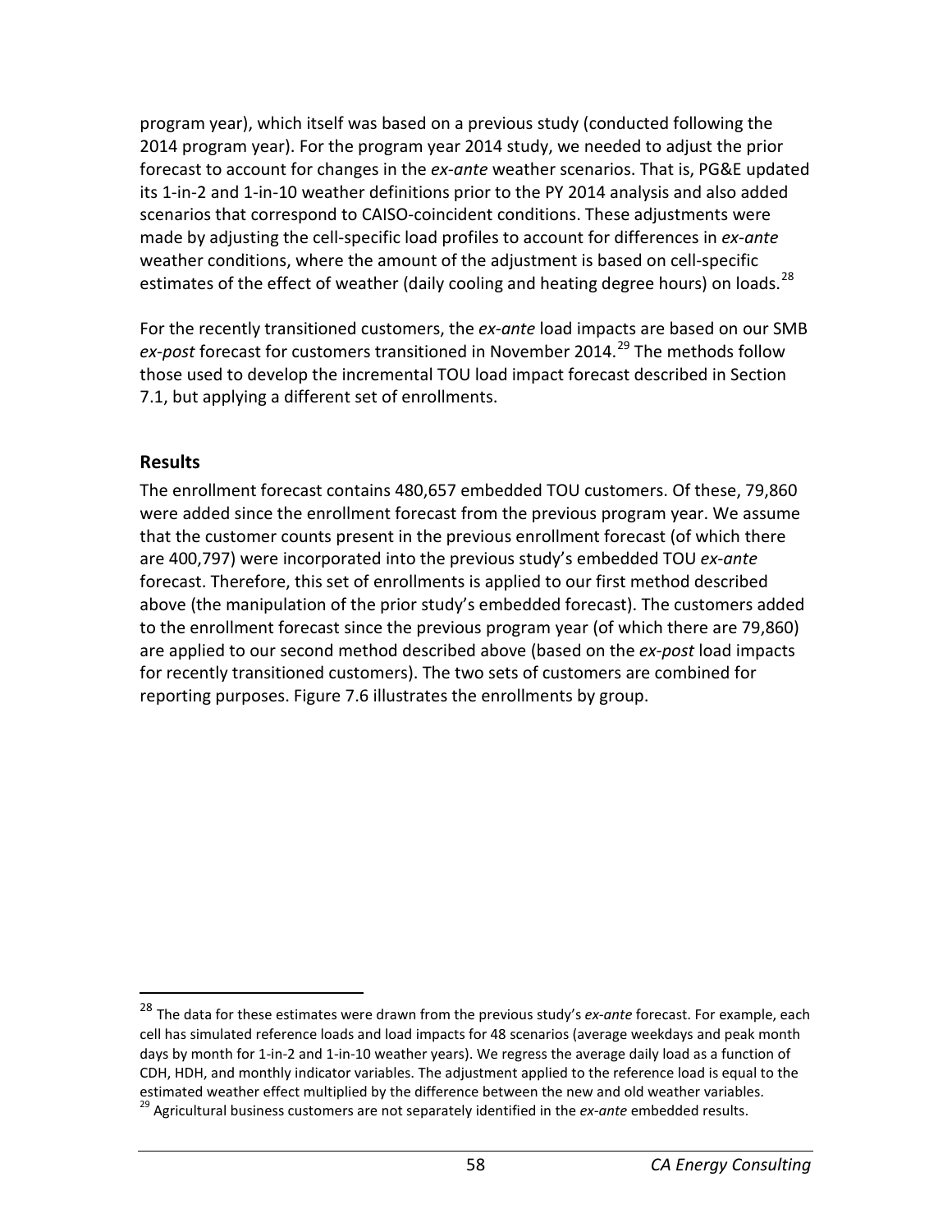program year), which itself was based on a previous study (conducted following the 2014 program year). For the program year 2014 study, we needed to adjust the prior forecast to account for changes in the *ex-ante* weather scenarios. That is, PG&E updated its 1-in-2 and 1-in-10 weather definitions prior to the PY 2014 analysis and also added scenarios that correspond to CAISO-coincident conditions. These adjustments were made by adjusting the cell-specific load profiles to account for differences in *ex-ante* weather conditions, where the amount of the adjustment is based on cell-specific estimates of the effect of weather (daily cooling and heating degree hours) on loads.[28]

For the recently transitioned customers, the *ex-ante* load impacts are based on our SMB *ex-post* forecast for customers transitioned in November 2014.[29] The methods follow those used to develop the incremental TOU load impact forecast described in Section 7.1, but applying a different set of enrollments.

## Results

The enrollment forecast contains 480,657 embedded TOU customers. Of these, 79,860 were added since the enrollment forecast from the previous program year. We assume that the customer counts present in the previous enrollment forecast (of which there are 400,797) were incorporated into the previous study's embedded TOU *ex-ante* forecast. Therefore, this set of enrollments is applied to our first method described above (the manipulation of the prior study's embedded forecast). The customers added to the enrollment forecast since the previous program year (of which there are 79,860) are applied to our second method described above (based on the *ex-post* load impacts for recently transitioned customers). The two sets of customers are combined for reporting purposes. Figure 7.6 illustrates the enrollments by group.

---

[28] The data for these estimates were drawn from the previous study's *ex-ante* forecast. For example, each cell has simulated reference loads and load impacts for 48 scenarios (average weekdays and peak month days by month for 1-in-2 and 1-in-10 weather years). We regress the average daily load as a function of CDH, HDH, and monthly indicator variables. The adjustment applied to the reference load is equal to the estimated weather effect multiplied by the difference between the new and old weather variables.

[29] Agricultural business customers are not separately identified in the *ex-ante* embedded results.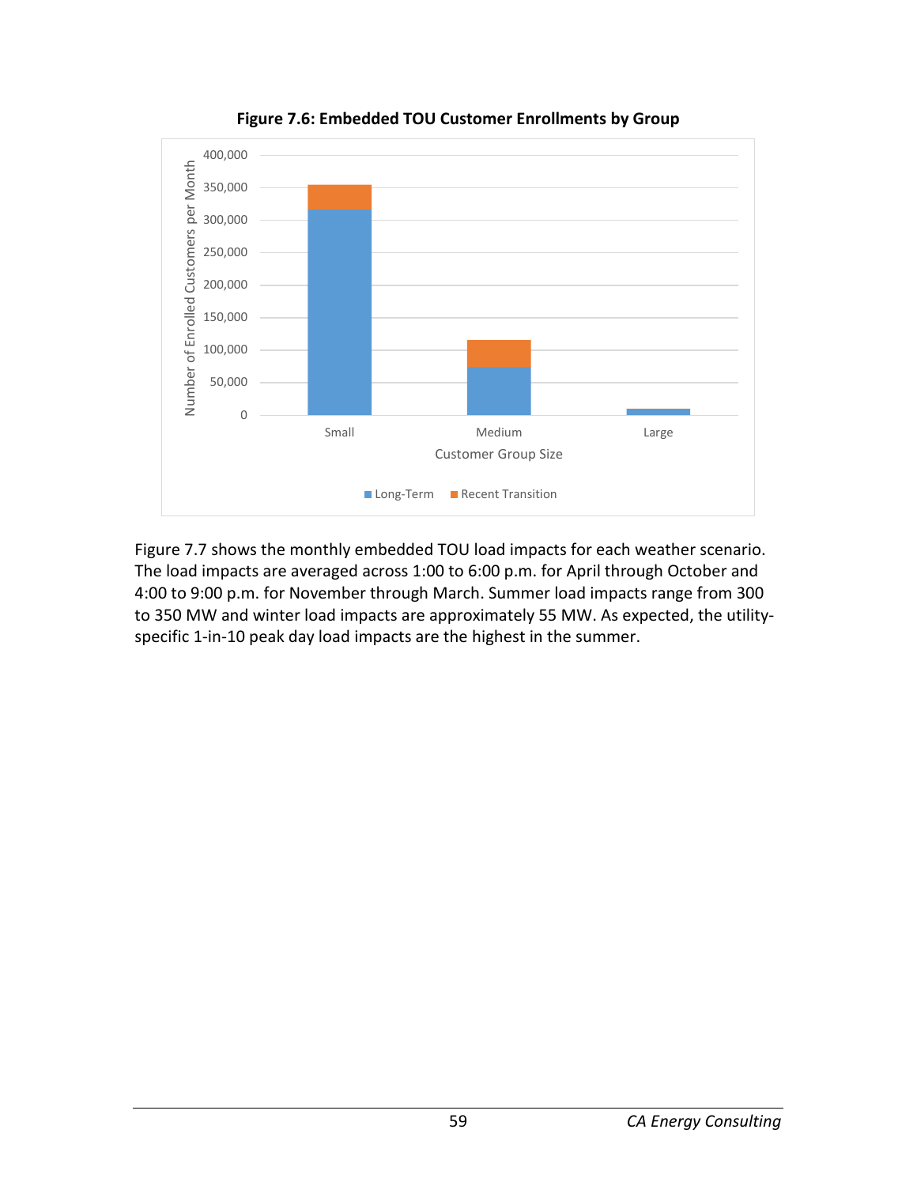**Figure 7.6: Embedded TOU Customer Enrollments by Group**

Figure 7.7 shows the monthly embedded TOU load impacts for each weather scenario. The load impacts are averaged across 1:00 to 6:00 p.m. for April through October and 4:00 to 9:00 p.m. for November through March. Summer load impacts range from 300 to 350 MW and winter load impacts are approximately 55 MW. As expected, the utility-specific 1-in-10 peak day load impacts are the highest in the summer.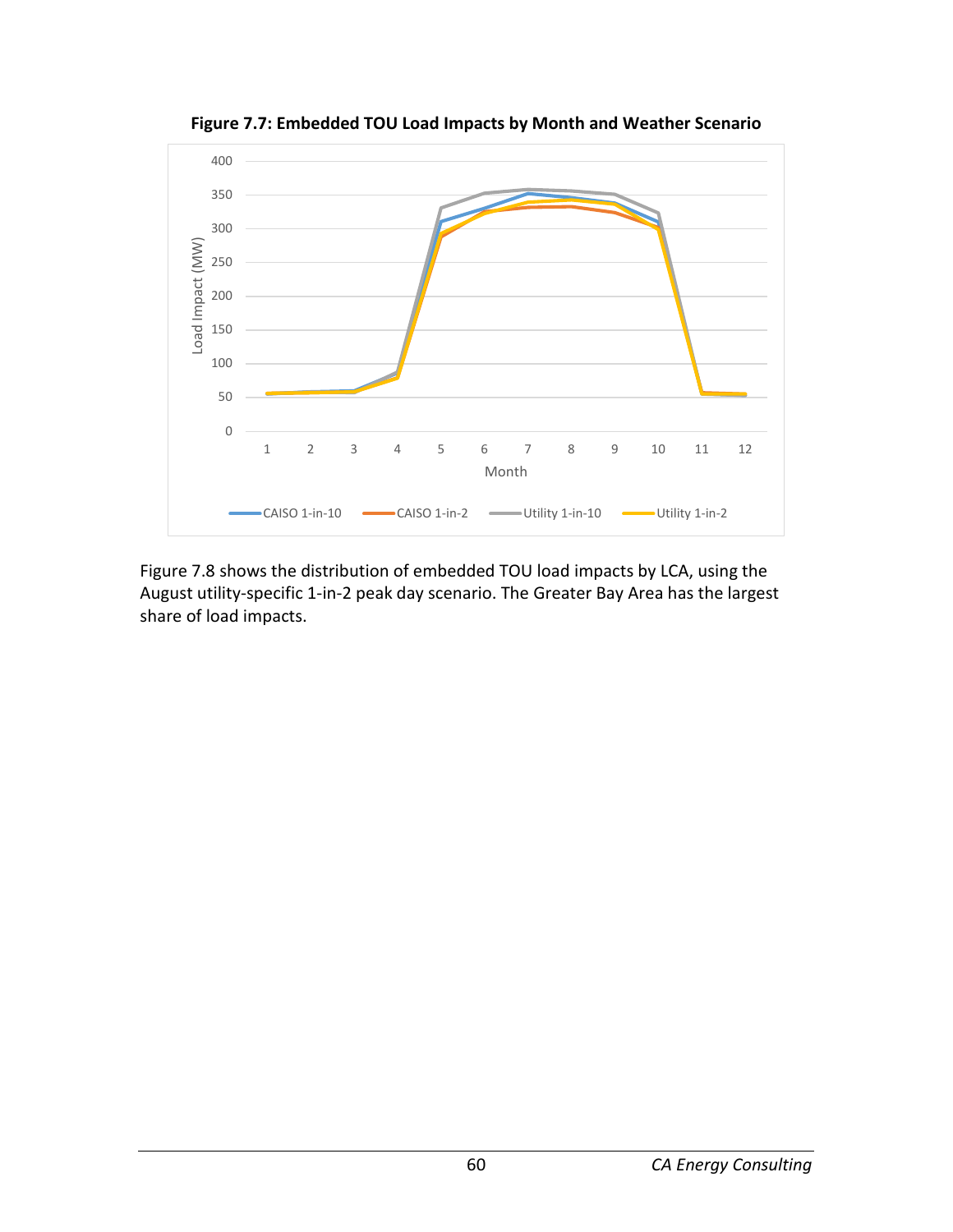**Figure 7.7: Embedded TOU Load Impacts by Month and Weather Scenario**

Figure 7.8 shows the distribution of embedded TOU load impacts by LCA, using the August utility-specific 1-in-2 peak day scenario. The Greater Bay Area has the largest share of load impacts.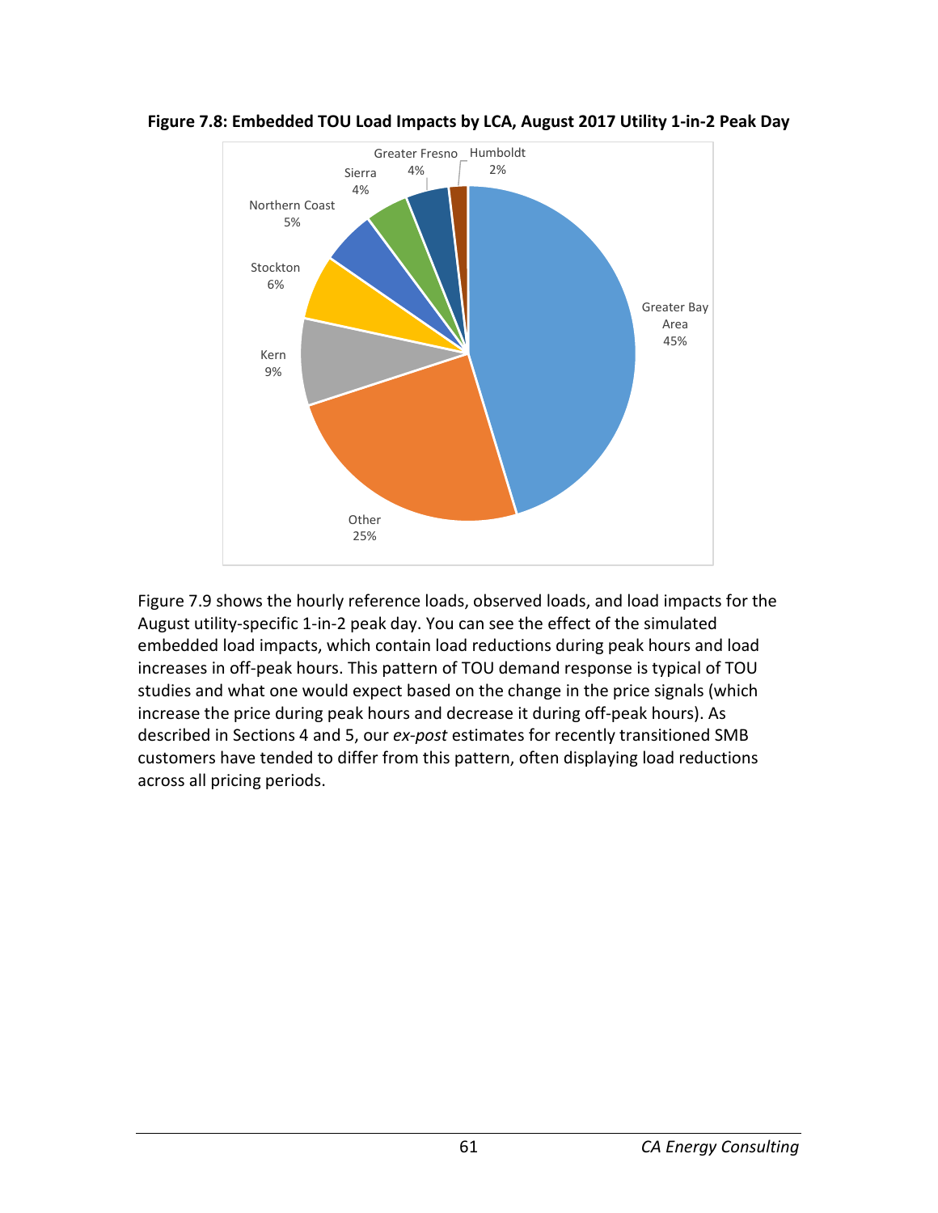**Figure 7.8: Embedded TOU Load Impacts by LCA, August 2017 Utility 1-in-2 Peak Day**

| LCA | Share |
|---|---|
| Greater Bay Area | 45% |
| Other | 25% |
| Kern | 9% |
| Stockton | 6% |
| Northern Coast | 5% |
| Sierra | 4% |
| Greater Fresno | 4% |
| Humboldt | 2% |

Figure 7.9 shows the hourly reference loads, observed loads, and load impacts for the August utility-specific 1-in-2 peak day. You can see the effect of the simulated embedded load impacts, which contain load reductions during peak hours and load increases in off-peak hours. This pattern of TOU demand response is typical of TOU studies and what one would expect based on the change in the price signals (which increase the price during peak hours and decrease it during off-peak hours). As described in Sections 4 and 5, our *ex-post* estimates for recently transitioned SMB customers have tended to differ from this pattern, often displaying load reductions across all pricing periods.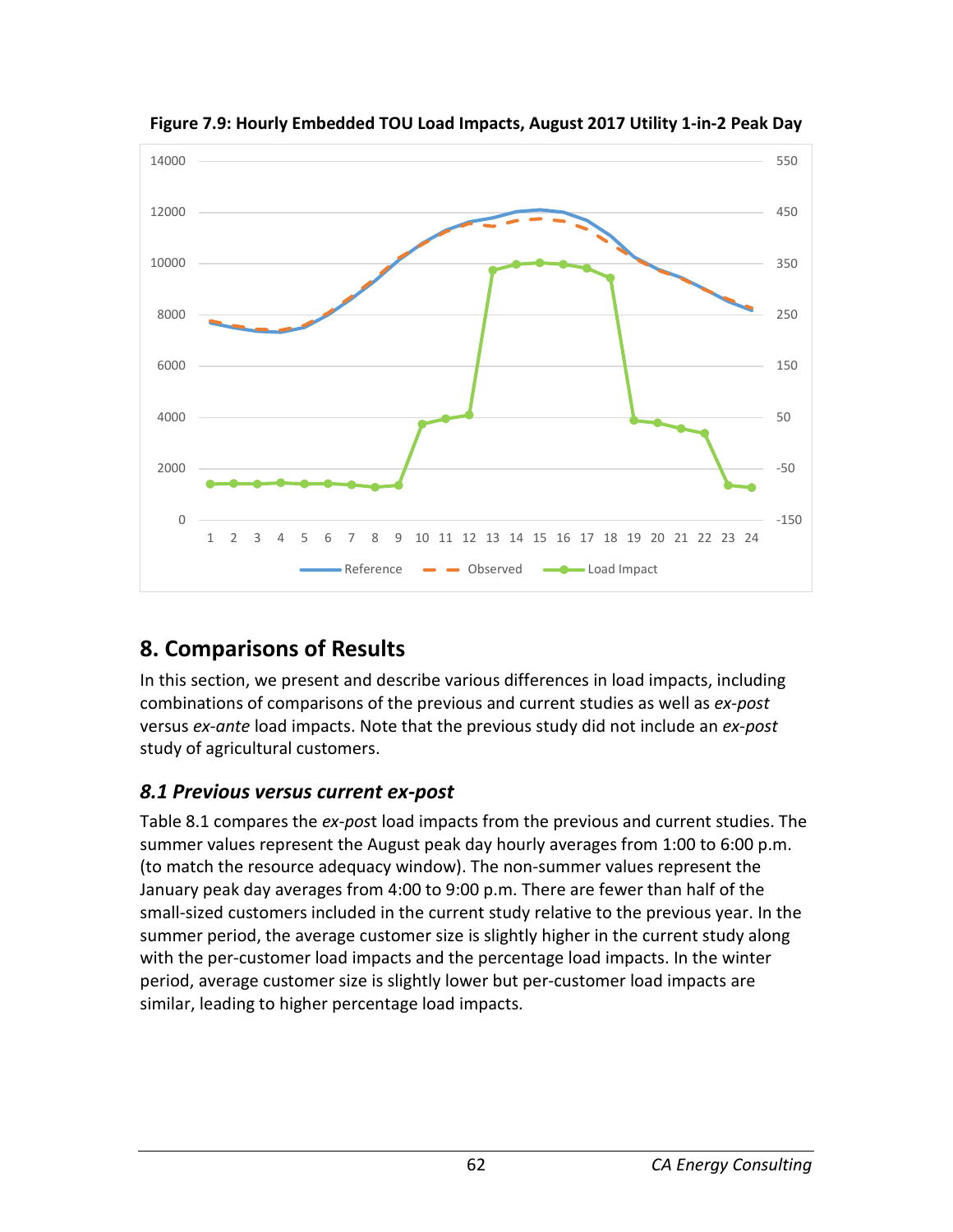**Figure 7.9: Hourly Embedded TOU Load Impacts, August 2017 Utility 1-in-2 Peak Day**

## 8. Comparisons of Results

In this section, we present and describe various differences in load impacts, including combinations of comparisons of the previous and current studies as well as *ex-post* versus *ex-ante* load impacts. Note that the previous study did not include an *ex-post* study of agricultural customers.

### *8.1 Previous versus current ex-post*

Table 8.1 compares the *ex-pos*t load impacts from the previous and current studies. The summer values represent the August peak day hourly averages from 1:00 to 6:00 p.m. (to match the resource adequacy window). The non-summer values represent the January peak day averages from 4:00 to 9:00 p.m. There are fewer than half of the small-sized customers included in the current study relative to the previous year. In the summer period, the average customer size is slightly higher in the current study along with the per-customer load impacts and the percentage load impacts. In the winter period, average customer size is slightly lower but per-customer load impacts are similar, leading to higher percentage load impacts.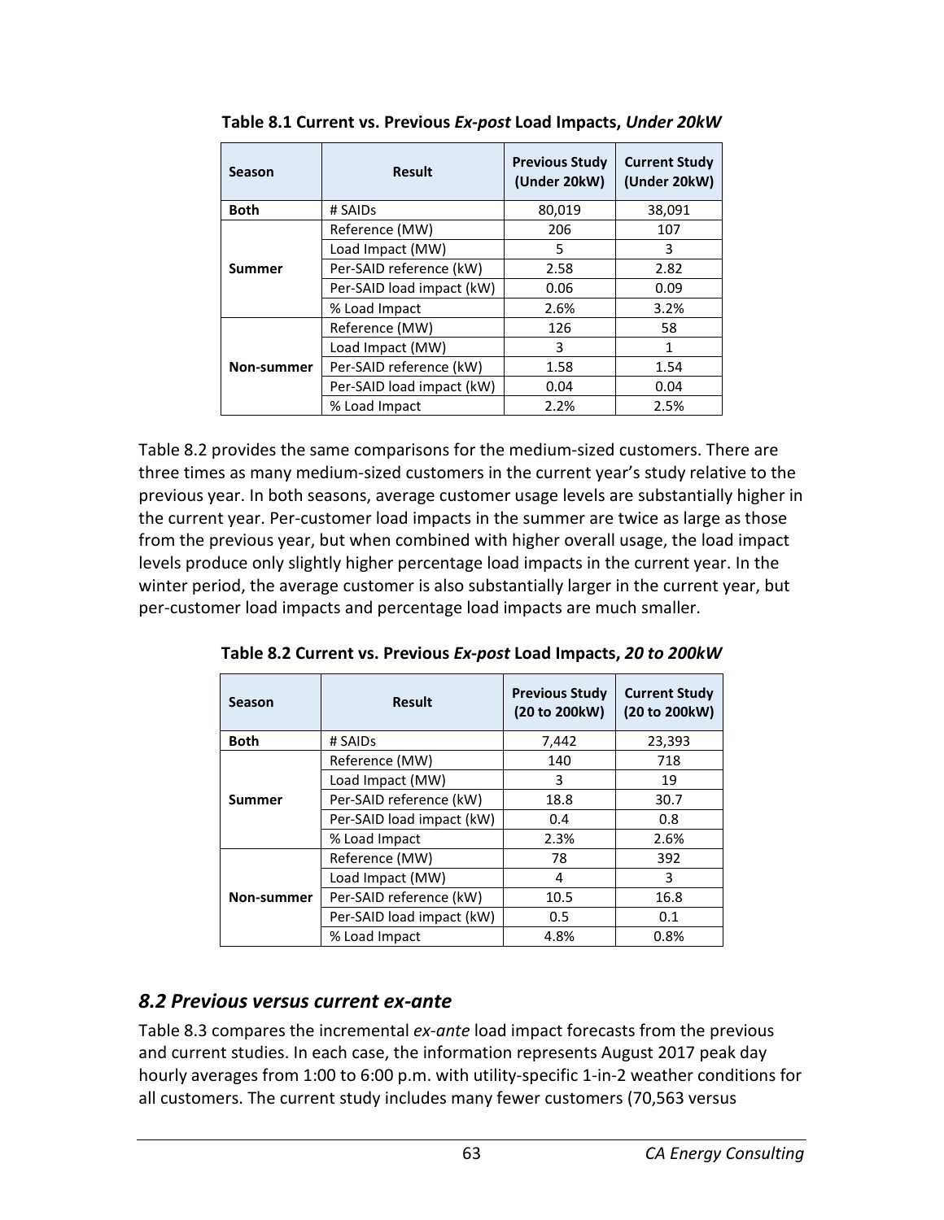**Table 8.1 Current vs. Previous *Ex-post* Load Impacts, *Under 20kW***

| Season | Result | Previous Study (Under 20kW) | Current Study (Under 20kW) |
|---|---|---|---|
| Both | # SAIDs | 80,019 | 38,091 |
| Summer | Reference (MW) | 206 | 107 |
| | Load Impact (MW) | 5 | 3 |
| | Per-SAID reference (kW) | 2.58 | 2.82 |
| | Per-SAID load impact (kW) | 0.06 | 0.09 |
| | % Load Impact | 2.6% | 3.2% |
| Non-summer | Reference (MW) | 126 | 58 |
| | Load Impact (MW) | 3 | 1 |
| | Per-SAID reference (kW) | 1.58 | 1.54 |
| | Per-SAID load impact (kW) | 0.04 | 0.04 |
| | % Load Impact | 2.2% | 2.5% |

Table 8.2 provides the same comparisons for the medium-sized customers. There are three times as many medium-sized customers in the current year's study relative to the previous year. In both seasons, average customer usage levels are substantially higher in the current year. Per-customer load impacts in the summer are twice as large as those from the previous year, but when combined with higher overall usage, the load impact levels produce only slightly higher percentage load impacts in the current year. In the winter period, the average customer is also substantially larger in the current year, but per-customer load impacts and percentage load impacts are much smaller.

**Table 8.2 Current vs. Previous *Ex-post* Load Impacts, *20 to 200kW***

| Season | Result | Previous Study (20 to 200kW) | Current Study (20 to 200kW) |
|---|---|---|---|
| Both | # SAIDs | 7,442 | 23,393 |
| Summer | Reference (MW) | 140 | 718 |
| | Load Impact (MW) | 3 | 19 |
| | Per-SAID reference (kW) | 18.8 | 30.7 |
| | Per-SAID load impact (kW) | 0.4 | 0.8 |
| | % Load Impact | 2.3% | 2.6% |
| Non-summer | Reference (MW) | 78 | 392 |
| | Load Impact (MW) | 4 | 3 |
| | Per-SAID reference (kW) | 10.5 | 16.8 |
| | Per-SAID load impact (kW) | 0.5 | 0.1 |
| | % Load Impact | 4.8% | 0.8% |

## *8.2 Previous versus current ex-ante*

Table 8.3 compares the incremental *ex-ante* load impact forecasts from the previous and current studies. In each case, the information represents August 2017 peak day hourly averages from 1:00 to 6:00 p.m. with utility-specific 1-in-2 weather conditions for all customers. The current study includes many fewer customers (70,563 versus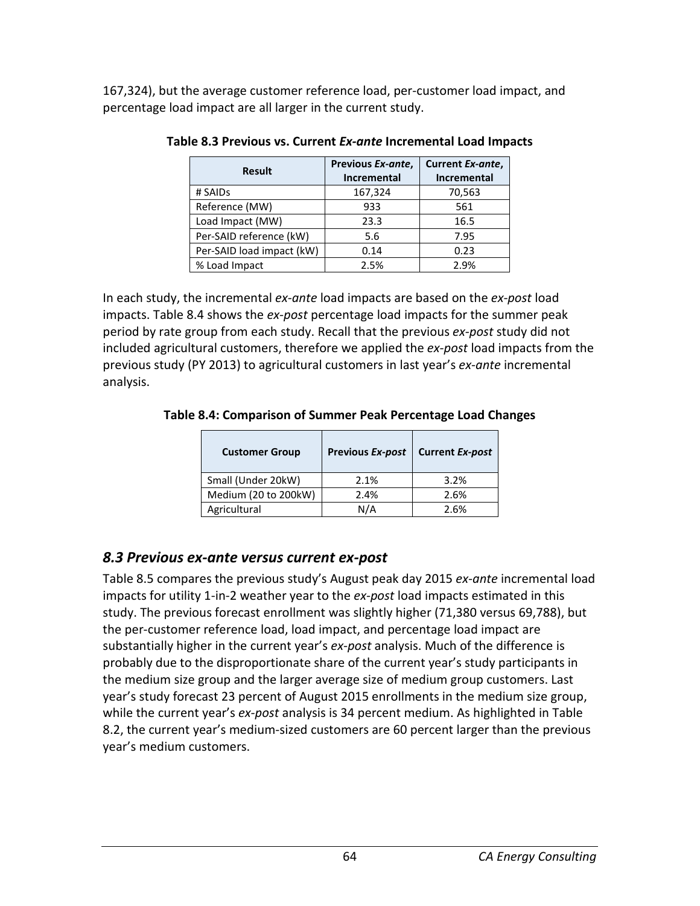167,324), but the average customer reference load, per-customer load impact, and percentage load impact are all larger in the current study.

**Table 8.3 Previous vs. Current *Ex-ante* Incremental Load Impacts**

| Result | Previous *Ex-ante*, Incremental | Current *Ex-ante*, Incremental |
|---|---|---|
| # SAIDs | 167,324 | 70,563 |
| Reference (MW) | 933 | 561 |
| Load Impact (MW) | 23.3 | 16.5 |
| Per-SAID reference (kW) | 5.6 | 7.95 |
| Per-SAID load impact (kW) | 0.14 | 0.23 |
| % Load Impact | 2.5% | 2.9% |

In each study, the incremental *ex-ante* load impacts are based on the *ex-post* load impacts. Table 8.4 shows the *ex-post* percentage load impacts for the summer peak period by rate group from each study. Recall that the previous *ex-post* study did not included agricultural customers, therefore we applied the *ex-post* load impacts from the previous study (PY 2013) to agricultural customers in last year's *ex-ante* incremental analysis.

**Table 8.4: Comparison of Summer Peak Percentage Load Changes**

| Customer Group | Previous *Ex-post* | Current *Ex-post* |
|---|---|---|
| Small (Under 20kW) | 2.1% | 3.2% |
| Medium (20 to 200kW) | 2.4% | 2.6% |
| Agricultural | N/A | 2.6% |

## *8.3 Previous ex-ante versus current ex-post*

Table 8.5 compares the previous study's August peak day 2015 *ex-ante* incremental load impacts for utility 1-in-2 weather year to the *ex-post* load impacts estimated in this study. The previous forecast enrollment was slightly higher (71,380 versus 69,788), but the per-customer reference load, load impact, and percentage load impact are substantially higher in the current year's *ex-post* analysis. Much of the difference is probably due to the disproportionate share of the current year's study participants in the medium size group and the larger average size of medium group customers. Last year's study forecast 23 percent of August 2015 enrollments in the medium size group, while the current year's *ex-post* analysis is 34 percent medium. As highlighted in Table 8.2, the current year's medium-sized customers are 60 percent larger than the previous year's medium customers.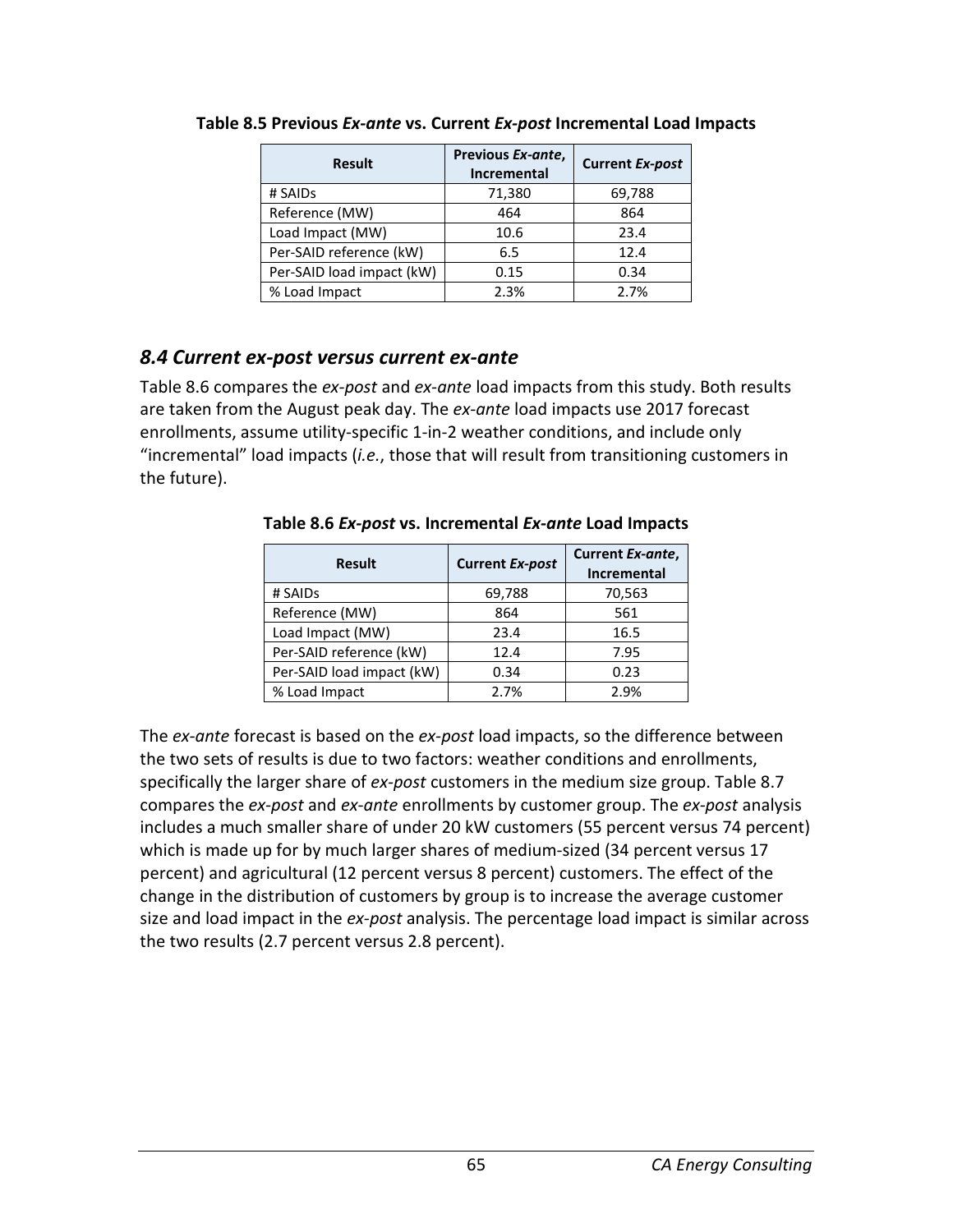**Table 8.5 Previous *Ex-ante* vs. Current *Ex-post* Incremental Load Impacts**

| Result | Previous *Ex-ante*, Incremental | Current *Ex-post* |
|---|---|---|
| # SAIDs | 71,380 | 69,788 |
| Reference (MW) | 464 | 864 |
| Load Impact (MW) | 10.6 | 23.4 |
| Per-SAID reference (kW) | 6.5 | 12.4 |
| Per-SAID load impact (kW) | 0.15 | 0.34 |
| % Load Impact | 2.3% | 2.7% |

## *8.4 Current ex-post versus current ex-ante*

Table 8.6 compares the *ex-post* and *ex-ante* load impacts from this study. Both results are taken from the August peak day. The *ex-ante* load impacts use 2017 forecast enrollments, assume utility-specific 1-in-2 weather conditions, and include only "incremental" load impacts (*i.e.*, those that will result from transitioning customers in the future).

**Table 8.6 *Ex-post* vs. Incremental *Ex-ante* Load Impacts**

| Result | Current *Ex-post* | Current *Ex-ante*, Incremental |
|---|---|---|
| # SAIDs | 69,788 | 70,563 |
| Reference (MW) | 864 | 561 |
| Load Impact (MW) | 23.4 | 16.5 |
| Per-SAID reference (kW) | 12.4 | 7.95 |
| Per-SAID load impact (kW) | 0.34 | 0.23 |
| % Load Impact | 2.7% | 2.9% |

The *ex-ante* forecast is based on the *ex-post* load impacts, so the difference between the two sets of results is due to two factors: weather conditions and enrollments, specifically the larger share of *ex-post* customers in the medium size group. Table 8.7 compares the *ex-post* and *ex-ante* enrollments by customer group. The *ex-post* analysis includes a much smaller share of under 20 kW customers (55 percent versus 74 percent) which is made up for by much larger shares of medium-sized (34 percent versus 17 percent) and agricultural (12 percent versus 8 percent) customers. The effect of the change in the distribution of customers by group is to increase the average customer size and load impact in the *ex-post* analysis. The percentage load impact is similar across the two results (2.7 percent versus 2.8 percent).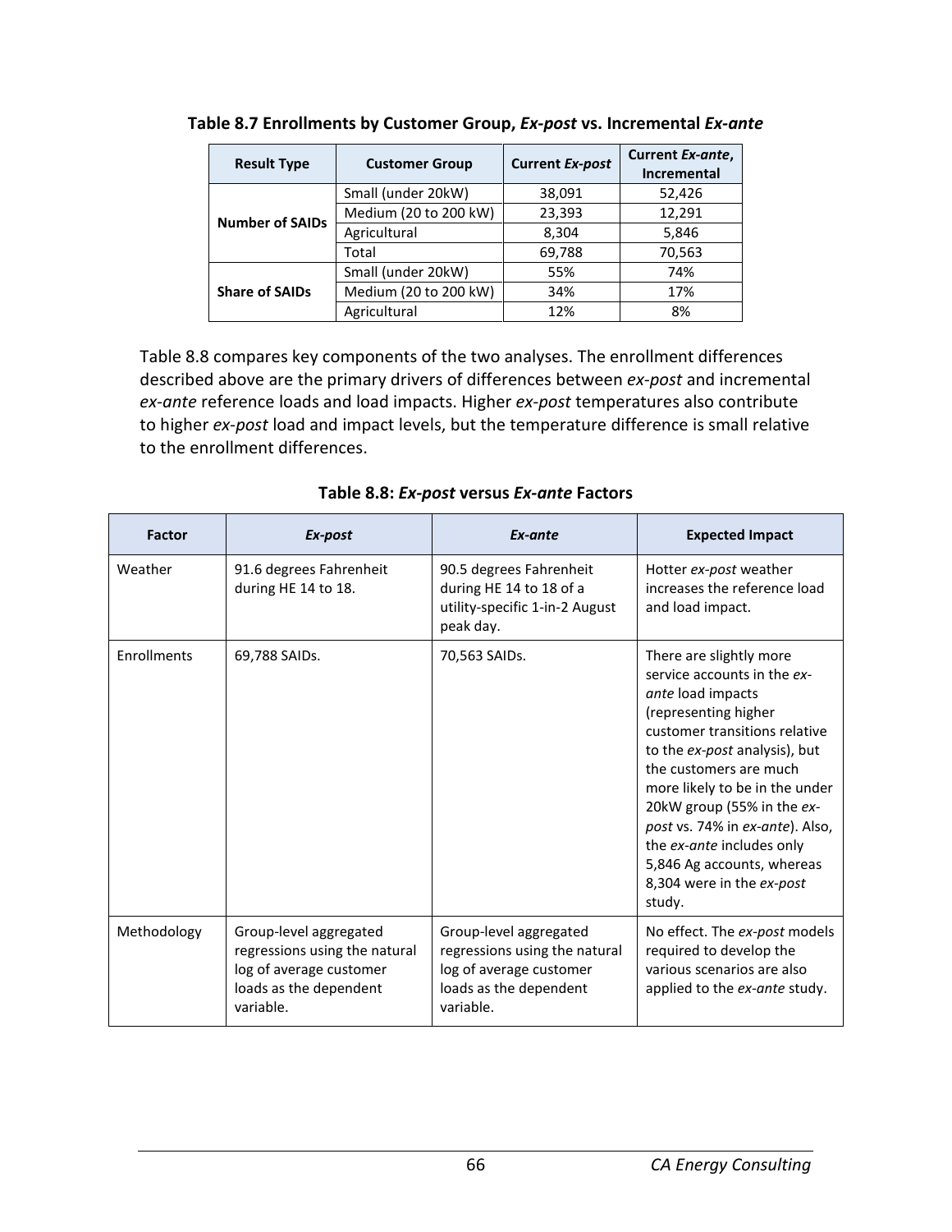**Table 8.7 Enrollments by Customer Group, *Ex-post* vs. Incremental *Ex-ante***

| Result Type | Customer Group | Current *Ex-post* | Current *Ex-ante*, Incremental |
|---|---|---|---|
| Number of SAIDs | Small (under 20kW) | 38,091 | 52,426 |
| | Medium (20 to 200 kW) | 23,393 | 12,291 |
| | Agricultural | 8,304 | 5,846 |
| | Total | 69,788 | 70,563 |
| Share of SAIDs | Small (under 20kW) | 55% | 74% |
| | Medium (20 to 200 kW) | 34% | 17% |
| | Agricultural | 12% | 8% |

Table 8.8 compares key components of the two analyses. The enrollment differences described above are the primary drivers of differences between *ex-post* and incremental *ex-ante* reference loads and load impacts. Higher *ex-post* temperatures also contribute to higher *ex-post* load and impact levels, but the temperature difference is small relative to the enrollment differences.

**Table 8.8: *Ex-post* versus *Ex-ante* Factors**

| Factor | *Ex-post* | *Ex-ante* | Expected Impact |
|---|---|---|---|
| Weather | 91.6 degrees Fahrenheit during HE 14 to 18. | 90.5 degrees Fahrenheit during HE 14 to 18 of a utility-specific 1-in-2 August peak day. | Hotter *ex-post* weather increases the reference load and load impact. |
| Enrollments | 69,788 SAIDs. | 70,563 SAIDs. | There are slightly more service accounts in the *ex-ante* load impacts (representing higher customer transitions relative to the *ex-post* analysis), but the customers are much more likely to be in the under 20kW group (55% in the *ex-post* vs. 74% in *ex-ante*). Also, the *ex-ante* includes only 5,846 Ag accounts, whereas 8,304 were in the *ex-post* study. |
| Methodology | Group-level aggregated regressions using the natural log of average customer loads as the dependent variable. | Group-level aggregated regressions using the natural log of average customer loads as the dependent variable. | No effect. The *ex-post* models required to develop the various scenarios are also applied to the *ex-ante* study. |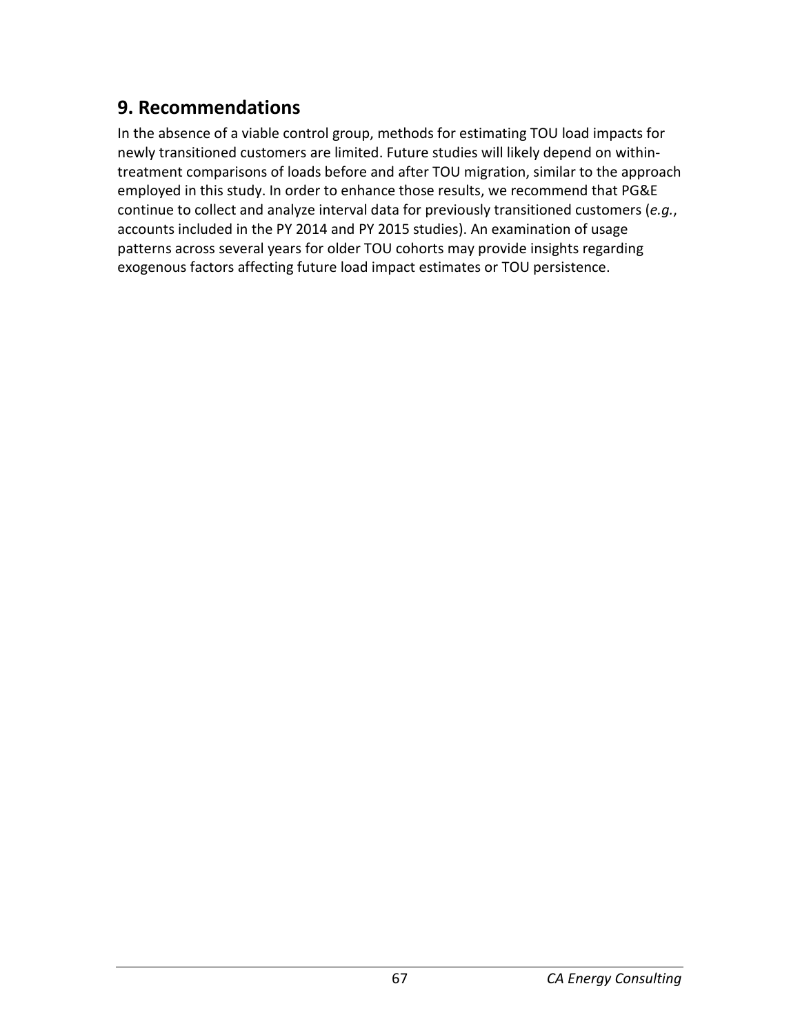## 9. Recommendations

In the absence of a viable control group, methods for estimating TOU load impacts for newly transitioned customers are limited. Future studies will likely depend on within-treatment comparisons of loads before and after TOU migration, similar to the approach employed in this study. In order to enhance those results, we recommend that PG&E continue to collect and analyze interval data for previously transitioned customers (*e.g.*, accounts included in the PY 2014 and PY 2015 studies). An examination of usage patterns across several years for older TOU cohorts may provide insights regarding exogenous factors affecting future load impact estimates or TOU persistence.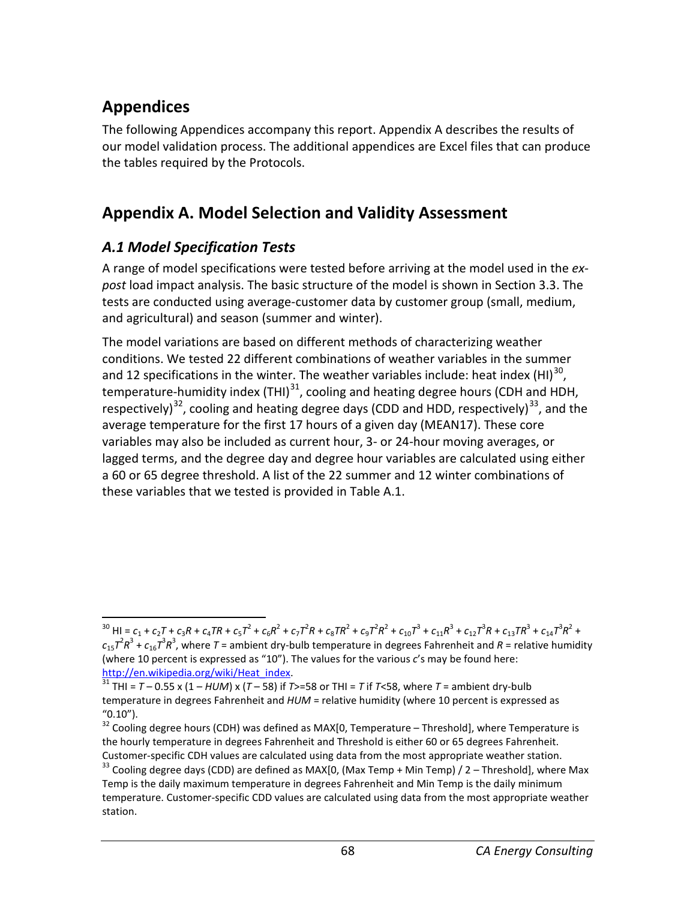# Appendices

The following Appendices accompany this report. Appendix A describes the results of our model validation process. The additional appendices are Excel files that can produce the tables required by the Protocols.

# Appendix A. Model Selection and Validity Assessment

## *A.1 Model Specification Tests*

A range of model specifications were tested before arriving at the model used in the *ex-post* load impact analysis. The basic structure of the model is shown in Section 3.3. The tests are conducted using average-customer data by customer group (small, medium, and agricultural) and season (summer and winter).

The model variations are based on different methods of characterizing weather conditions. We tested 22 different combinations of weather variables in the summer and 12 specifications in the winter. The weather variables include: heat index (HI)[30], temperature-humidity index (THI)[31], cooling and heating degree hours (CDH and HDH, respectively)[32], cooling and heating degree days (CDD and HDD, respectively)[33], and the average temperature for the first 17 hours of a given day (MEAN17). These core variables may also be included as current hour, 3- or 24-hour moving averages, or lagged terms, and the degree day and degree hour variables are calculated using either a 60 or 65 degree threshold. A list of the 22 summer and 12 winter combinations of these variables that we tested is provided in Table A.1.

---

[30] HI = $c_1 + c_2T + c_3R + c_4TR + c_5T^2 + c_6R^2 + c_7T^2R + c_8TR^2 + c_9T^2R^2 + c_{10}T^3 + c_{11}R^3 + c_{12}T^3R + c_{13}TR^3 + c_{14}T^3R^2 + c_{15}T^2R^3 + c_{16}T^3R^3$, where $T$ = ambient dry-bulb temperature in degrees Fahrenheit and $R$ = relative humidity (where 10 percent is expressed as "10"). The values for the various $c$'s may be found here: http://en.wikipedia.org/wiki/Heat_index.

[31] THI = $T - 0.55 \times (1 - HUM) \times (T - 58)$ if $T$>=58 or THI = $T$ if $T$<58, where $T$ = ambient dry-bulb temperature in degrees Fahrenheit and $HUM$ = relative humidity (where 10 percent is expressed as "0.10").

[32] Cooling degree hours (CDH) was defined as MAX[0, Temperature – Threshold], where Temperature is the hourly temperature in degrees Fahrenheit and Threshold is either 60 or 65 degrees Fahrenheit. Customer-specific CDH values are calculated using data from the most appropriate weather station.

[33] Cooling degree days (CDD) are defined as MAX[0, (Max Temp + Min Temp) / 2 – Threshold], where Max Temp is the daily maximum temperature in degrees Fahrenheit and Min Temp is the daily minimum temperature. Customer-specific CDD values are calculated using data from the most appropriate weather station.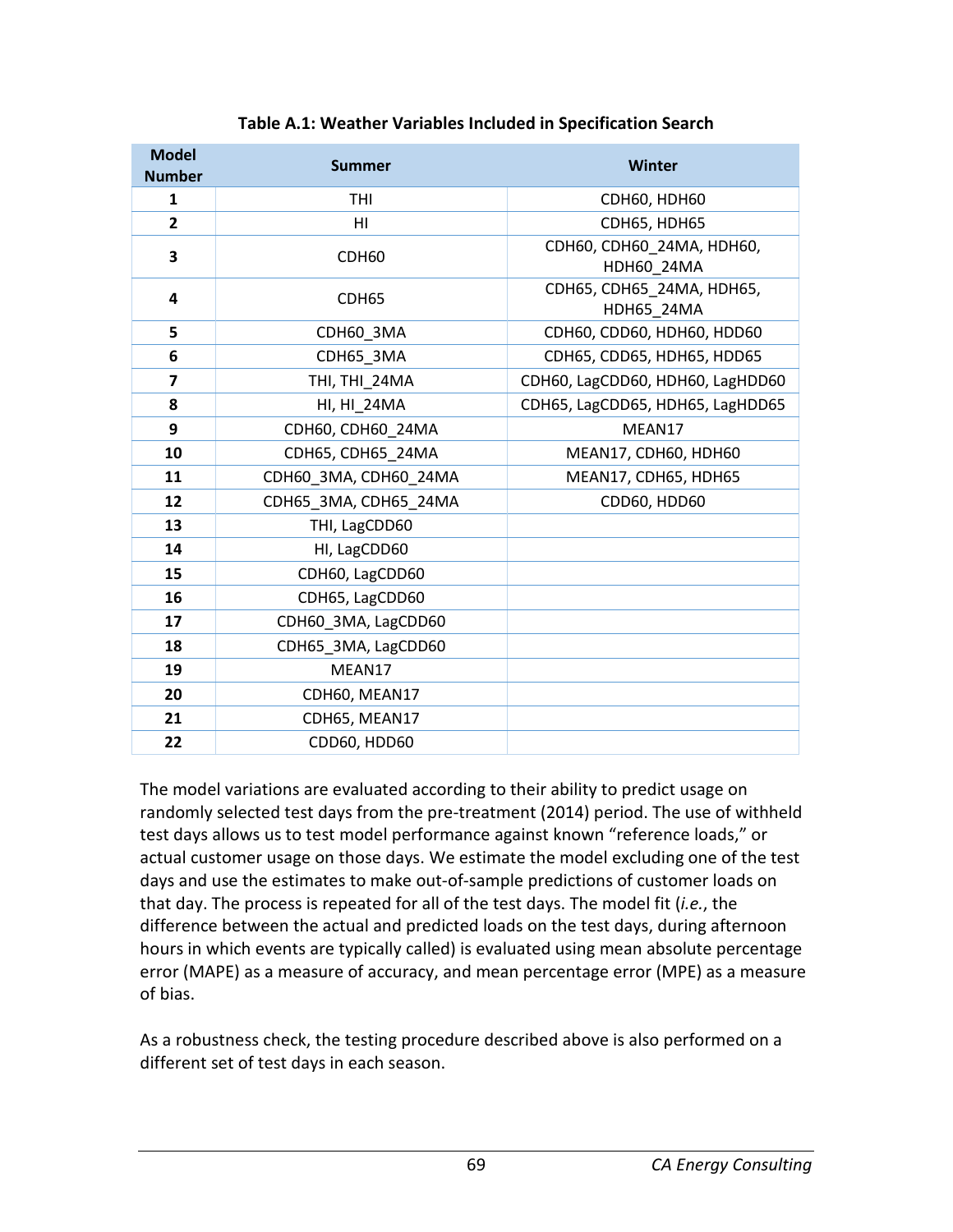**Table A.1: Weather Variables Included in Specification Search**

| Model Number | Summer | Winter |
|---|---|---|
| 1 | THI | CDH60, HDH60 |
| 2 | HI | CDH65, HDH65 |
| 3 | CDH60 | CDH60, CDH60_24MA, HDH60, HDH60_24MA |
| 4 | CDH65 | CDH65, CDH65_24MA, HDH65, HDH65_24MA |
| 5 | CDH60_3MA | CDH60, CDD60, HDH60, HDD60 |
| 6 | CDH65_3MA | CDH65, CDD65, HDH65, HDD65 |
| 7 | THI, THI_24MA | CDH60, LagCDD60, HDH60, LagHDD60 |
| 8 | HI, HI_24MA | CDH65, LagCDD65, HDH65, LagHDD65 |
| 9 | CDH60, CDH60_24MA | MEAN17 |
| 10 | CDH65, CDH65_24MA | MEAN17, CDH60, HDH60 |
| 11 | CDH60_3MA, CDH60_24MA | MEAN17, CDH65, HDH65 |
| 12 | CDH65_3MA, CDH65_24MA | CDD60, HDD60 |
| 13 | THI, LagCDD60 | |
| 14 | HI, LagCDD60 | |
| 15 | CDH60, LagCDD60 | |
| 16 | CDH65, LagCDD60 | |
| 17 | CDH60_3MA, LagCDD60 | |
| 18 | CDH65_3MA, LagCDD60 | |
| 19 | MEAN17 | |
| 20 | CDH60, MEAN17 | |
| 21 | CDH65, MEAN17 | |
| 22 | CDD60, HDD60 | |

The model variations are evaluated according to their ability to predict usage on randomly selected test days from the pre-treatment (2014) period. The use of withheld test days allows us to test model performance against known "reference loads," or actual customer usage on those days. We estimate the model excluding one of the test days and use the estimates to make out-of-sample predictions of customer loads on that day. The process is repeated for all of the test days. The model fit (*i.e.*, the difference between the actual and predicted loads on the test days, during afternoon hours in which events are typically called) is evaluated using mean absolute percentage error (MAPE) as a measure of accuracy, and mean percentage error (MPE) as a measure of bias.

As a robustness check, the testing procedure described above is also performed on a different set of test days in each season.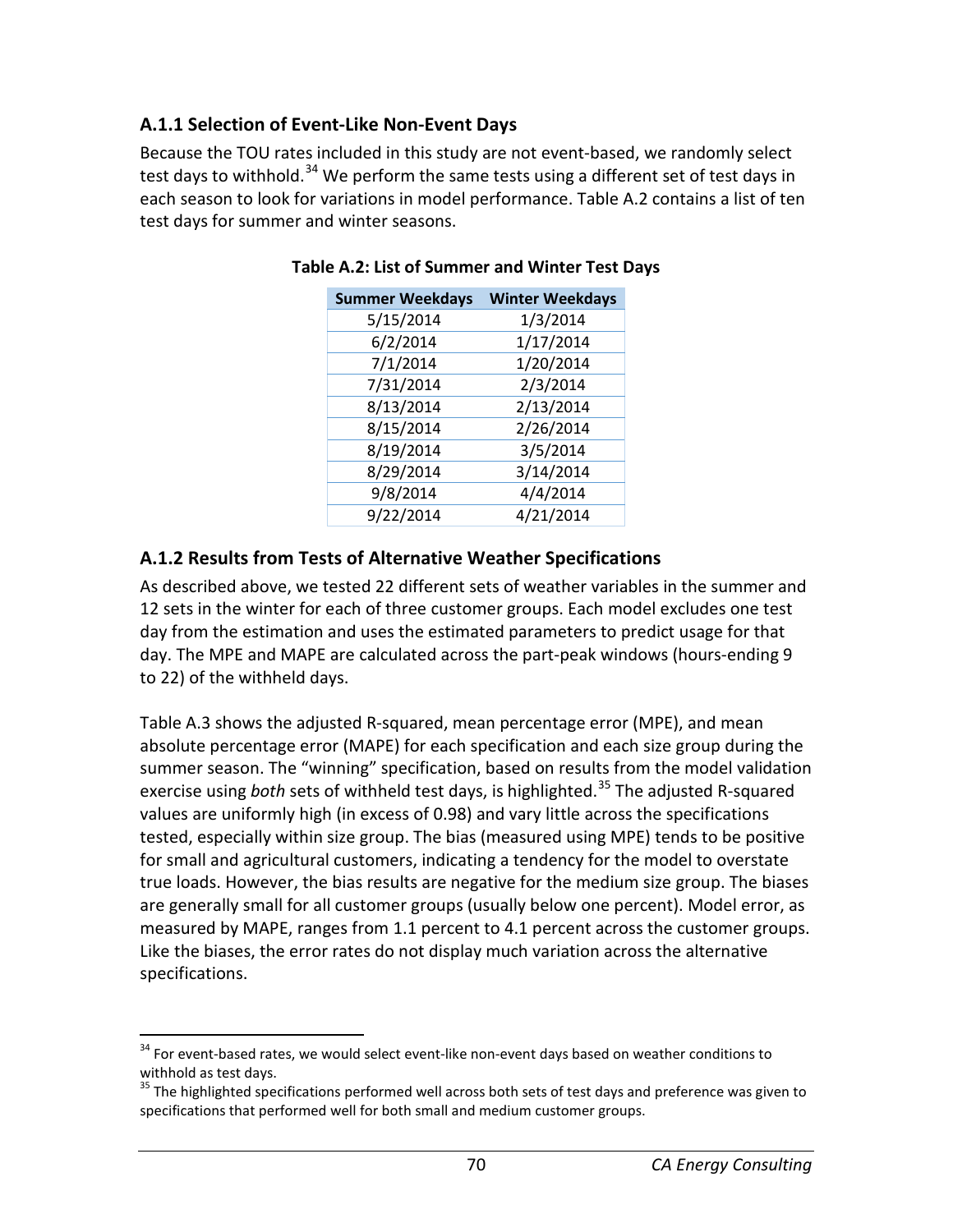### A.1.1 Selection of Event-Like Non-Event Days

Because the TOU rates included in this study are not event-based, we randomly select test days to withhold.[34] We perform the same tests using a different set of test days in each season to look for variations in model performance. Table A.2 contains a list of ten test days for summer and winter seasons.

**Table A.2: List of Summer and Winter Test Days**

| Summer Weekdays | Winter Weekdays |
|---|---|
| 5/15/2014 | 1/3/2014 |
| 6/2/2014 | 1/17/2014 |
| 7/1/2014 | 1/20/2014 |
| 7/31/2014 | 2/3/2014 |
| 8/13/2014 | 2/13/2014 |
| 8/15/2014 | 2/26/2014 |
| 8/19/2014 | 3/5/2014 |
| 8/29/2014 | 3/14/2014 |
| 9/8/2014 | 4/4/2014 |
| 9/22/2014 | 4/21/2014 |

### A.1.2 Results from Tests of Alternative Weather Specifications

As described above, we tested 22 different sets of weather variables in the summer and 12 sets in the winter for each of three customer groups. Each model excludes one test day from the estimation and uses the estimated parameters to predict usage for that day. The MPE and MAPE are calculated across the part-peak windows (hours-ending 9 to 22) of the withheld days.

Table A.3 shows the adjusted R-squared, mean percentage error (MPE), and mean absolute percentage error (MAPE) for each specification and each size group during the summer season. The "winning" specification, based on results from the model validation exercise using *both* sets of withheld test days, is highlighted.[35] The adjusted R-squared values are uniformly high (in excess of 0.98) and vary little across the specifications tested, especially within size group. The bias (measured using MPE) tends to be positive for small and agricultural customers, indicating a tendency for the model to overstate true loads. However, the bias results are negative for the medium size group. The biases are generally small for all customer groups (usually below one percent). Model error, as measured by MAPE, ranges from 1.1 percent to 4.1 percent across the customer groups. Like the biases, the error rates do not display much variation across the alternative specifications.

[34] For event-based rates, we would select event-like non-event days based on weather conditions to withhold as test days.

[35] The highlighted specifications performed well across both sets of test days and preference was given to specifications that performed well for both small and medium customer groups.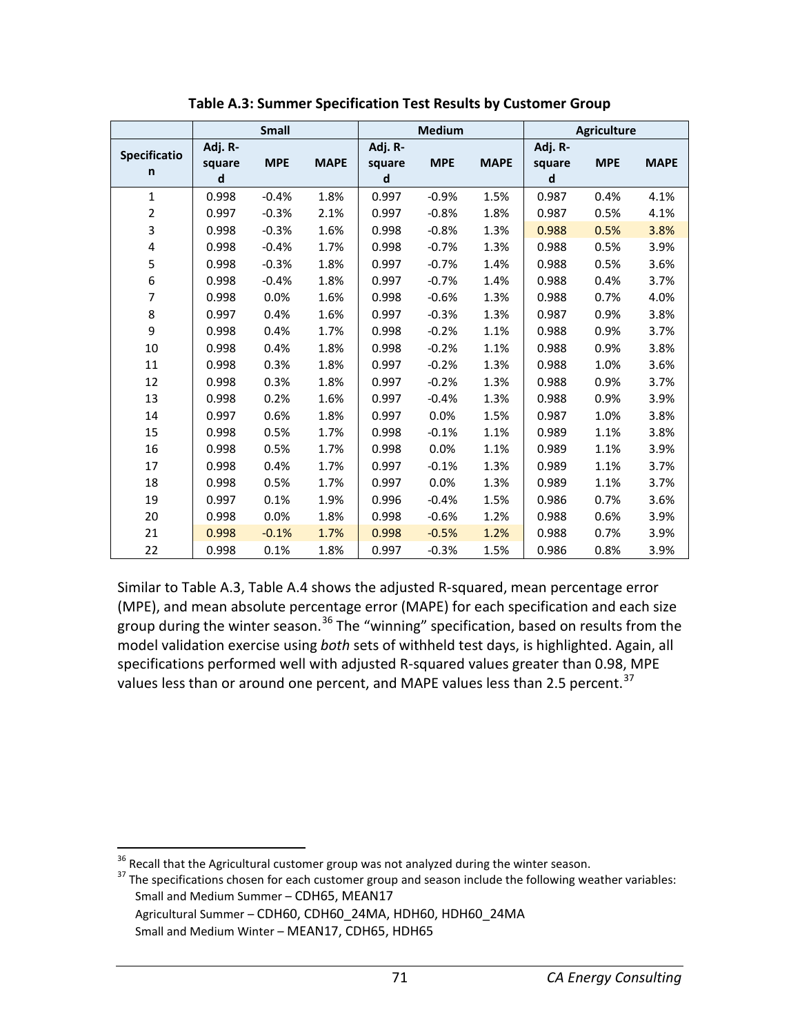**Table A.3: Summer Specification Test Results by Customer Group**

| | Small | | | Medium | | | Agriculture | | |
|---|---|---|---|---|---|---|---|---|---|
| Specification | Adj. R-squared | MPE | MAPE | Adj. R-squared | MPE | MAPE | Adj. R-squared | MPE | MAPE |
| 1 | 0.998 | -0.4% | 1.8% | 0.997 | -0.9% | 1.5% | 0.987 | 0.4% | 4.1% |
| 2 | 0.997 | -0.3% | 2.1% | 0.997 | -0.8% | 1.8% | 0.987 | 0.5% | 4.1% |
| 3 | 0.998 | -0.3% | 1.6% | 0.998 | -0.8% | 1.3% | 0.988 | 0.5% | 3.8% |
| 4 | 0.998 | -0.4% | 1.7% | 0.998 | -0.7% | 1.3% | 0.988 | 0.5% | 3.9% |
| 5 | 0.998 | -0.3% | 1.8% | 0.997 | -0.7% | 1.4% | 0.988 | 0.5% | 3.6% |
| 6 | 0.998 | -0.4% | 1.8% | 0.997 | -0.7% | 1.4% | 0.988 | 0.4% | 3.7% |
| 7 | 0.998 | 0.0% | 1.6% | 0.998 | -0.6% | 1.3% | 0.988 | 0.7% | 4.0% |
| 8 | 0.997 | 0.4% | 1.6% | 0.997 | -0.3% | 1.3% | 0.987 | 0.9% | 3.8% |
| 9 | 0.998 | 0.4% | 1.7% | 0.998 | -0.2% | 1.1% | 0.988 | 0.9% | 3.7% |
| 10 | 0.998 | 0.4% | 1.8% | 0.998 | -0.2% | 1.1% | 0.988 | 0.9% | 3.8% |
| 11 | 0.998 | 0.3% | 1.8% | 0.997 | -0.2% | 1.3% | 0.988 | 1.0% | 3.6% |
| 12 | 0.998 | 0.3% | 1.8% | 0.997 | -0.2% | 1.3% | 0.988 | 0.9% | 3.7% |
| 13 | 0.998 | 0.2% | 1.6% | 0.997 | -0.4% | 1.3% | 0.988 | 0.9% | 3.9% |
| 14 | 0.997 | 0.6% | 1.8% | 0.997 | 0.0% | 1.5% | 0.987 | 1.0% | 3.8% |
| 15 | 0.998 | 0.5% | 1.7% | 0.998 | -0.1% | 1.1% | 0.989 | 1.1% | 3.8% |
| 16 | 0.998 | 0.5% | 1.7% | 0.998 | 0.0% | 1.1% | 0.989 | 1.1% | 3.9% |
| 17 | 0.998 | 0.4% | 1.7% | 0.997 | -0.1% | 1.3% | 0.989 | 1.1% | 3.7% |
| 18 | 0.998 | 0.5% | 1.7% | 0.997 | 0.0% | 1.3% | 0.989 | 1.1% | 3.7% |
| 19 | 0.997 | 0.1% | 1.9% | 0.996 | -0.4% | 1.5% | 0.986 | 0.7% | 3.6% |
| 20 | 0.998 | 0.0% | 1.8% | 0.998 | -0.6% | 1.2% | 0.988 | 0.6% | 3.9% |
| 21 | 0.998 | -0.1% | 1.7% | 0.998 | -0.5% | 1.2% | 0.988 | 0.7% | 3.9% |
| 22 | 0.998 | 0.1% | 1.8% | 0.997 | -0.3% | 1.5% | 0.986 | 0.8% | 3.9% |

Similar to Table A.3, Table A.4 shows the adjusted R-squared, mean percentage error (MPE), and mean absolute percentage error (MAPE) for each specification and each size group during the winter season.[36] The "winning" specification, based on results from the model validation exercise using *both* sets of withheld test days, is highlighted. Again, all specifications performed well with adjusted R-squared values greater than 0.98, MPE values less than or around one percent, and MAPE values less than 2.5 percent.[37]

---

[36] Recall that the Agricultural customer group was not analyzed during the winter season.

[37] The specifications chosen for each customer group and season include the following weather variables:
Small and Medium Summer – CDH65, MEAN17
Agricultural Summer – CDH60, CDH60_24MA, HDH60, HDH60_24MA
Small and Medium Winter – MEAN17, CDH65, HDH65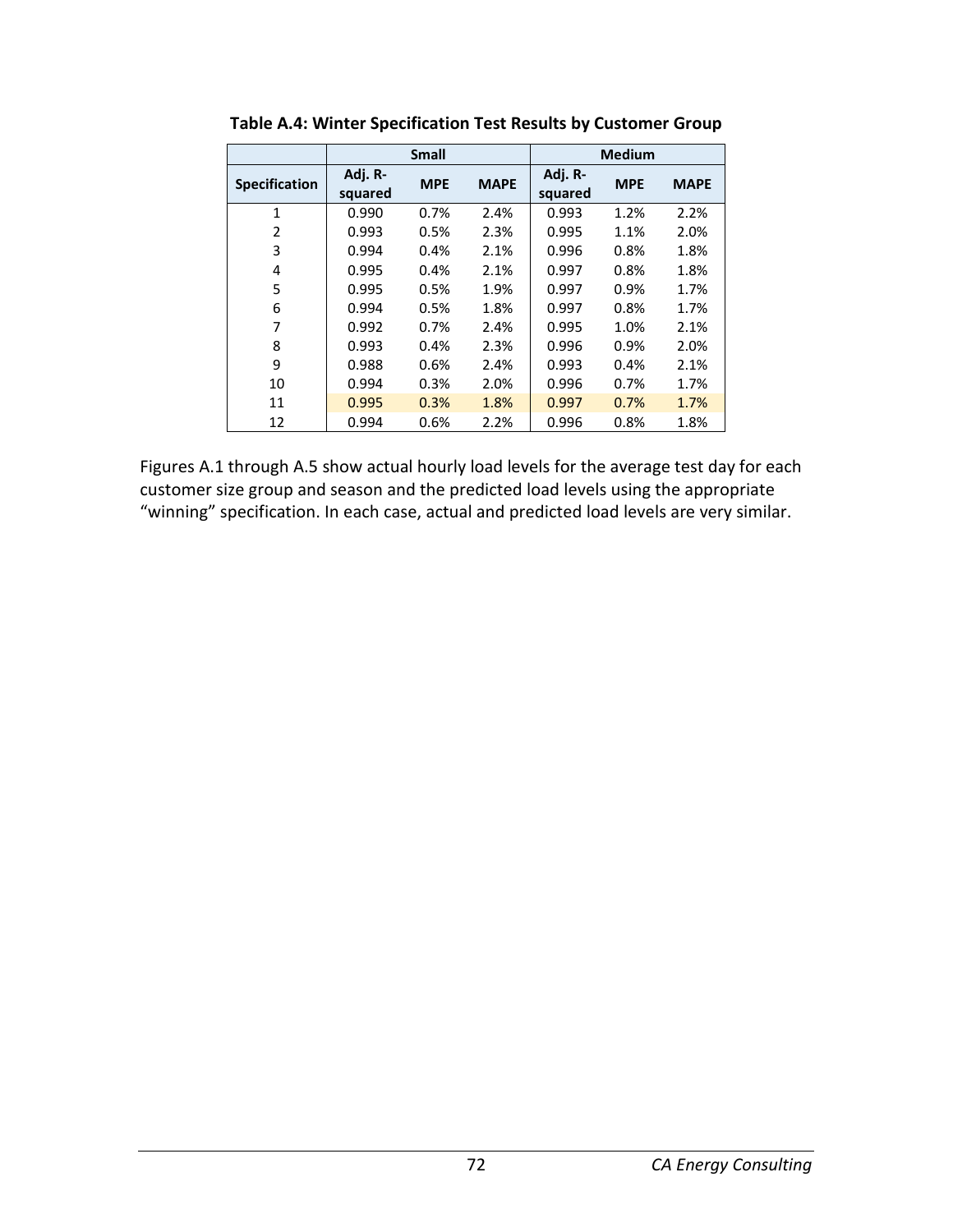**Table A.4: Winter Specification Test Results by Customer Group**

| | Small | | | Medium | | |
|---|---|---|---|---|---|---|
| Specification | Adj. R-squared | MPE | MAPE | Adj. R-squared | MPE | MAPE |
| 1 | 0.990 | 0.7% | 2.4% | 0.993 | 1.2% | 2.2% |
| 2 | 0.993 | 0.5% | 2.3% | 0.995 | 1.1% | 2.0% |
| 3 | 0.994 | 0.4% | 2.1% | 0.996 | 0.8% | 1.8% |
| 4 | 0.995 | 0.4% | 2.1% | 0.997 | 0.8% | 1.8% |
| 5 | 0.995 | 0.5% | 1.9% | 0.997 | 0.9% | 1.7% |
| 6 | 0.994 | 0.5% | 1.8% | 0.997 | 0.8% | 1.7% |
| 7 | 0.992 | 0.7% | 2.4% | 0.995 | 1.0% | 2.1% |
| 8 | 0.993 | 0.4% | 2.3% | 0.996 | 0.9% | 2.0% |
| 9 | 0.988 | 0.6% | 2.4% | 0.993 | 0.4% | 2.1% |
| 10 | 0.994 | 0.3% | 2.0% | 0.996 | 0.7% | 1.7% |
| 11 | 0.995 | 0.3% | 1.8% | 0.997 | 0.7% | 1.7% |
| 12 | 0.994 | 0.6% | 2.2% | 0.996 | 0.8% | 1.8% |

Figures A.1 through A.5 show actual hourly load levels for the average test day for each customer size group and season and the predicted load levels using the appropriate "winning" specification. In each case, actual and predicted load levels are very similar.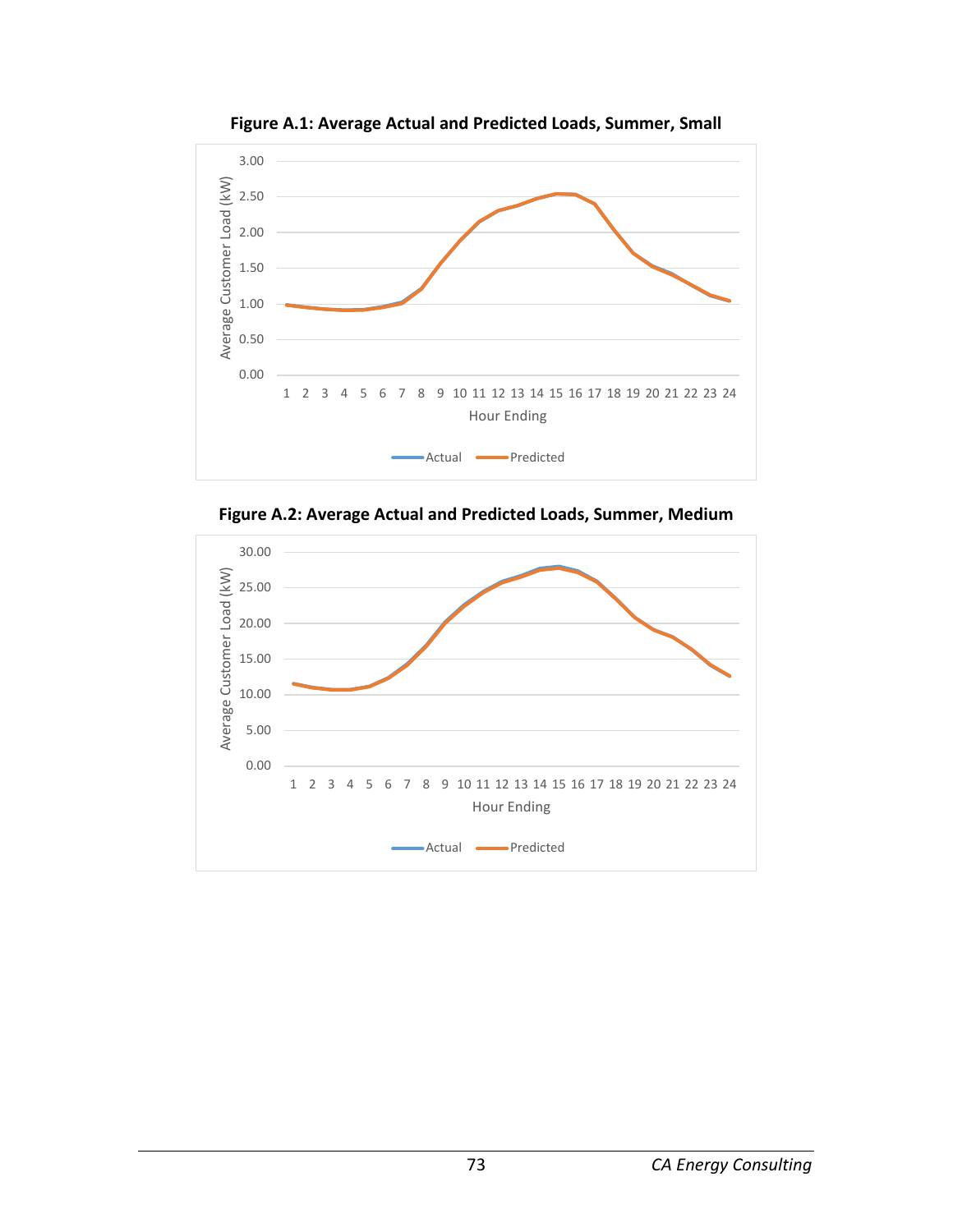**Figure A.1: Average Actual and Predicted Loads, Summer, Small**

**Figure A.2: Average Actual and Predicted Loads, Summer, Medium**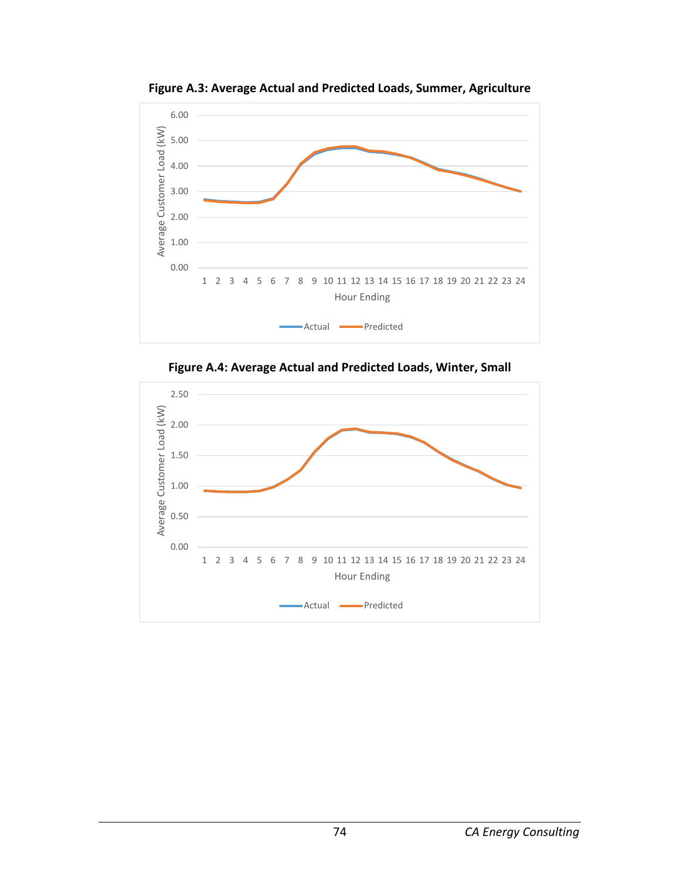**Figure A.3: Average Actual and Predicted Loads, Summer, Agriculture**

**Figure A.4: Average Actual and Predicted Loads, Winter, Small**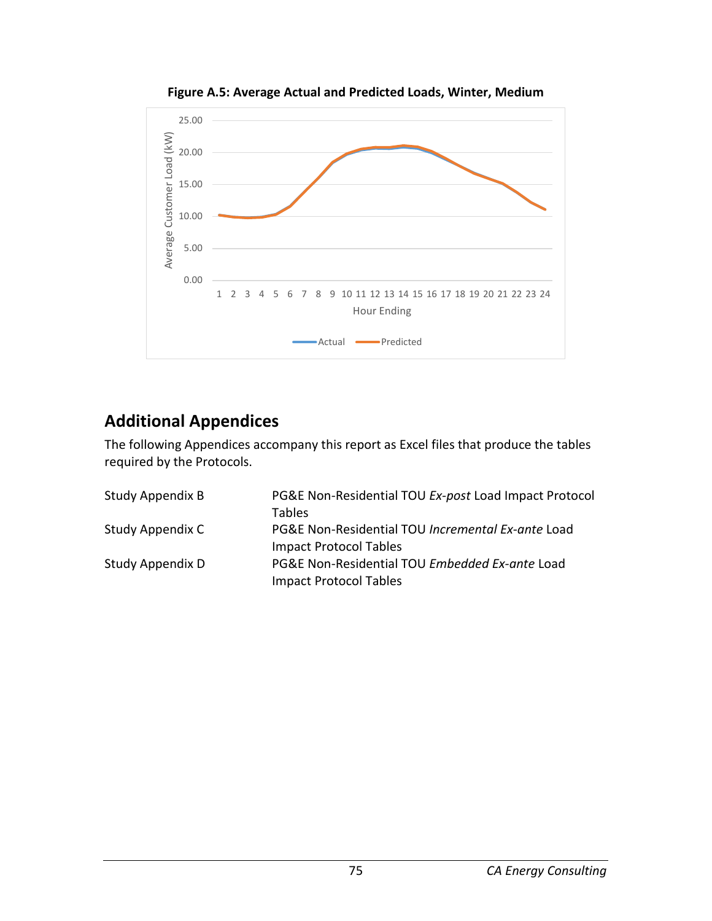**Figure A.5: Average Actual and Predicted Loads, Winter, Medium**

Average Customer Load (kW)

25.00
20.00
15.00
10.00
5.00
0.00

1 2 3 4 5 6 7 8 9 10 11 12 13 14 15 16 17 18 19 20 21 22 23 24

Hour Ending

Actual Predicted

## Additional Appendices

The following Appendices accompany this report as Excel files that produce the tables required by the Protocols.

| | |
|---|---|
| Study Appendix B | PG&E Non-Residential TOU *Ex-post* Load Impact Protocol Tables |
| Study Appendix C | PG&E Non-Residential TOU *Incremental Ex-ante* Load Impact Protocol Tables |
| Study Appendix D | PG&E Non-Residential TOU *Embedded Ex-ante* Load Impact Protocol Tables |